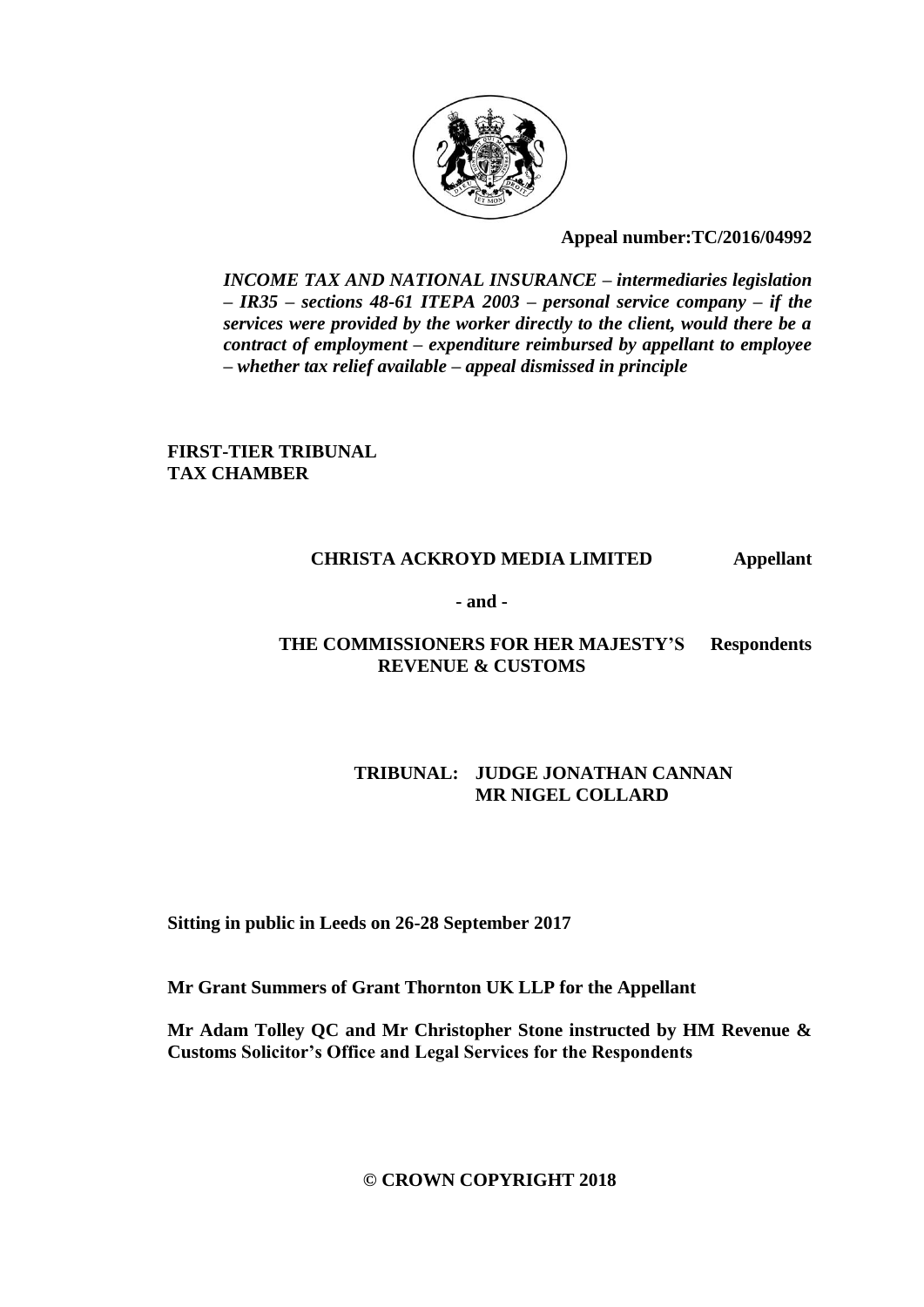**Appeal number:TC/2016/04992**

***INCOME TAX AND NATIONAL INSURANCE – intermediaries legislation – IR35 – sections 48-61 ITEPA 2003 – personal service company – if the services were provided by the worker directly to the client, would there be a contract of employment – expenditure reimbursed by appellant to employee – whether tax relief available – appeal dismissed in principle***

**FIRST-TIER TRIBUNAL**
**TAX CHAMBER**

**CHRISTA ACKROYD MEDIA LIMITED** **Appellant**

**- and -**

**THE COMMISSIONERS FOR HER MAJESTY'S REVENUE & CUSTOMS** **Respondents**

**TRIBUNAL: JUDGE JONATHAN CANNAN**
**MR NIGEL COLLARD**

**Sitting in public in Leeds on 26-28 September 2017**

**Mr Grant Summers of Grant Thornton UK LLP for the Appellant**

**Mr Adam Tolley QC and Mr Christopher Stone instructed by HM Revenue & Customs Solicitor's Office and Legal Services for the Respondents**

**© CROWN COPYRIGHT 2018**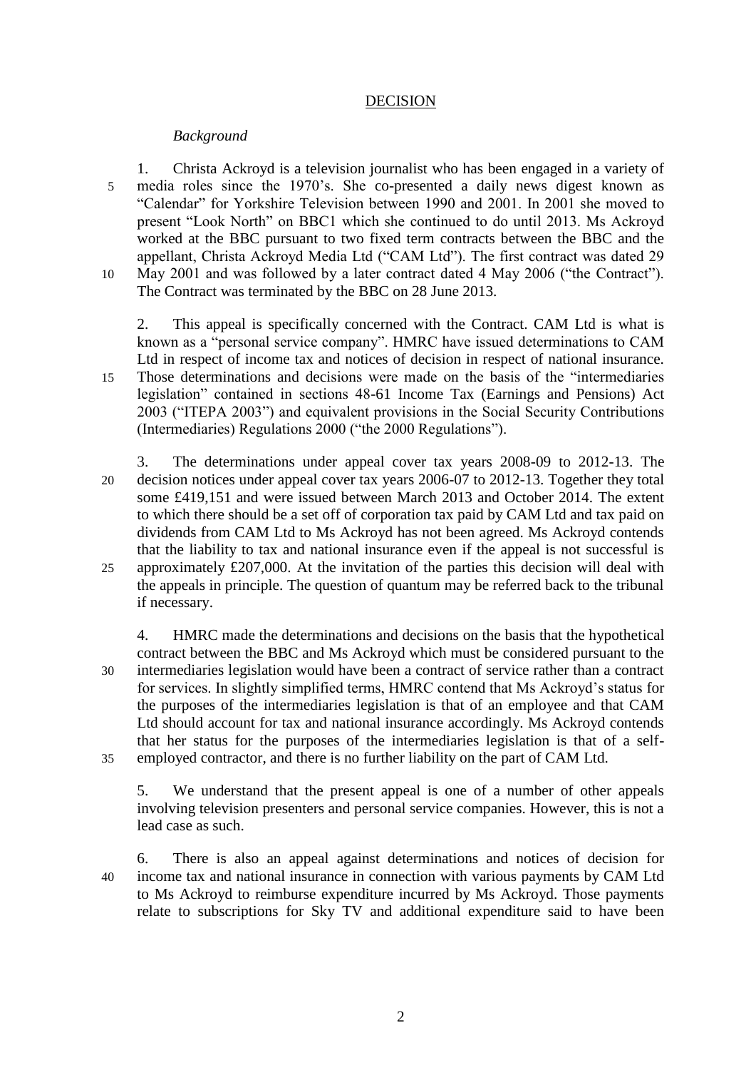## DECISION

### *Background*

1. Christa Ackroyd is a television journalist who has been engaged in a variety of media roles since the 1970's. She co-presented a daily news digest known as "Calendar" for Yorkshire Television between 1990 and 2001. In 2001 she moved to present "Look North" on BBC1 which she continued to do until 2013. Ms Ackroyd worked at the BBC pursuant to two fixed term contracts between the BBC and the appellant, Christa Ackroyd Media Ltd ("CAM Ltd"). The first contract was dated 29 May 2001 and was followed by a later contract dated 4 May 2006 ("the Contract"). The Contract was terminated by the BBC on 28 June 2013.

2. This appeal is specifically concerned with the Contract. CAM Ltd is what is known as a "personal service company". HMRC have issued determinations to CAM Ltd in respect of income tax and notices of decision in respect of national insurance. Those determinations and decisions were made on the basis of the "intermediaries legislation" contained in sections 48-61 Income Tax (Earnings and Pensions) Act 2003 ("ITEPA 2003") and equivalent provisions in the Social Security Contributions (Intermediaries) Regulations 2000 ("the 2000 Regulations").

3. The determinations under appeal cover tax years 2008-09 to 2012-13. The decision notices under appeal cover tax years 2006-07 to 2012-13. Together they total some £419,151 and were issued between March 2013 and October 2014. The extent to which there should be a set off of corporation tax paid by CAM Ltd and tax paid on dividends from CAM Ltd to Ms Ackroyd has not been agreed. Ms Ackroyd contends that the liability to tax and national insurance even if the appeal is not successful is approximately £207,000. At the invitation of the parties this decision will deal with the appeals in principle. The question of quantum may be referred back to the tribunal if necessary.

4. HMRC made the determinations and decisions on the basis that the hypothetical contract between the BBC and Ms Ackroyd which must be considered pursuant to the intermediaries legislation would have been a contract of service rather than a contract for services. In slightly simplified terms, HMRC contend that Ms Ackroyd's status for the purposes of the intermediaries legislation is that of an employee and that CAM Ltd should account for tax and national insurance accordingly. Ms Ackroyd contends that her status for the purposes of the intermediaries legislation is that of a self-employed contractor, and there is no further liability on the part of CAM Ltd.

5. We understand that the present appeal is one of a number of other appeals involving television presenters and personal service companies. However, this is not a lead case as such.

6. There is also an appeal against determinations and notices of decision for income tax and national insurance in connection with various payments by CAM Ltd to Ms Ackroyd to reimburse expenditure incurred by Ms Ackroyd. Those payments relate to subscriptions for Sky TV and additional expenditure said to have been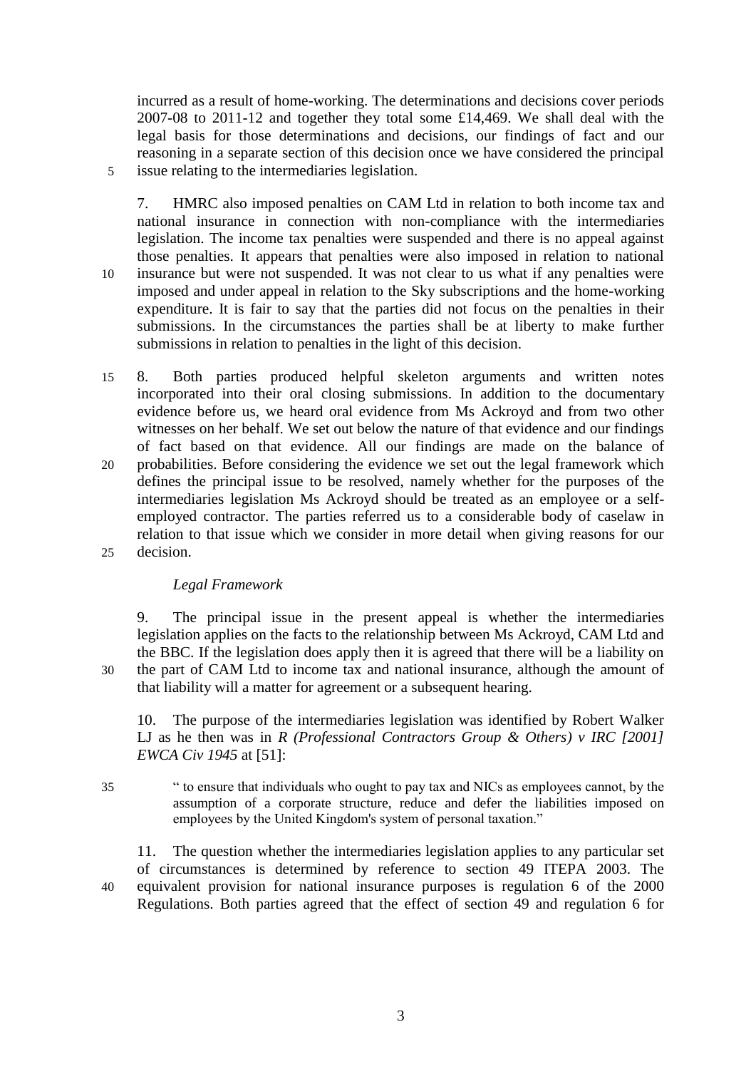incurred as a result of home-working. The determinations and decisions cover periods 2007-08 to 2011-12 and together they total some £14,469. We shall deal with the legal basis for those determinations and decisions, our findings of fact and our reasoning in a separate section of this decision once we have considered the principal issue relating to the intermediaries legislation.

7. HMRC also imposed penalties on CAM Ltd in relation to both income tax and national insurance in connection with non-compliance with the intermediaries legislation. The income tax penalties were suspended and there is no appeal against those penalties. It appears that penalties were also imposed in relation to national insurance but were not suspended. It was not clear to us what if any penalties were imposed and under appeal in relation to the Sky subscriptions and the home-working expenditure. It is fair to say that the parties did not focus on the penalties in their submissions. In the circumstances the parties shall be at liberty to make further submissions in relation to penalties in the light of this decision.

8. Both parties produced helpful skeleton arguments and written notes incorporated into their oral closing submissions. In addition to the documentary evidence before us, we heard oral evidence from Ms Ackroyd and from two other witnesses on her behalf. We set out below the nature of that evidence and our findings of fact based on that evidence. All our findings are made on the balance of probabilities. Before considering the evidence we set out the legal framework which defines the principal issue to be resolved, namely whether for the purposes of the intermediaries legislation Ms Ackroyd should be treated as an employee or a self-employed contractor. The parties referred us to a considerable body of caselaw in relation to that issue which we consider in more detail when giving reasons for our decision.

*Legal Framework*

9. The principal issue in the present appeal is whether the intermediaries legislation applies on the facts to the relationship between Ms Ackroyd, CAM Ltd and the BBC. If the legislation does apply then it is agreed that there will be a liability on the part of CAM Ltd to income tax and national insurance, although the amount of that liability will a matter for agreement or a subsequent hearing.

10. The purpose of the intermediaries legislation was identified by Robert Walker LJ as he then was in *R (Professional Contractors Group & Others) v IRC [2001] EWCA Civ 1945* at [51]:

> " to ensure that individuals who ought to pay tax and NICs as employees cannot, by the assumption of a corporate structure, reduce and defer the liabilities imposed on employees by the United Kingdom's system of personal taxation."

11. The question whether the intermediaries legislation applies to any particular set of circumstances is determined by reference to section 49 ITEPA 2003. The equivalent provision for national insurance purposes is regulation 6 of the 2000 Regulations. Both parties agreed that the effect of section 49 and regulation 6 for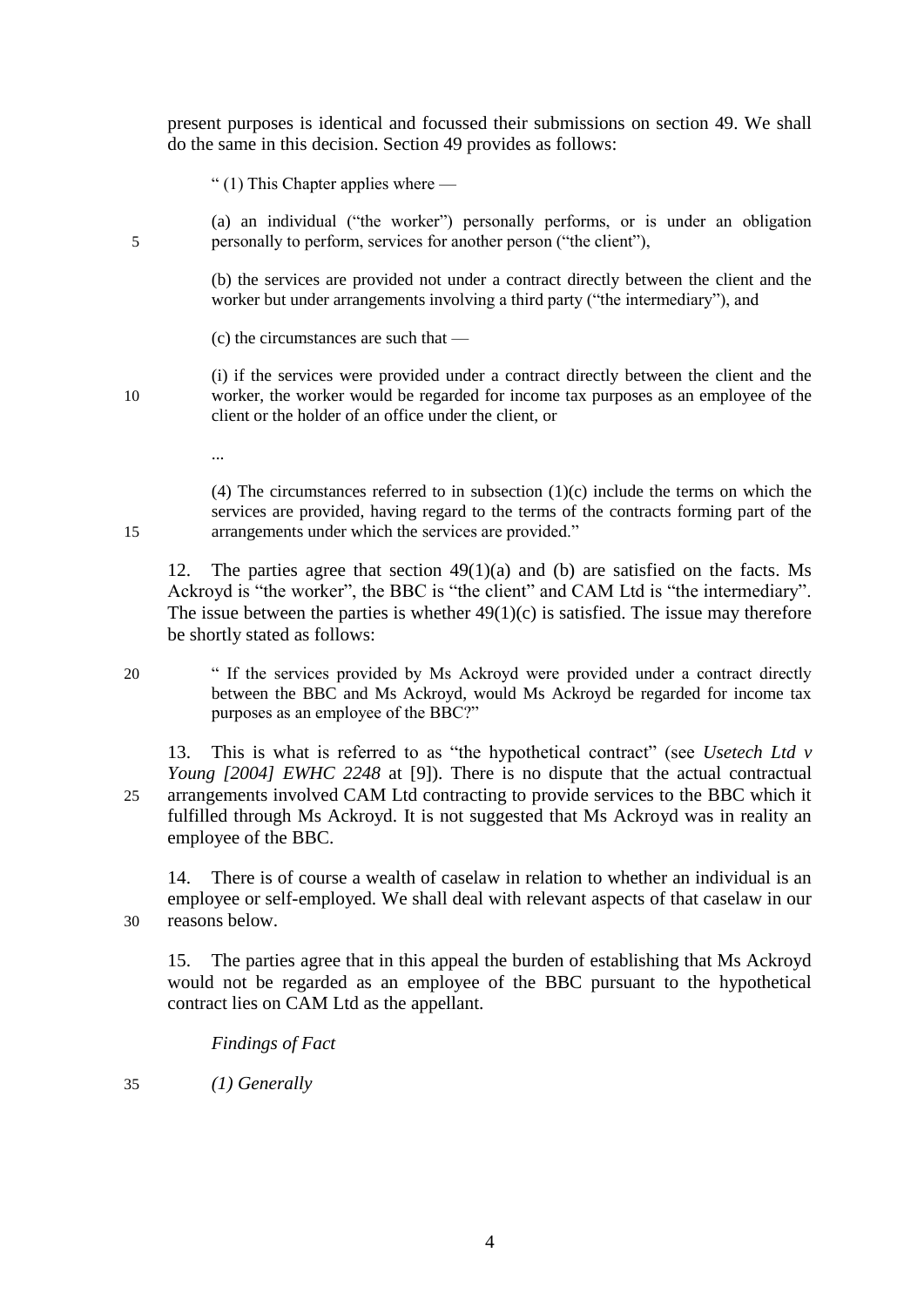present purposes is identical and focussed their submissions on section 49. We shall do the same in this decision. Section 49 provides as follows:

> " (1) This Chapter applies where —
>
> (a) an individual ("the worker") personally performs, or is under an obligation personally to perform, services for another person ("the client"),
>
> (b) the services are provided not under a contract directly between the client and the worker but under arrangements involving a third party ("the intermediary"), and
>
> (c) the circumstances are such that —
>
> (i) if the services were provided under a contract directly between the client and the worker, the worker would be regarded for income tax purposes as an employee of the client or the holder of an office under the client, or
>
> ...
>
> (4) The circumstances referred to in subsection (1)(c) include the terms on which the services are provided, having regard to the terms of the contracts forming part of the arrangements under which the services are provided."

12. The parties agree that section 49(1)(a) and (b) are satisfied on the facts. Ms Ackroyd is "the worker", the BBC is "the client" and CAM Ltd is "the intermediary". The issue between the parties is whether 49(1)(c) is satisfied. The issue may therefore be shortly stated as follows:

> " If the services provided by Ms Ackroyd were provided under a contract directly between the BBC and Ms Ackroyd, would Ms Ackroyd be regarded for income tax purposes as an employee of the BBC?"

13. This is what is referred to as "the hypothetical contract" (see *Usetech Ltd v Young [2004] EWHC 2248* at [9]). There is no dispute that the actual contractual arrangements involved CAM Ltd contracting to provide services to the BBC which it fulfilled through Ms Ackroyd. It is not suggested that Ms Ackroyd was in reality an employee of the BBC.

14. There is of course a wealth of caselaw in relation to whether an individual is an employee or self-employed. We shall deal with relevant aspects of that caselaw in our reasons below.

15. The parties agree that in this appeal the burden of establishing that Ms Ackroyd would not be regarded as an employee of the BBC pursuant to the hypothetical contract lies on CAM Ltd as the appellant.

*Findings of Fact*

*(1) Generally*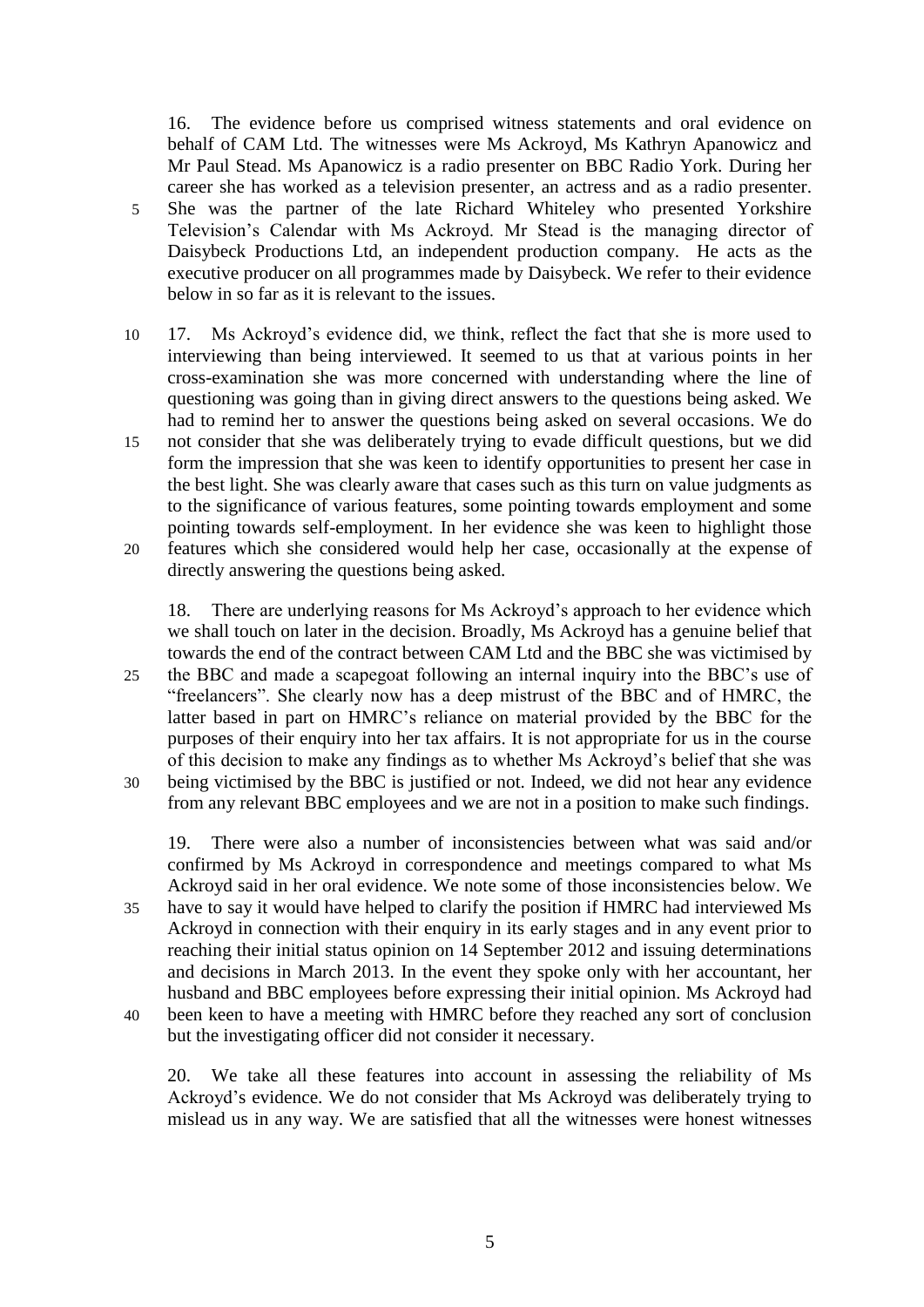16. The evidence before us comprised witness statements and oral evidence on behalf of CAM Ltd. The witnesses were Ms Ackroyd, Ms Kathryn Apanowicz and Mr Paul Stead. Ms Apanowicz is a radio presenter on BBC Radio York. During her career she has worked as a television presenter, an actress and as a radio presenter. She was the partner of the late Richard Whiteley who presented Yorkshire Television's Calendar with Ms Ackroyd. Mr Stead is the managing director of Daisybeck Productions Ltd, an independent production company. He acts as the executive producer on all programmes made by Daisybeck. We refer to their evidence below in so far as it is relevant to the issues.

17. Ms Ackroyd's evidence did, we think, reflect the fact that she is more used to interviewing than being interviewed. It seemed to us that at various points in her cross-examination she was more concerned with understanding where the line of questioning was going than in giving direct answers to the questions being asked. We had to remind her to answer the questions being asked on several occasions. We do not consider that she was deliberately trying to evade difficult questions, but we did form the impression that she was keen to identify opportunities to present her case in the best light. She was clearly aware that cases such as this turn on value judgments as to the significance of various features, some pointing towards employment and some pointing towards self-employment. In her evidence she was keen to highlight those features which she considered would help her case, occasionally at the expense of directly answering the questions being asked.

18. There are underlying reasons for Ms Ackroyd's approach to her evidence which we shall touch on later in the decision. Broadly, Ms Ackroyd has a genuine belief that towards the end of the contract between CAM Ltd and the BBC she was victimised by the BBC and made a scapegoat following an internal inquiry into the BBC's use of "freelancers". She clearly now has a deep mistrust of the BBC and of HMRC, the latter based in part on HMRC's reliance on material provided by the BBC for the purposes of their enquiry into her tax affairs. It is not appropriate for us in the course of this decision to make any findings as to whether Ms Ackroyd's belief that she was being victimised by the BBC is justified or not. Indeed, we did not hear any evidence from any relevant BBC employees and we are not in a position to make such findings.

19. There were also a number of inconsistencies between what was said and/or confirmed by Ms Ackroyd in correspondence and meetings compared to what Ms Ackroyd said in her oral evidence. We note some of those inconsistencies below. We have to say it would have helped to clarify the position if HMRC had interviewed Ms Ackroyd in connection with their enquiry in its early stages and in any event prior to reaching their initial status opinion on 14 September 2012 and issuing determinations and decisions in March 2013. In the event they spoke only with her accountant, her husband and BBC employees before expressing their initial opinion. Ms Ackroyd had been keen to have a meeting with HMRC before they reached any sort of conclusion but the investigating officer did not consider it necessary.

20. We take all these features into account in assessing the reliability of Ms Ackroyd's evidence. We do not consider that Ms Ackroyd was deliberately trying to mislead us in any way. We are satisfied that all the witnesses were honest witnesses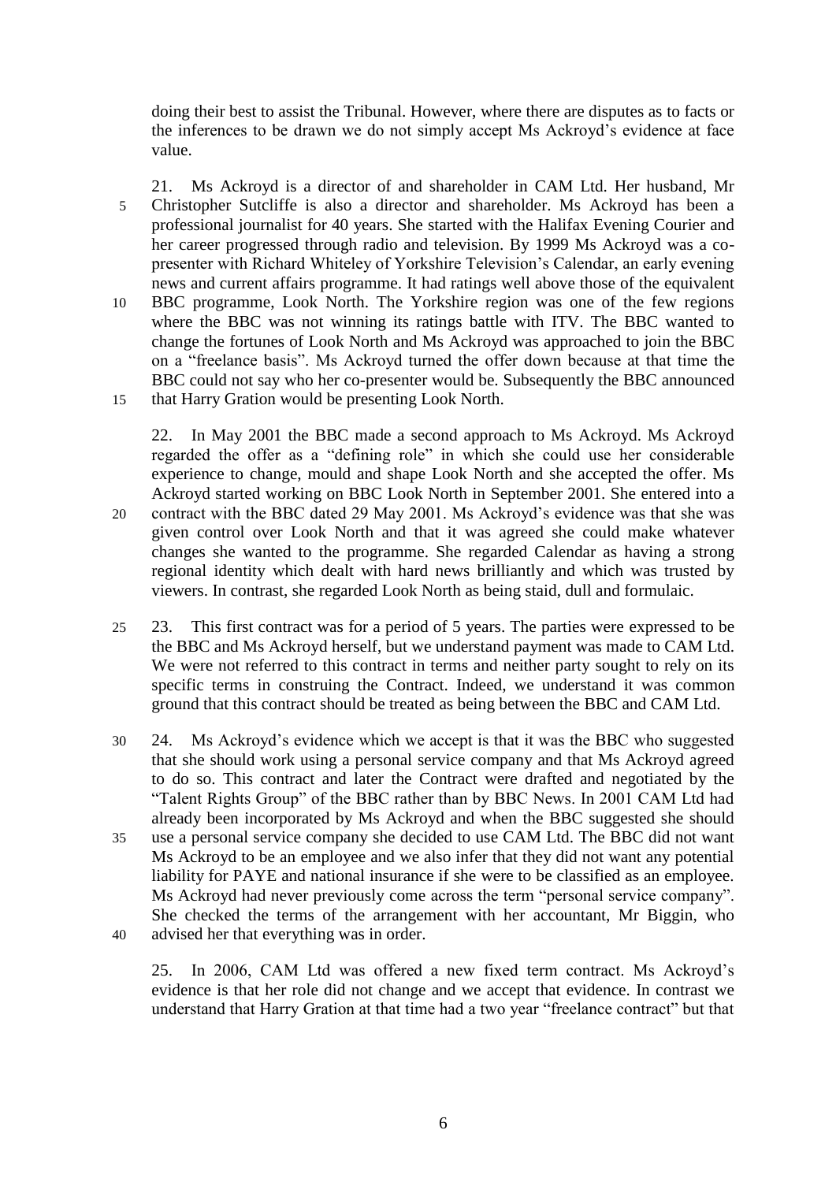doing their best to assist the Tribunal. However, where there are disputes as to facts or the inferences to be drawn we do not simply accept Ms Ackroyd's evidence at face value.

21. Ms Ackroyd is a director of and shareholder in CAM Ltd. Her husband, Mr Christopher Sutcliffe is also a director and shareholder. Ms Ackroyd has been a professional journalist for 40 years. She started with the Halifax Evening Courier and her career progressed through radio and television. By 1999 Ms Ackroyd was a co-presenter with Richard Whiteley of Yorkshire Television's Calendar, an early evening news and current affairs programme. It had ratings well above those of the equivalent BBC programme, Look North. The Yorkshire region was one of the few regions where the BBC was not winning its ratings battle with ITV. The BBC wanted to change the fortunes of Look North and Ms Ackroyd was approached to join the BBC on a "freelance basis". Ms Ackroyd turned the offer down because at that time the BBC could not say who her co-presenter would be. Subsequently the BBC announced that Harry Gration would be presenting Look North.

22. In May 2001 the BBC made a second approach to Ms Ackroyd. Ms Ackroyd regarded the offer as a "defining role" in which she could use her considerable experience to change, mould and shape Look North and she accepted the offer. Ms Ackroyd started working on BBC Look North in September 2001. She entered into a contract with the BBC dated 29 May 2001. Ms Ackroyd's evidence was that she was given control over Look North and that it was agreed she could make whatever changes she wanted to the programme. She regarded Calendar as having a strong regional identity which dealt with hard news brilliantly and which was trusted by viewers. In contrast, she regarded Look North as being staid, dull and formulaic.

23. This first contract was for a period of 5 years. The parties were expressed to be the BBC and Ms Ackroyd herself, but we understand payment was made to CAM Ltd. We were not referred to this contract in terms and neither party sought to rely on its specific terms in construing the Contract. Indeed, we understand it was common ground that this contract should be treated as being between the BBC and CAM Ltd.

24. Ms Ackroyd's evidence which we accept is that it was the BBC who suggested that she should work using a personal service company and that Ms Ackroyd agreed to do so. This contract and later the Contract were drafted and negotiated by the "Talent Rights Group" of the BBC rather than by BBC News. In 2001 CAM Ltd had already been incorporated by Ms Ackroyd and when the BBC suggested she should use a personal service company she decided to use CAM Ltd. The BBC did not want Ms Ackroyd to be an employee and we also infer that they did not want any potential liability for PAYE and national insurance if she were to be classified as an employee. Ms Ackroyd had never previously come across the term "personal service company". She checked the terms of the arrangement with her accountant, Mr Biggin, who advised her that everything was in order.

25. In 2006, CAM Ltd was offered a new fixed term contract. Ms Ackroyd's evidence is that her role did not change and we accept that evidence. In contrast we understand that Harry Gration at that time had a two year "freelance contract" but that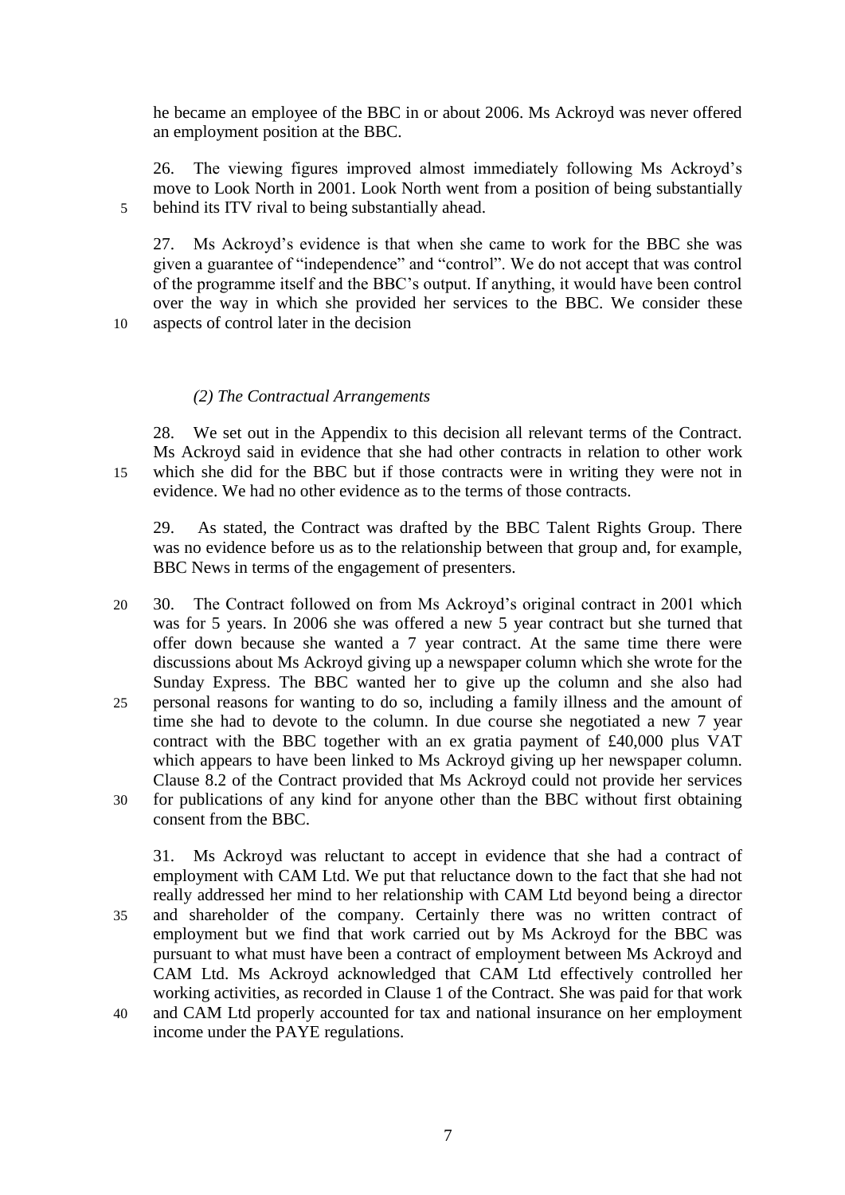he became an employee of the BBC in or about 2006. Ms Ackroyd was never offered an employment position at the BBC.

26. The viewing figures improved almost immediately following Ms Ackroyd's move to Look North in 2001. Look North went from a position of being substantially behind its ITV rival to being substantially ahead.

27. Ms Ackroyd's evidence is that when she came to work for the BBC she was given a guarantee of "independence" and "control". We do not accept that was control of the programme itself and the BBC's output. If anything, it would have been control over the way in which she provided her services to the BBC. We consider these aspects of control later in the decision

*(2) The Contractual Arrangements*

28. We set out in the Appendix to this decision all relevant terms of the Contract. Ms Ackroyd said in evidence that she had other contracts in relation to other work which she did for the BBC but if those contracts were in writing they were not in evidence. We had no other evidence as to the terms of those contracts.

29. As stated, the Contract was drafted by the BBC Talent Rights Group. There was no evidence before us as to the relationship between that group and, for example, BBC News in terms of the engagement of presenters.

30. The Contract followed on from Ms Ackroyd's original contract in 2001 which was for 5 years. In 2006 she was offered a new 5 year contract but she turned that offer down because she wanted a 7 year contract. At the same time there were discussions about Ms Ackroyd giving up a newspaper column which she wrote for the Sunday Express. The BBC wanted her to give up the column and she also had personal reasons for wanting to do so, including a family illness and the amount of time she had to devote to the column. In due course she negotiated a new 7 year contract with the BBC together with an ex gratia payment of £40,000 plus VAT which appears to have been linked to Ms Ackroyd giving up her newspaper column. Clause 8.2 of the Contract provided that Ms Ackroyd could not provide her services for publications of any kind for anyone other than the BBC without first obtaining consent from the BBC.

31. Ms Ackroyd was reluctant to accept in evidence that she had a contract of employment with CAM Ltd. We put that reluctance down to the fact that she had not really addressed her mind to her relationship with CAM Ltd beyond being a director and shareholder of the company. Certainly there was no written contract of employment but we find that work carried out by Ms Ackroyd for the BBC was pursuant to what must have been a contract of employment between Ms Ackroyd and CAM Ltd. Ms Ackroyd acknowledged that CAM Ltd effectively controlled her working activities, as recorded in Clause 1 of the Contract. She was paid for that work and CAM Ltd properly accounted for tax and national insurance on her employment income under the PAYE regulations.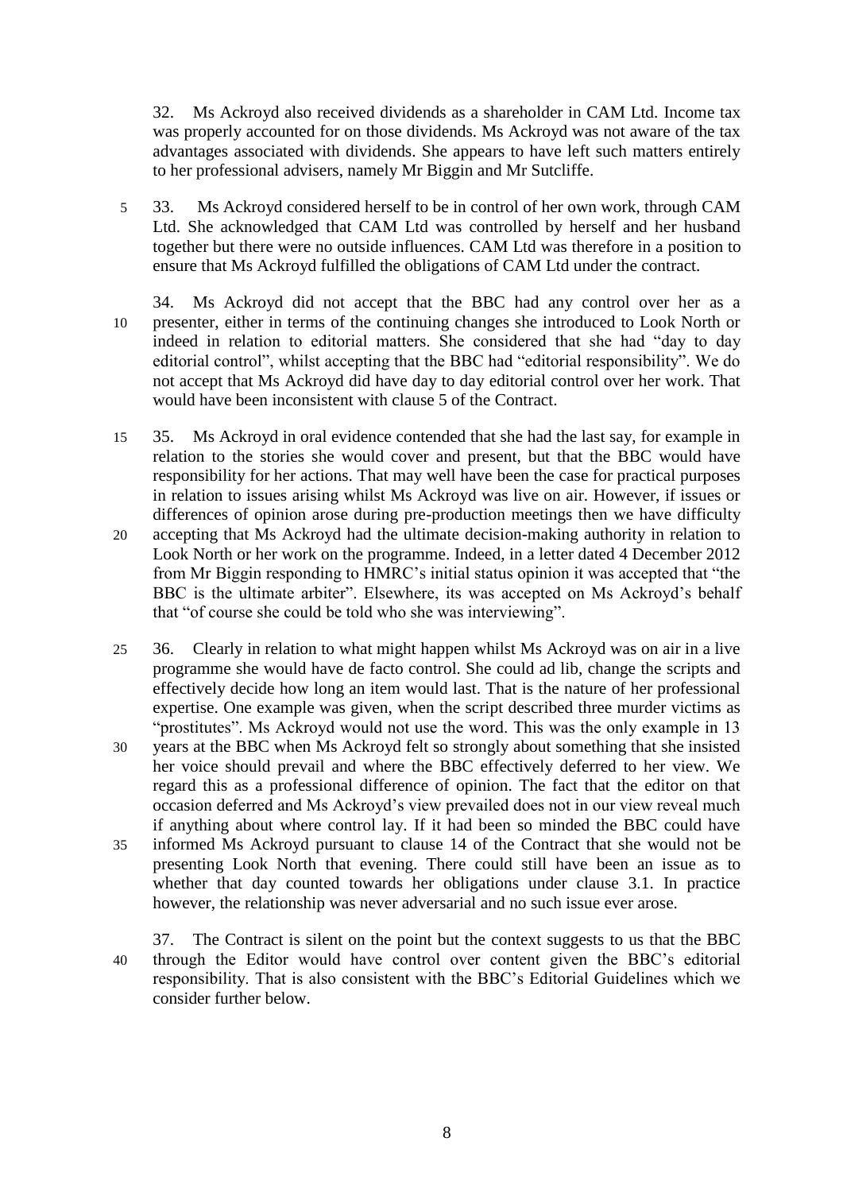32. Ms Ackroyd also received dividends as a shareholder in CAM Ltd. Income tax was properly accounted for on those dividends. Ms Ackroyd was not aware of the tax advantages associated with dividends. She appears to have left such matters entirely to her professional advisers, namely Mr Biggin and Mr Sutcliffe.

33. Ms Ackroyd considered herself to be in control of her own work, through CAM Ltd. She acknowledged that CAM Ltd was controlled by herself and her husband together but there were no outside influences. CAM Ltd was therefore in a position to ensure that Ms Ackroyd fulfilled the obligations of CAM Ltd under the contract.

34. Ms Ackroyd did not accept that the BBC had any control over her as a presenter, either in terms of the continuing changes she introduced to Look North or indeed in relation to editorial matters. She considered that she had "day to day editorial control", whilst accepting that the BBC had "editorial responsibility". We do not accept that Ms Ackroyd did have day to day editorial control over her work. That would have been inconsistent with clause 5 of the Contract.

35. Ms Ackroyd in oral evidence contended that she had the last say, for example in relation to the stories she would cover and present, but that the BBC would have responsibility for her actions. That may well have been the case for practical purposes in relation to issues arising whilst Ms Ackroyd was live on air. However, if issues or differences of opinion arose during pre-production meetings then we have difficulty accepting that Ms Ackroyd had the ultimate decision-making authority in relation to Look North or her work on the programme. Indeed, in a letter dated 4 December 2012 from Mr Biggin responding to HMRC's initial status opinion it was accepted that "the BBC is the ultimate arbiter". Elsewhere, its was accepted on Ms Ackroyd's behalf that "of course she could be told who she was interviewing".

36. Clearly in relation to what might happen whilst Ms Ackroyd was on air in a live programme she would have de facto control. She could ad lib, change the scripts and effectively decide how long an item would last. That is the nature of her professional expertise. One example was given, when the script described three murder victims as "prostitutes". Ms Ackroyd would not use the word. This was the only example in 13 years at the BBC when Ms Ackroyd felt so strongly about something that she insisted her voice should prevail and where the BBC effectively deferred to her view. We regard this as a professional difference of opinion. The fact that the editor on that occasion deferred and Ms Ackroyd's view prevailed does not in our view reveal much if anything about where control lay. If it had been so minded the BBC could have informed Ms Ackroyd pursuant to clause 14 of the Contract that she would not be presenting Look North that evening. There could still have been an issue as to whether that day counted towards her obligations under clause 3.1. In practice however, the relationship was never adversarial and no such issue ever arose.

37. The Contract is silent on the point but the context suggests to us that the BBC through the Editor would have control over content given the BBC's editorial responsibility. That is also consistent with the BBC's Editorial Guidelines which we consider further below.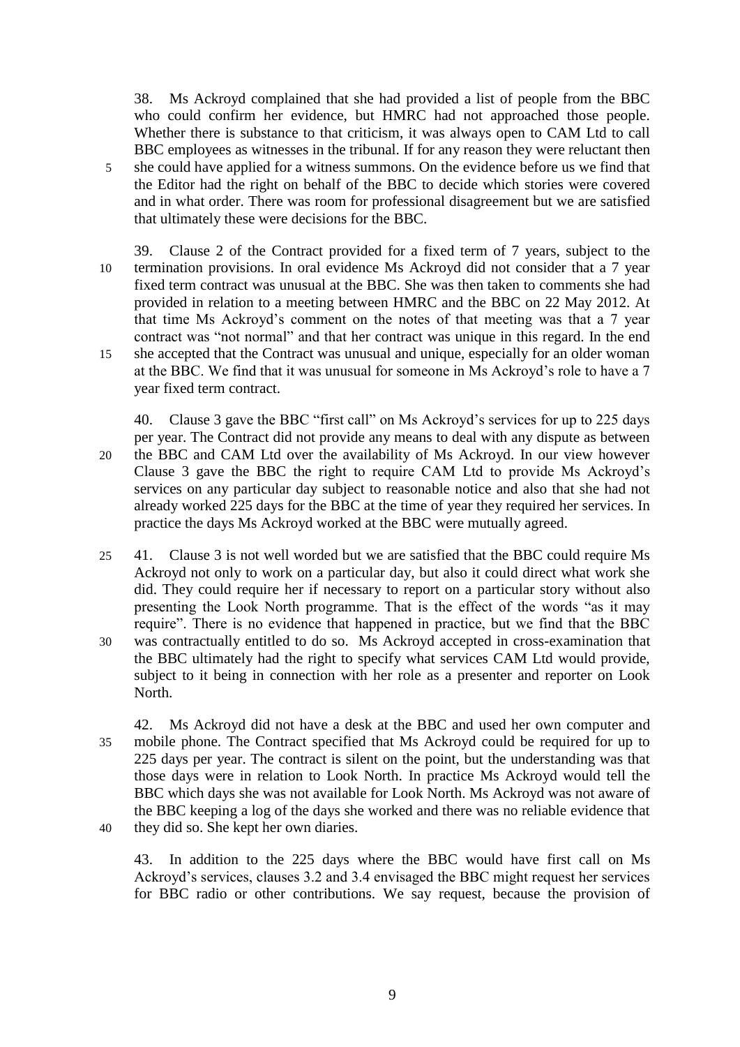38. Ms Ackroyd complained that she had provided a list of people from the BBC who could confirm her evidence, but HMRC had not approached those people. Whether there is substance to that criticism, it was always open to CAM Ltd to call BBC employees as witnesses in the tribunal. If for any reason they were reluctant then she could have applied for a witness summons. On the evidence before us we find that the Editor had the right on behalf of the BBC to decide which stories were covered and in what order. There was room for professional disagreement but we are satisfied that ultimately these were decisions for the BBC.

39. Clause 2 of the Contract provided for a fixed term of 7 years, subject to the termination provisions. In oral evidence Ms Ackroyd did not consider that a 7 year fixed term contract was unusual at the BBC. She was then taken to comments she had provided in relation to a meeting between HMRC and the BBC on 22 May 2012. At that time Ms Ackroyd's comment on the notes of that meeting was that a 7 year contract was "not normal" and that her contract was unique in this regard. In the end she accepted that the Contract was unusual and unique, especially for an older woman at the BBC. We find that it was unusual for someone in Ms Ackroyd's role to have a 7 year fixed term contract.

40. Clause 3 gave the BBC "first call" on Ms Ackroyd's services for up to 225 days per year. The Contract did not provide any means to deal with any dispute as between the BBC and CAM Ltd over the availability of Ms Ackroyd. In our view however Clause 3 gave the BBC the right to require CAM Ltd to provide Ms Ackroyd's services on any particular day subject to reasonable notice and also that she had not already worked 225 days for the BBC at the time of year they required her services. In practice the days Ms Ackroyd worked at the BBC were mutually agreed.

41. Clause 3 is not well worded but we are satisfied that the BBC could require Ms Ackroyd not only to work on a particular day, but also it could direct what work she did. They could require her if necessary to report on a particular story without also presenting the Look North programme. That is the effect of the words "as it may require". There is no evidence that happened in practice, but we find that the BBC was contractually entitled to do so. Ms Ackroyd accepted in cross-examination that the BBC ultimately had the right to specify what services CAM Ltd would provide, subject to it being in connection with her role as a presenter and reporter on Look North.

42. Ms Ackroyd did not have a desk at the BBC and used her own computer and mobile phone. The Contract specified that Ms Ackroyd could be required for up to 225 days per year. The contract is silent on the point, but the understanding was that those days were in relation to Look North. In practice Ms Ackroyd would tell the BBC which days she was not available for Look North. Ms Ackroyd was not aware of the BBC keeping a log of the days she worked and there was no reliable evidence that they did so. She kept her own diaries.

43. In addition to the 225 days where the BBC would have first call on Ms Ackroyd's services, clauses 3.2 and 3.4 envisaged the BBC might request her services for BBC radio or other contributions. We say request, because the provision of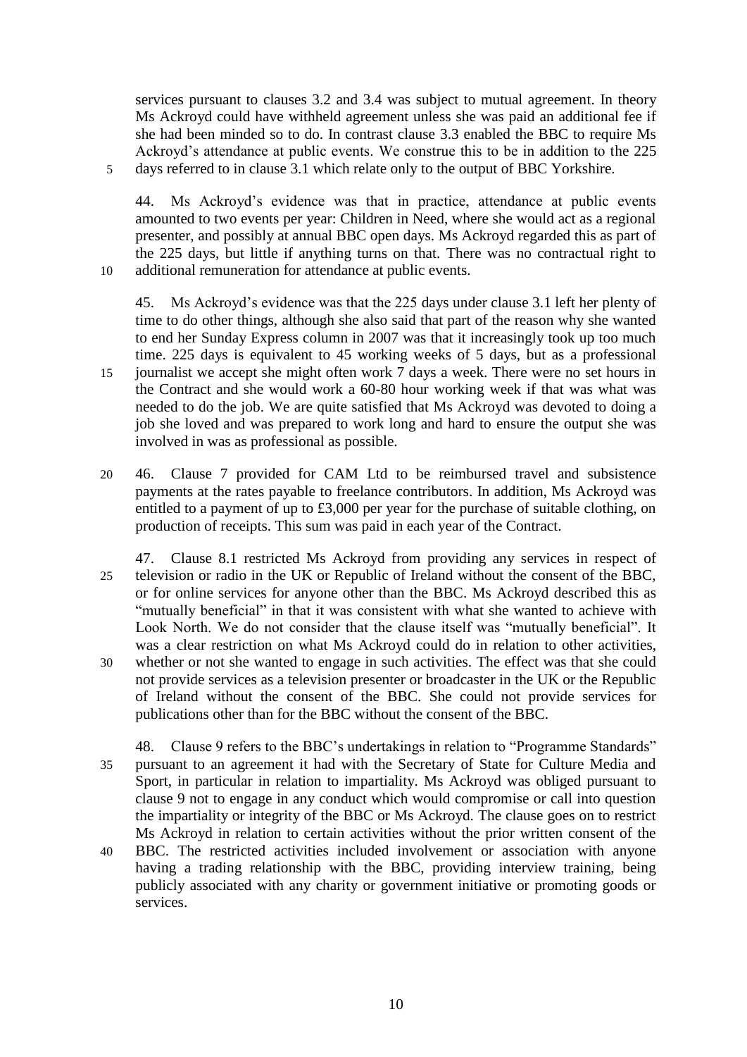services pursuant to clauses 3.2 and 3.4 was subject to mutual agreement. In theory Ms Ackroyd could have withheld agreement unless she was paid an additional fee if she had been minded so to do. In contrast clause 3.3 enabled the BBC to require Ms Ackroyd's attendance at public events. We construe this to be in addition to the 225 days referred to in clause 3.1 which relate only to the output of BBC Yorkshire.

44. Ms Ackroyd's evidence was that in practice, attendance at public events amounted to two events per year: Children in Need, where she would act as a regional presenter, and possibly at annual BBC open days. Ms Ackroyd regarded this as part of the 225 days, but little if anything turns on that. There was no contractual right to additional remuneration for attendance at public events.

45. Ms Ackroyd's evidence was that the 225 days under clause 3.1 left her plenty of time to do other things, although she also said that part of the reason why she wanted to end her Sunday Express column in 2007 was that it increasingly took up too much time. 225 days is equivalent to 45 working weeks of 5 days, but as a professional journalist we accept she might often work 7 days a week. There were no set hours in the Contract and she would work a 60-80 hour working week if that was what was needed to do the job. We are quite satisfied that Ms Ackroyd was devoted to doing a job she loved and was prepared to work long and hard to ensure the output she was involved in was as professional as possible.

46. Clause 7 provided for CAM Ltd to be reimbursed travel and subsistence payments at the rates payable to freelance contributors. In addition, Ms Ackroyd was entitled to a payment of up to £3,000 per year for the purchase of suitable clothing, on production of receipts. This sum was paid in each year of the Contract.

47. Clause 8.1 restricted Ms Ackroyd from providing any services in respect of television or radio in the UK or Republic of Ireland without the consent of the BBC, or for online services for anyone other than the BBC. Ms Ackroyd described this as "mutually beneficial" in that it was consistent with what she wanted to achieve with Look North. We do not consider that the clause itself was "mutually beneficial". It was a clear restriction on what Ms Ackroyd could do in relation to other activities, whether or not she wanted to engage in such activities. The effect was that she could not provide services as a television presenter or broadcaster in the UK or the Republic of Ireland without the consent of the BBC. She could not provide services for publications other than for the BBC without the consent of the BBC.

48. Clause 9 refers to the BBC's undertakings in relation to "Programme Standards" pursuant to an agreement it had with the Secretary of State for Culture Media and Sport, in particular in relation to impartiality. Ms Ackroyd was obliged pursuant to clause 9 not to engage in any conduct which would compromise or call into question the impartiality or integrity of the BBC or Ms Ackroyd. The clause goes on to restrict Ms Ackroyd in relation to certain activities without the prior written consent of the BBC. The restricted activities included involvement or association with anyone having a trading relationship with the BBC, providing interview training, being publicly associated with any charity or government initiative or promoting goods or services.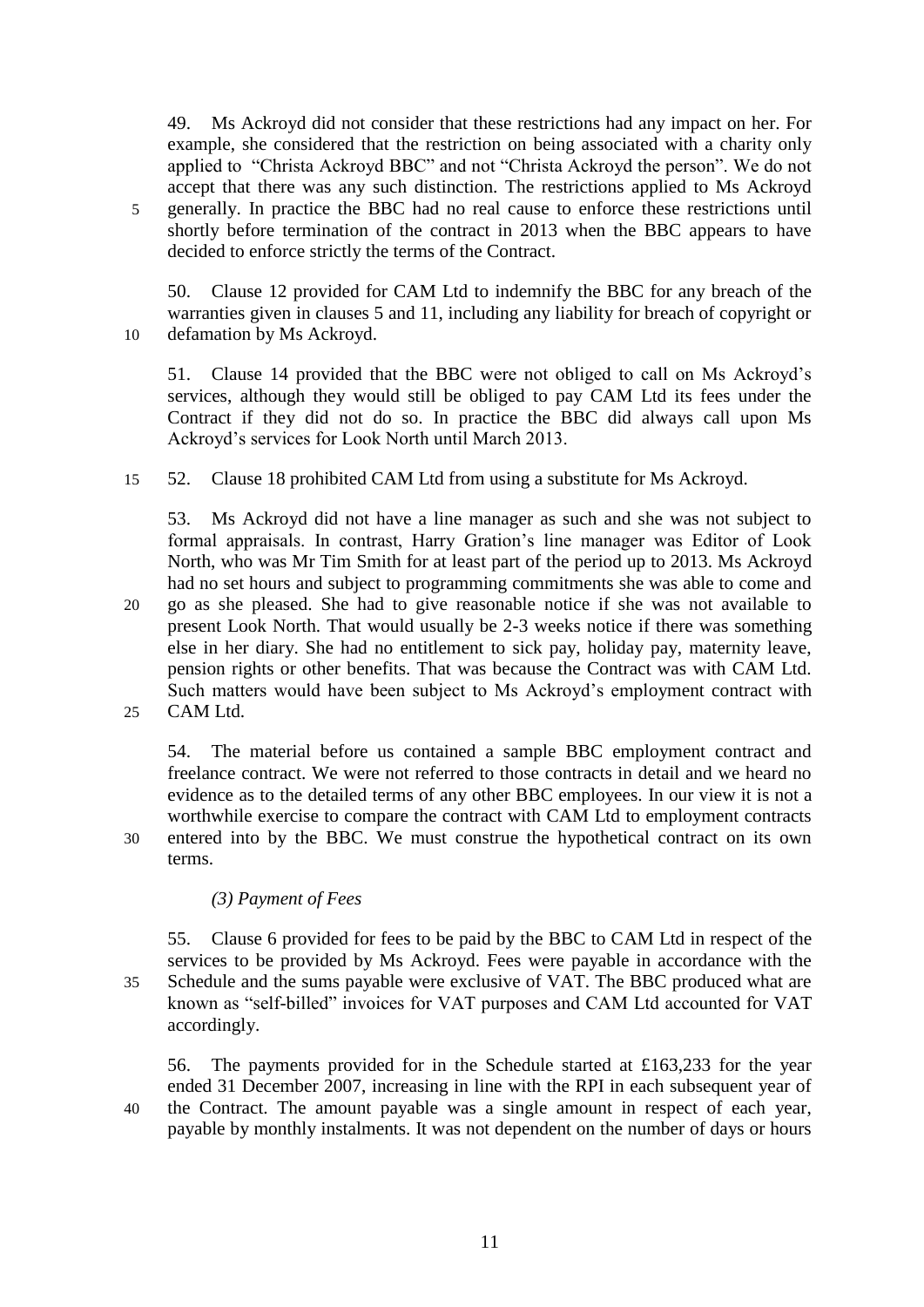49. Ms Ackroyd did not consider that these restrictions had any impact on her. For example, she considered that the restriction on being associated with a charity only applied to "Christa Ackroyd BBC" and not "Christa Ackroyd the person". We do not accept that there was any such distinction. The restrictions applied to Ms Ackroyd generally. In practice the BBC had no real cause to enforce these restrictions until shortly before termination of the contract in 2013 when the BBC appears to have decided to enforce strictly the terms of the Contract.

50. Clause 12 provided for CAM Ltd to indemnify the BBC for any breach of the warranties given in clauses 5 and 11, including any liability for breach of copyright or defamation by Ms Ackroyd.

51. Clause 14 provided that the BBC were not obliged to call on Ms Ackroyd's services, although they would still be obliged to pay CAM Ltd its fees under the Contract if they did not do so. In practice the BBC did always call upon Ms Ackroyd's services for Look North until March 2013.

52. Clause 18 prohibited CAM Ltd from using a substitute for Ms Ackroyd.

53. Ms Ackroyd did not have a line manager as such and she was not subject to formal appraisals. In contrast, Harry Gration's line manager was Editor of Look North, who was Mr Tim Smith for at least part of the period up to 2013. Ms Ackroyd had no set hours and subject to programming commitments she was able to come and go as she pleased. She had to give reasonable notice if she was not available to present Look North. That would usually be 2-3 weeks notice if there was something else in her diary. She had no entitlement to sick pay, holiday pay, maternity leave, pension rights or other benefits. That was because the Contract was with CAM Ltd. Such matters would have been subject to Ms Ackroyd's employment contract with CAM Ltd.

54. The material before us contained a sample BBC employment contract and freelance contract. We were not referred to those contracts in detail and we heard no evidence as to the detailed terms of any other BBC employees. In our view it is not a worthwhile exercise to compare the contract with CAM Ltd to employment contracts entered into by the BBC. We must construe the hypothetical contract on its own terms.

*(3) Payment of Fees*

55. Clause 6 provided for fees to be paid by the BBC to CAM Ltd in respect of the services to be provided by Ms Ackroyd. Fees were payable in accordance with the Schedule and the sums payable were exclusive of VAT. The BBC produced what are known as "self-billed" invoices for VAT purposes and CAM Ltd accounted for VAT accordingly.

56. The payments provided for in the Schedule started at £163,233 for the year ended 31 December 2007, increasing in line with the RPI in each subsequent year of the Contract. The amount payable was a single amount in respect of each year, payable by monthly instalments. It was not dependent on the number of days or hours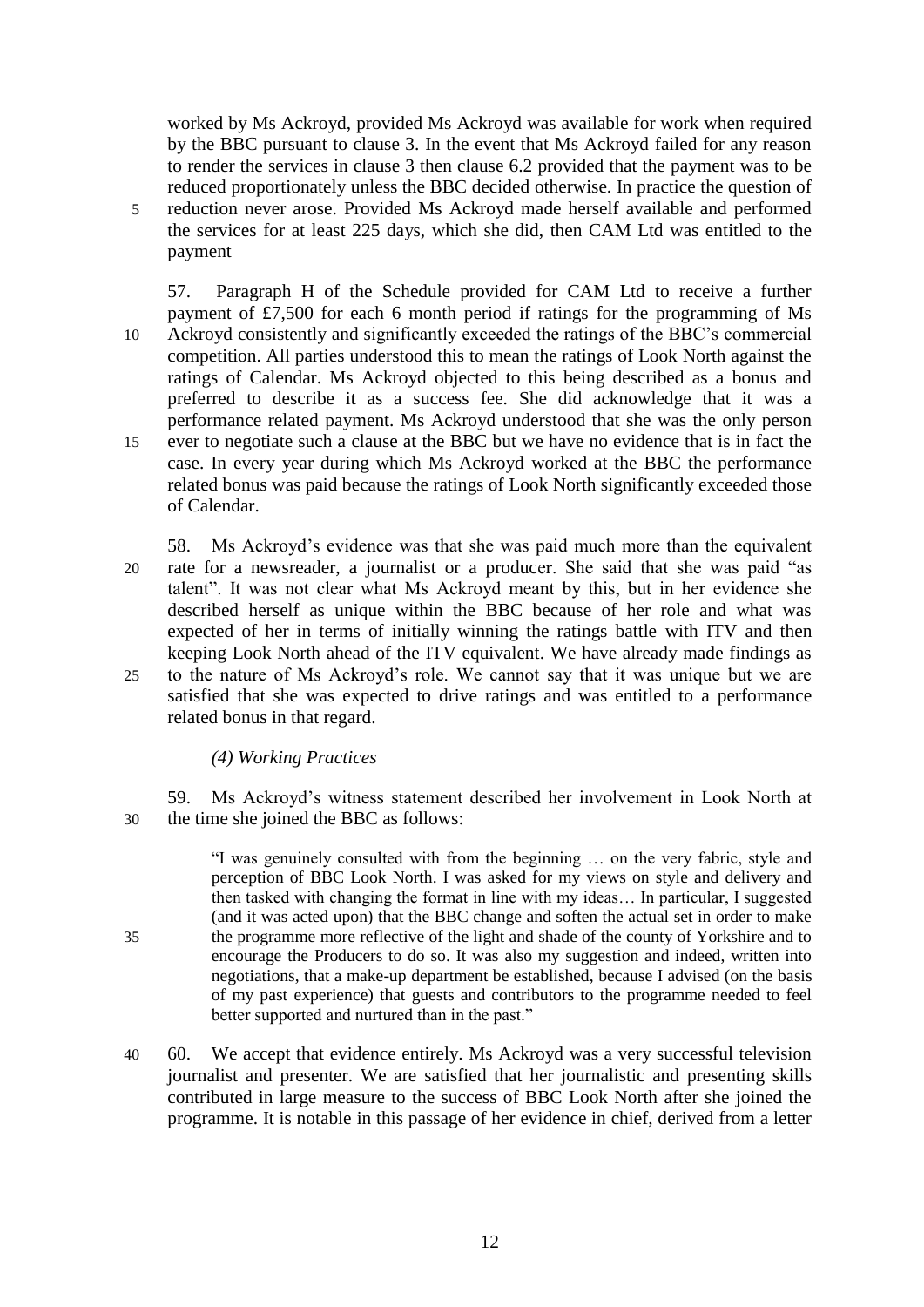worked by Ms Ackroyd, provided Ms Ackroyd was available for work when required by the BBC pursuant to clause 3. In the event that Ms Ackroyd failed for any reason to render the services in clause 3 then clause 6.2 provided that the payment was to be reduced proportionately unless the BBC decided otherwise. In practice the question of reduction never arose. Provided Ms Ackroyd made herself available and performed the services for at least 225 days, which she did, then CAM Ltd was entitled to the payment

57. Paragraph H of the Schedule provided for CAM Ltd to receive a further payment of £7,500 for each 6 month period if ratings for the programming of Ms Ackroyd consistently and significantly exceeded the ratings of the BBC's commercial competition. All parties understood this to mean the ratings of Look North against the ratings of Calendar. Ms Ackroyd objected to this being described as a bonus and preferred to describe it as a success fee. She did acknowledge that it was a performance related payment. Ms Ackroyd understood that she was the only person ever to negotiate such a clause at the BBC but we have no evidence that is in fact the case. In every year during which Ms Ackroyd worked at the BBC the performance related bonus was paid because the ratings of Look North significantly exceeded those of Calendar.

58. Ms Ackroyd's evidence was that she was paid much more than the equivalent rate for a newsreader, a journalist or a producer. She said that she was paid "as talent". It was not clear what Ms Ackroyd meant by this, but in her evidence she described herself as unique within the BBC because of her role and what was expected of her in terms of initially winning the ratings battle with ITV and then keeping Look North ahead of the ITV equivalent. We have already made findings as to the nature of Ms Ackroyd's role. We cannot say that it was unique but we are satisfied that she was expected to drive ratings and was entitled to a performance related bonus in that regard.

*(4) Working Practices*

59. Ms Ackroyd's witness statement described her involvement in Look North at the time she joined the BBC as follows:

> "I was genuinely consulted with from the beginning … on the very fabric, style and perception of BBC Look North. I was asked for my views on style and delivery and then tasked with changing the format in line with my ideas… In particular, I suggested (and it was acted upon) that the BBC change and soften the actual set in order to make the programme more reflective of the light and shade of the county of Yorkshire and to encourage the Producers to do so. It was also my suggestion and indeed, written into negotiations, that a make-up department be established, because I advised (on the basis of my past experience) that guests and contributors to the programme needed to feel better supported and nurtured than in the past."

60. We accept that evidence entirely. Ms Ackroyd was a very successful television journalist and presenter. We are satisfied that her journalistic and presenting skills contributed in large measure to the success of BBC Look North after she joined the programme. It is notable in this passage of her evidence in chief, derived from a letter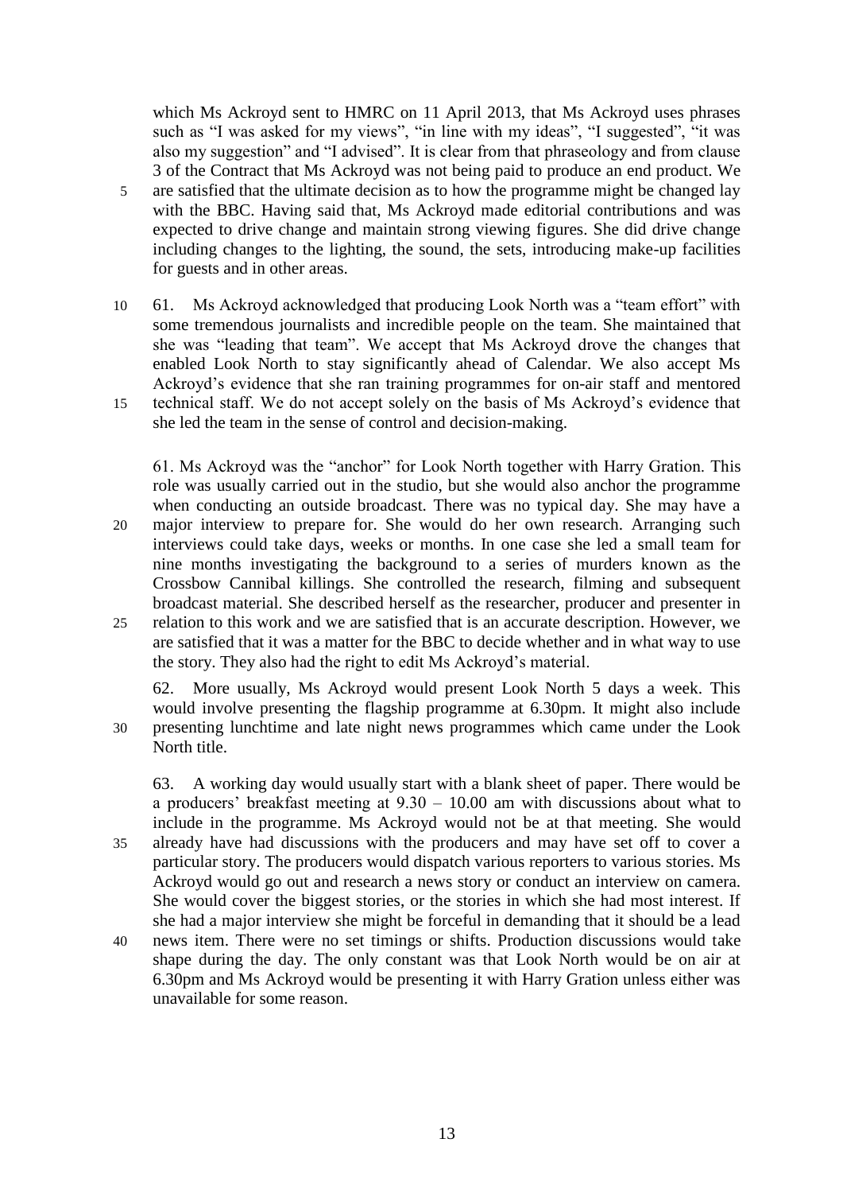which Ms Ackroyd sent to HMRC on 11 April 2013, that Ms Ackroyd uses phrases such as "I was asked for my views", "in line with my ideas", "I suggested", "it was also my suggestion" and "I advised". It is clear from that phraseology and from clause 3 of the Contract that Ms Ackroyd was not being paid to produce an end product. We are satisfied that the ultimate decision as to how the programme might be changed lay with the BBC. Having said that, Ms Ackroyd made editorial contributions and was expected to drive change and maintain strong viewing figures. She did drive change including changes to the lighting, the sound, the sets, introducing make-up facilities for guests and in other areas.

61. Ms Ackroyd acknowledged that producing Look North was a "team effort" with some tremendous journalists and incredible people on the team. She maintained that she was "leading that team". We accept that Ms Ackroyd drove the changes that enabled Look North to stay significantly ahead of Calendar. We also accept Ms Ackroyd's evidence that she ran training programmes for on-air staff and mentored technical staff. We do not accept solely on the basis of Ms Ackroyd's evidence that she led the team in the sense of control and decision-making.

61. Ms Ackroyd was the "anchor" for Look North together with Harry Gration. This role was usually carried out in the studio, but she would also anchor the programme when conducting an outside broadcast. There was no typical day. She may have a major interview to prepare for. She would do her own research. Arranging such interviews could take days, weeks or months. In one case she led a small team for nine months investigating the background to a series of murders known as the Crossbow Cannibal killings. She controlled the research, filming and subsequent broadcast material. She described herself as the researcher, producer and presenter in relation to this work and we are satisfied that is an accurate description. However, we are satisfied that it was a matter for the BBC to decide whether and in what way to use the story. They also had the right to edit Ms Ackroyd's material.

62. More usually, Ms Ackroyd would present Look North 5 days a week. This would involve presenting the flagship programme at 6.30pm. It might also include presenting lunchtime and late night news programmes which came under the Look North title.

63. A working day would usually start with a blank sheet of paper. There would be a producers' breakfast meeting at 9.30 – 10.00 am with discussions about what to include in the programme. Ms Ackroyd would not be at that meeting. She would already have had discussions with the producers and may have set off to cover a particular story. The producers would dispatch various reporters to various stories. Ms Ackroyd would go out and research a news story or conduct an interview on camera. She would cover the biggest stories, or the stories in which she had most interest. If she had a major interview she might be forceful in demanding that it should be a lead news item. There were no set timings or shifts. Production discussions would take shape during the day. The only constant was that Look North would be on air at 6.30pm and Ms Ackroyd would be presenting it with Harry Gration unless either was unavailable for some reason.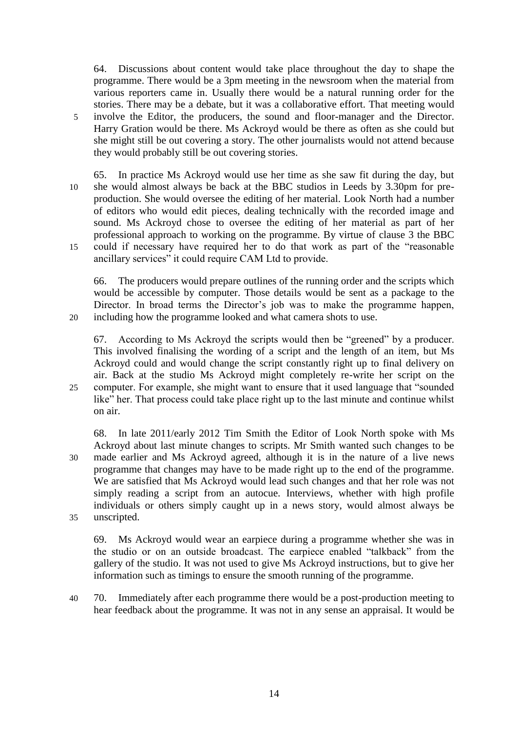64. Discussions about content would take place throughout the day to shape the programme. There would be a 3pm meeting in the newsroom when the material from various reporters came in. Usually there would be a natural running order for the stories. There may be a debate, but it was a collaborative effort. That meeting would involve the Editor, the producers, the sound and floor-manager and the Director. Harry Gration would be there. Ms Ackroyd would be there as often as she could but she might still be out covering a story. The other journalists would not attend because they would probably still be out covering stories.

65. In practice Ms Ackroyd would use her time as she saw fit during the day, but she would almost always be back at the BBC studios in Leeds by 3.30pm for pre-production. She would oversee the editing of her material. Look North had a number of editors who would edit pieces, dealing technically with the recorded image and sound. Ms Ackroyd chose to oversee the editing of her material as part of her professional approach to working on the programme. By virtue of clause 3 the BBC could if necessary have required her to do that work as part of the "reasonable ancillary services" it could require CAM Ltd to provide.

66. The producers would prepare outlines of the running order and the scripts which would be accessible by computer. Those details would be sent as a package to the Director. In broad terms the Director's job was to make the programme happen, including how the programme looked and what camera shots to use.

67. According to Ms Ackroyd the scripts would then be "greened" by a producer. This involved finalising the wording of a script and the length of an item, but Ms Ackroyd could and would change the script constantly right up to final delivery on air. Back at the studio Ms Ackroyd might completely re-write her script on the computer. For example, she might want to ensure that it used language that "sounded like" her. That process could take place right up to the last minute and continue whilst on air.

68. In late 2011/early 2012 Tim Smith the Editor of Look North spoke with Ms Ackroyd about last minute changes to scripts. Mr Smith wanted such changes to be made earlier and Ms Ackroyd agreed, although it is in the nature of a live news programme that changes may have to be made right up to the end of the programme. We are satisfied that Ms Ackroyd would lead such changes and that her role was not simply reading a script from an autocue. Interviews, whether with high profile individuals or others simply caught up in a news story, would almost always be unscripted.

69. Ms Ackroyd would wear an earpiece during a programme whether she was in the studio or on an outside broadcast. The earpiece enabled "talkback" from the gallery of the studio. It was not used to give Ms Ackroyd instructions, but to give her information such as timings to ensure the smooth running of the programme.

70. Immediately after each programme there would be a post-production meeting to hear feedback about the programme. It was not in any sense an appraisal. It would be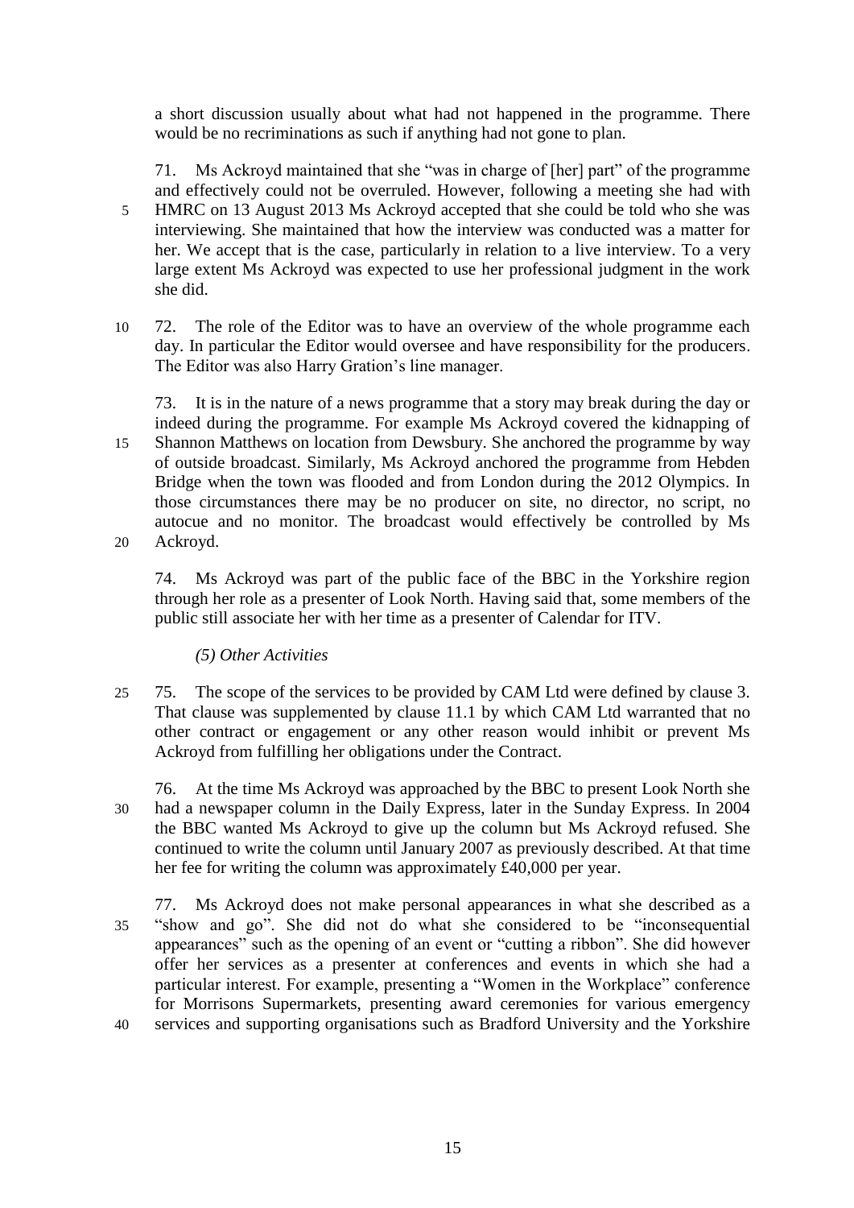a short discussion usually about what had not happened in the programme. There would be no recriminations as such if anything had not gone to plan.

71. Ms Ackroyd maintained that she "was in charge of [her] part" of the programme and effectively could not be overruled. However, following a meeting she had with HMRC on 13 August 2013 Ms Ackroyd accepted that she could be told who she was interviewing. She maintained that how the interview was conducted was a matter for her. We accept that is the case, particularly in relation to a live interview. To a very large extent Ms Ackroyd was expected to use her professional judgment in the work she did.

72. The role of the Editor was to have an overview of the whole programme each day. In particular the Editor would oversee and have responsibility for the producers. The Editor was also Harry Gration's line manager.

73. It is in the nature of a news programme that a story may break during the day or indeed during the programme. For example Ms Ackroyd covered the kidnapping of Shannon Matthews on location from Dewsbury. She anchored the programme by way of outside broadcast. Similarly, Ms Ackroyd anchored the programme from Hebden Bridge when the town was flooded and from London during the 2012 Olympics. In those circumstances there may be no producer on site, no director, no script, no autocue and no monitor. The broadcast would effectively be controlled by Ms Ackroyd.

74. Ms Ackroyd was part of the public face of the BBC in the Yorkshire region through her role as a presenter of Look North. Having said that, some members of the public still associate her with her time as a presenter of Calendar for ITV.

*(5) Other Activities*

75. The scope of the services to be provided by CAM Ltd were defined by clause 3. That clause was supplemented by clause 11.1 by which CAM Ltd warranted that no other contract or engagement or any other reason would inhibit or prevent Ms Ackroyd from fulfilling her obligations under the Contract.

76. At the time Ms Ackroyd was approached by the BBC to present Look North she had a newspaper column in the Daily Express, later in the Sunday Express. In 2004 the BBC wanted Ms Ackroyd to give up the column but Ms Ackroyd refused. She continued to write the column until January 2007 as previously described. At that time her fee for writing the column was approximately £40,000 per year.

77. Ms Ackroyd does not make personal appearances in what she described as a "show and go". She did not do what she considered to be "inconsequential appearances" such as the opening of an event or "cutting a ribbon". She did however offer her services as a presenter at conferences and events in which she had a particular interest. For example, presenting a "Women in the Workplace" conference for Morrisons Supermarkets, presenting award ceremonies for various emergency services and supporting organisations such as Bradford University and the Yorkshire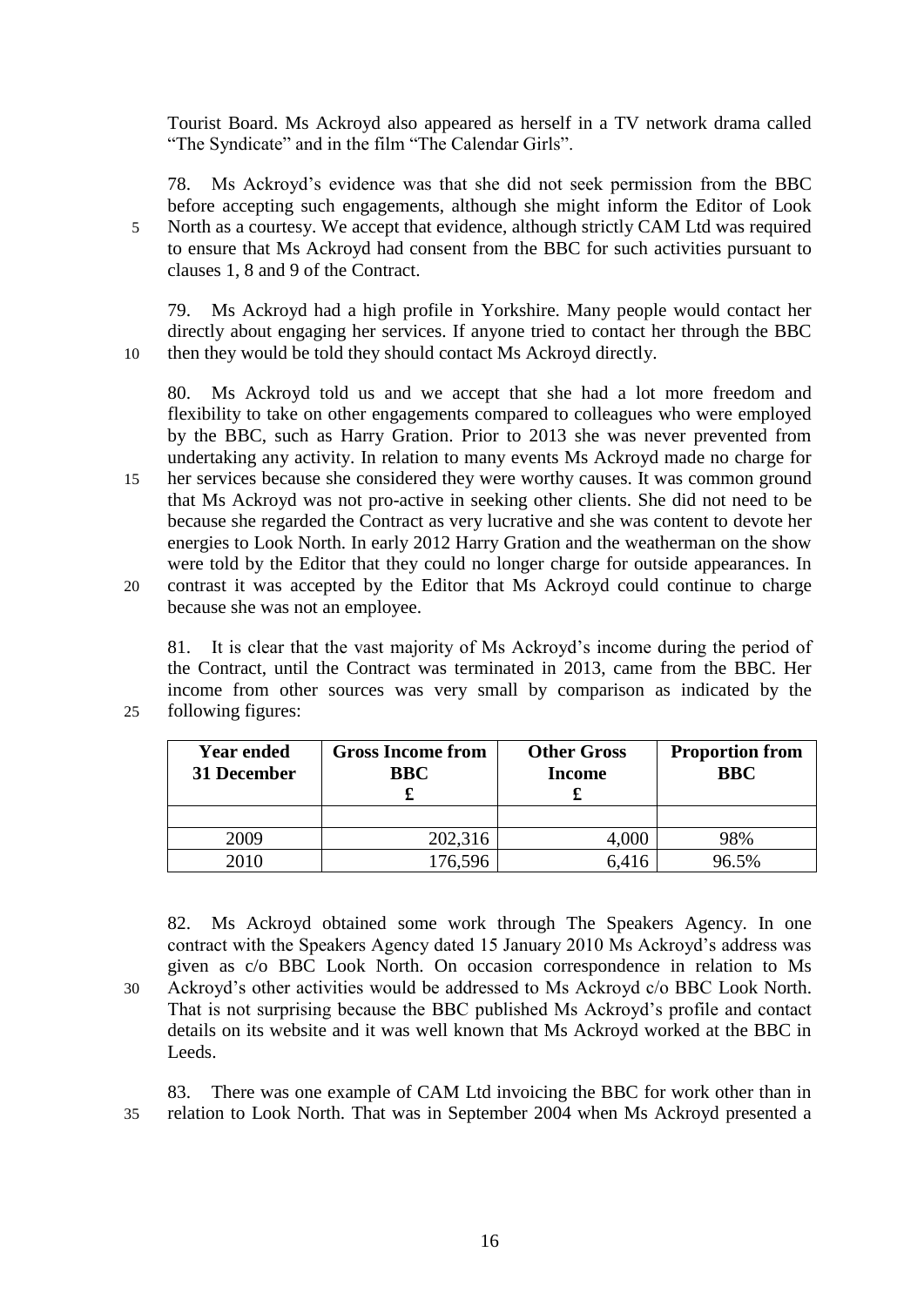Tourist Board. Ms Ackroyd also appeared as herself in a TV network drama called "The Syndicate" and in the film "The Calendar Girls".

78. Ms Ackroyd's evidence was that she did not seek permission from the BBC before accepting such engagements, although she might inform the Editor of Look North as a courtesy. We accept that evidence, although strictly CAM Ltd was required to ensure that Ms Ackroyd had consent from the BBC for such activities pursuant to clauses 1, 8 and 9 of the Contract.

79. Ms Ackroyd had a high profile in Yorkshire. Many people would contact her directly about engaging her services. If anyone tried to contact her through the BBC then they would be told they should contact Ms Ackroyd directly.

80. Ms Ackroyd told us and we accept that she had a lot more freedom and flexibility to take on other engagements compared to colleagues who were employed by the BBC, such as Harry Gration. Prior to 2013 she was never prevented from undertaking any activity. In relation to many events Ms Ackroyd made no charge for her services because she considered they were worthy causes. It was common ground that Ms Ackroyd was not pro-active in seeking other clients. She did not need to be because she regarded the Contract as very lucrative and she was content to devote her energies to Look North. In early 2012 Harry Gration and the weatherman on the show were told by the Editor that they could no longer charge for outside appearances. In contrast it was accepted by the Editor that Ms Ackroyd could continue to charge because she was not an employee.

81. It is clear that the vast majority of Ms Ackroyd's income during the period of the Contract, until the Contract was terminated in 2013, came from the BBC. Her income from other sources was very small by comparison as indicated by the following figures:

| Year ended 31 December | Gross Income from BBC £ | Other Gross Income £ | Proportion from BBC |
|---|---|---|---|
| | | | |
| 2009 | 202,316 | 4,000 | 98% |
| 2010 | 176,596 | 6,416 | 96.5% |

82. Ms Ackroyd obtained some work through The Speakers Agency. In one contract with the Speakers Agency dated 15 January 2010 Ms Ackroyd's address was given as c/o BBC Look North. On occasion correspondence in relation to Ms Ackroyd's other activities would be addressed to Ms Ackroyd c/o BBC Look North. That is not surprising because the BBC published Ms Ackroyd's profile and contact details on its website and it was well known that Ms Ackroyd worked at the BBC in Leeds.

83. There was one example of CAM Ltd invoicing the BBC for work other than in relation to Look North. That was in September 2004 when Ms Ackroyd presented a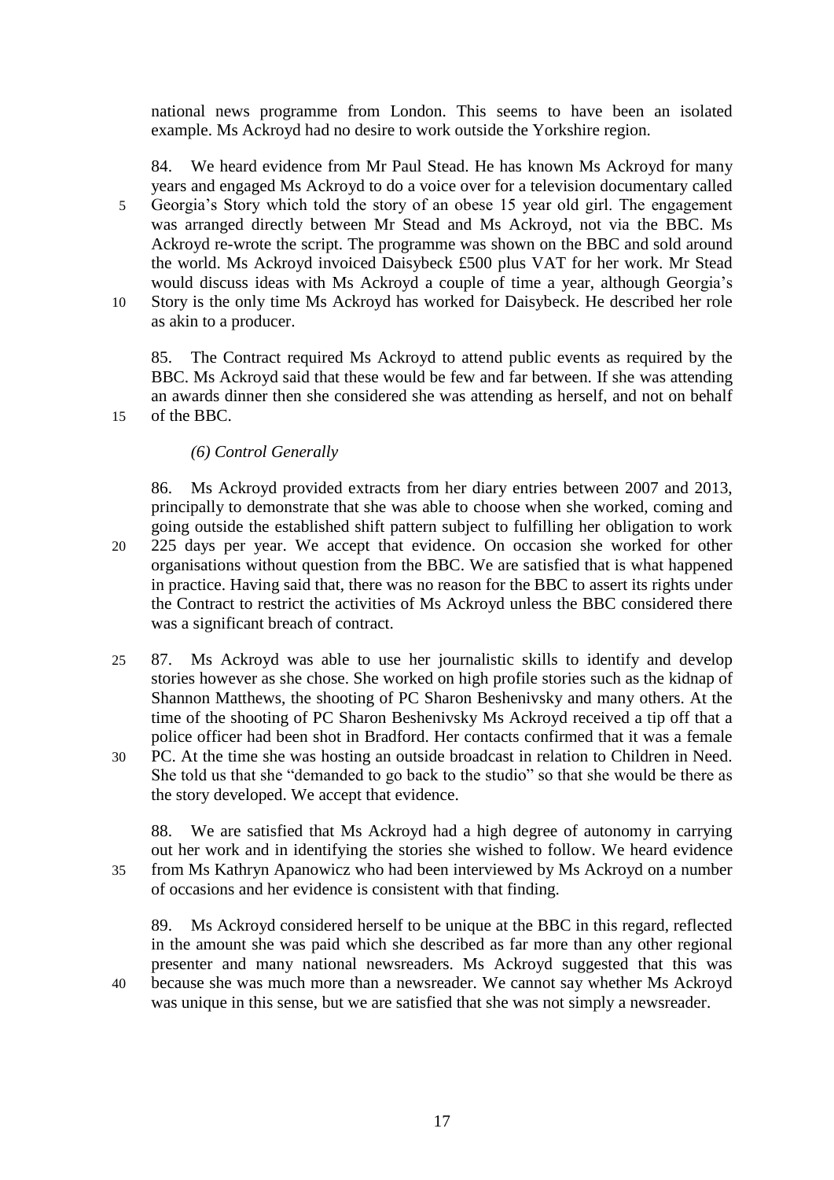national news programme from London. This seems to have been an isolated example. Ms Ackroyd had no desire to work outside the Yorkshire region.

84. We heard evidence from Mr Paul Stead. He has known Ms Ackroyd for many years and engaged Ms Ackroyd to do a voice over for a television documentary called Georgia's Story which told the story of an obese 15 year old girl. The engagement was arranged directly between Mr Stead and Ms Ackroyd, not via the BBC. Ms Ackroyd re-wrote the script. The programme was shown on the BBC and sold around the world. Ms Ackroyd invoiced Daisybeck £500 plus VAT for her work. Mr Stead would discuss ideas with Ms Ackroyd a couple of time a year, although Georgia's Story is the only time Ms Ackroyd has worked for Daisybeck. He described her role as akin to a producer.

85. The Contract required Ms Ackroyd to attend public events as required by the BBC. Ms Ackroyd said that these would be few and far between. If she was attending an awards dinner then she considered she was attending as herself, and not on behalf of the BBC.

*(6) Control Generally*

86. Ms Ackroyd provided extracts from her diary entries between 2007 and 2013, principally to demonstrate that she was able to choose when she worked, coming and going outside the established shift pattern subject to fulfilling her obligation to work 225 days per year. We accept that evidence. On occasion she worked for other organisations without question from the BBC. We are satisfied that is what happened in practice. Having said that, there was no reason for the BBC to assert its rights under the Contract to restrict the activities of Ms Ackroyd unless the BBC considered there was a significant breach of contract.

87. Ms Ackroyd was able to use her journalistic skills to identify and develop stories however as she chose. She worked on high profile stories such as the kidnap of Shannon Matthews, the shooting of PC Sharon Beshenivsky and many others. At the time of the shooting of PC Sharon Beshenivsky Ms Ackroyd received a tip off that a police officer had been shot in Bradford. Her contacts confirmed that it was a female PC. At the time she was hosting an outside broadcast in relation to Children in Need. She told us that she "demanded to go back to the studio" so that she would be there as the story developed. We accept that evidence.

88. We are satisfied that Ms Ackroyd had a high degree of autonomy in carrying out her work and in identifying the stories she wished to follow. We heard evidence from Ms Kathryn Apanowicz who had been interviewed by Ms Ackroyd on a number of occasions and her evidence is consistent with that finding.

89. Ms Ackroyd considered herself to be unique at the BBC in this regard, reflected in the amount she was paid which she described as far more than any other regional presenter and many national newsreaders. Ms Ackroyd suggested that this was because she was much more than a newsreader. We cannot say whether Ms Ackroyd was unique in this sense, but we are satisfied that she was not simply a newsreader.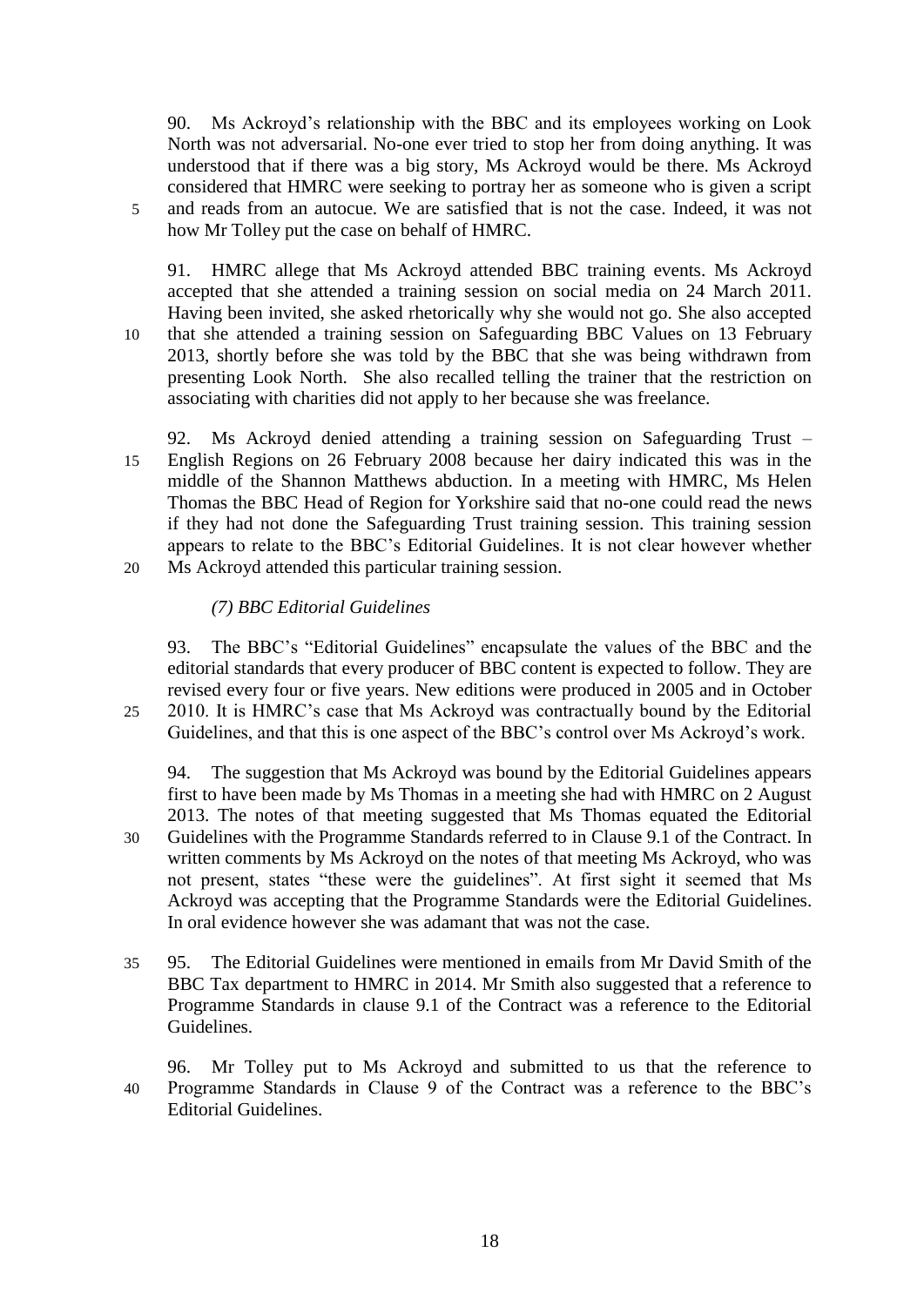90. Ms Ackroyd's relationship with the BBC and its employees working on Look North was not adversarial. No-one ever tried to stop her from doing anything. It was understood that if there was a big story, Ms Ackroyd would be there. Ms Ackroyd considered that HMRC were seeking to portray her as someone who is given a script and reads from an autocue. We are satisfied that is not the case. Indeed, it was not how Mr Tolley put the case on behalf of HMRC.

91. HMRC allege that Ms Ackroyd attended BBC training events. Ms Ackroyd accepted that she attended a training session on social media on 24 March 2011. Having been invited, she asked rhetorically why she would not go. She also accepted that she attended a training session on Safeguarding BBC Values on 13 February 2013, shortly before she was told by the BBC that she was being withdrawn from presenting Look North. She also recalled telling the trainer that the restriction on associating with charities did not apply to her because she was freelance.

92. Ms Ackroyd denied attending a training session on Safeguarding Trust – English Regions on 26 February 2008 because her dairy indicated this was in the middle of the Shannon Matthews abduction. In a meeting with HMRC, Ms Helen Thomas the BBC Head of Region for Yorkshire said that no-one could read the news if they had not done the Safeguarding Trust training session. This training session appears to relate to the BBC's Editorial Guidelines. It is not clear however whether Ms Ackroyd attended this particular training session.

*(7) BBC Editorial Guidelines*

93. The BBC's "Editorial Guidelines" encapsulate the values of the BBC and the editorial standards that every producer of BBC content is expected to follow. They are revised every four or five years. New editions were produced in 2005 and in October 2010. It is HMRC's case that Ms Ackroyd was contractually bound by the Editorial Guidelines, and that this is one aspect of the BBC's control over Ms Ackroyd's work.

94. The suggestion that Ms Ackroyd was bound by the Editorial Guidelines appears first to have been made by Ms Thomas in a meeting she had with HMRC on 2 August 2013. The notes of that meeting suggested that Ms Thomas equated the Editorial Guidelines with the Programme Standards referred to in Clause 9.1 of the Contract. In written comments by Ms Ackroyd on the notes of that meeting Ms Ackroyd, who was not present, states "these were the guidelines". At first sight it seemed that Ms Ackroyd was accepting that the Programme Standards were the Editorial Guidelines. In oral evidence however she was adamant that was not the case.

95. The Editorial Guidelines were mentioned in emails from Mr David Smith of the BBC Tax department to HMRC in 2014. Mr Smith also suggested that a reference to Programme Standards in clause 9.1 of the Contract was a reference to the Editorial Guidelines.

96. Mr Tolley put to Ms Ackroyd and submitted to us that the reference to Programme Standards in Clause 9 of the Contract was a reference to the BBC's Editorial Guidelines.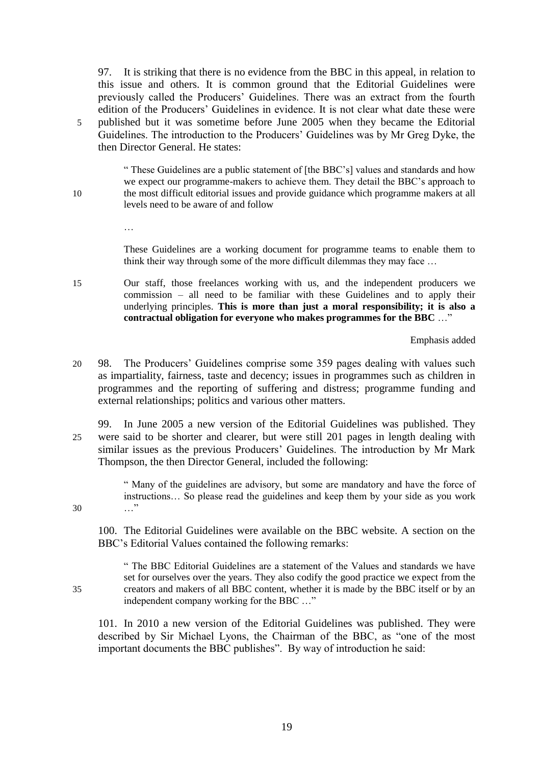97. It is striking that there is no evidence from the BBC in this appeal, in relation to this issue and others. It is common ground that the Editorial Guidelines were previously called the Producers' Guidelines. There was an extract from the fourth edition of the Producers' Guidelines in evidence. It is not clear what date these were published but it was sometime before June 2005 when they became the Editorial Guidelines. The introduction to the Producers' Guidelines was by Mr Greg Dyke, the then Director General. He states:

> " These Guidelines are a public statement of [the BBC's] values and standards and how we expect our programme-makers to achieve them. They detail the BBC's approach to the most difficult editorial issues and provide guidance which programme makers at all levels need to be aware of and follow
>
> …
>
> These Guidelines are a working document for programme teams to enable them to think their way through some of the more difficult dilemmas they may face …
>
> Our staff, those freelances working with us, and the independent producers we commission – all need to be familiar with these Guidelines and to apply their underlying principles. **This is more than just a moral responsibility; it is also a contractual obligation for everyone who makes programmes for the BBC** …"

Emphasis added

98. The Producers' Guidelines comprise some 359 pages dealing with values such as impartiality, fairness, taste and decency; issues in programmes such as children in programmes and the reporting of suffering and distress; programme funding and external relationships; politics and various other matters.

99. In June 2005 a new version of the Editorial Guidelines was published. They were said to be shorter and clearer, but were still 201 pages in length dealing with similar issues as the previous Producers' Guidelines. The introduction by Mr Mark Thompson, the then Director General, included the following:

> " Many of the guidelines are advisory, but some are mandatory and have the force of instructions… So please read the guidelines and keep them by your side as you work …"

100. The Editorial Guidelines were available on the BBC website. A section on the BBC's Editorial Values contained the following remarks:

> " The BBC Editorial Guidelines are a statement of the Values and standards we have set for ourselves over the years. They also codify the good practice we expect from the creators and makers of all BBC content, whether it is made by the BBC itself or by an independent company working for the BBC …"

101. In 2010 a new version of the Editorial Guidelines was published. They were described by Sir Michael Lyons, the Chairman of the BBC, as "one of the most important documents the BBC publishes". By way of introduction he said: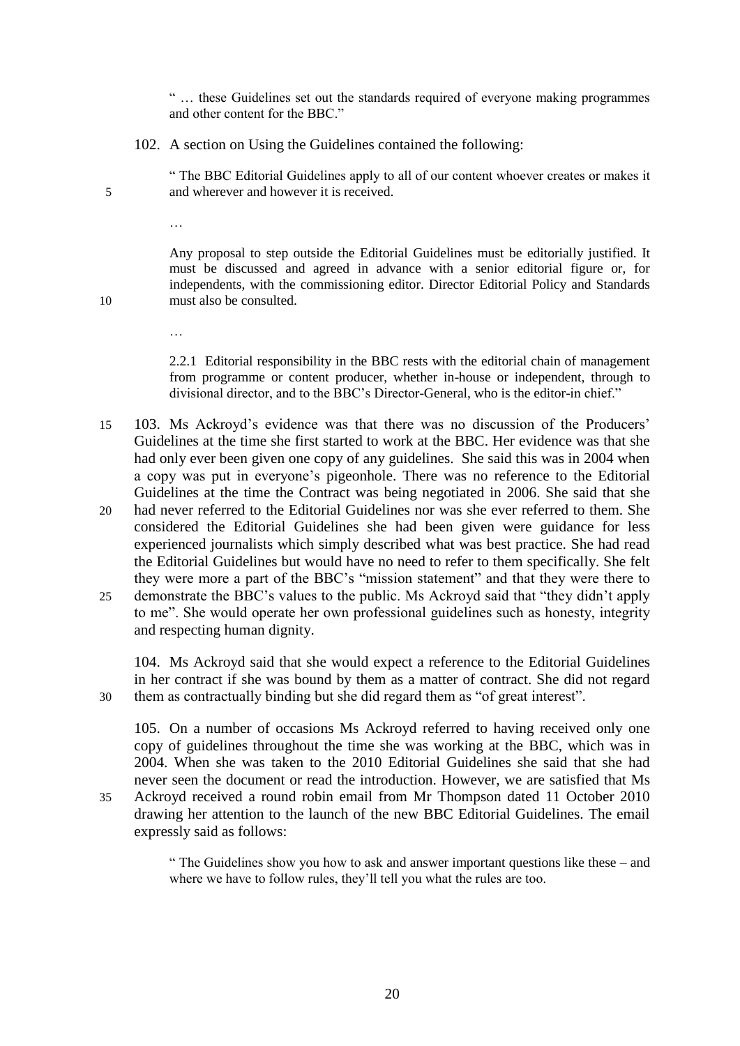> " … these Guidelines set out the standards required of everyone making programmes and other content for the BBC."

102. A section on Using the Guidelines contained the following:

> " The BBC Editorial Guidelines apply to all of our content whoever creates or makes it and wherever and however it is received.
>
> …
>
> Any proposal to step outside the Editorial Guidelines must be editorially justified. It must be discussed and agreed in advance with a senior editorial figure or, for independents, with the commissioning editor. Director Editorial Policy and Standards must also be consulted.
>
> …
>
> 2.2.1 Editorial responsibility in the BBC rests with the editorial chain of management from programme or content producer, whether in-house or independent, through to divisional director, and to the BBC's Director-General, who is the editor-in chief."

103. Ms Ackroyd's evidence was that there was no discussion of the Producers' Guidelines at the time she first started to work at the BBC. Her evidence was that she had only ever been given one copy of any guidelines. She said this was in 2004 when a copy was put in everyone's pigeonhole. There was no reference to the Editorial Guidelines at the time the Contract was being negotiated in 2006. She said that she had never referred to the Editorial Guidelines nor was she ever referred to them. She considered the Editorial Guidelines she had been given were guidance for less experienced journalists which simply described what was best practice. She had read the Editorial Guidelines but would have no need to refer to them specifically. She felt they were more a part of the BBC's "mission statement" and that they were there to demonstrate the BBC's values to the public. Ms Ackroyd said that "they didn't apply to me". She would operate her own professional guidelines such as honesty, integrity and respecting human dignity.

104. Ms Ackroyd said that she would expect a reference to the Editorial Guidelines in her contract if she was bound by them as a matter of contract. She did not regard them as contractually binding but she did regard them as "of great interest".

105. On a number of occasions Ms Ackroyd referred to having received only one copy of guidelines throughout the time she was working at the BBC, which was in 2004. When she was taken to the 2010 Editorial Guidelines she said that she had never seen the document or read the introduction. However, we are satisfied that Ms Ackroyd received a round robin email from Mr Thompson dated 11 October 2010 drawing her attention to the launch of the new BBC Editorial Guidelines. The email expressly said as follows:

> " The Guidelines show you how to ask and answer important questions like these – and where we have to follow rules, they'll tell you what the rules are too.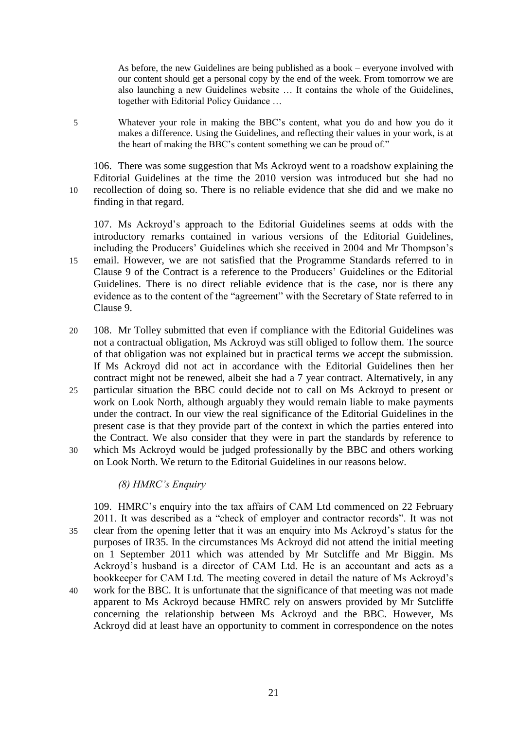> As before, the new Guidelines are being published as a book – everyone involved with our content should get a personal copy by the end of the week. From tomorrow we are also launching a new Guidelines website … It contains the whole of the Guidelines, together with Editorial Policy Guidance …
>
> Whatever your role in making the BBC's content, what you do and how you do it makes a difference. Using the Guidelines, and reflecting their values in your work, is at the heart of making the BBC's content something we can be proud of."

106. There was some suggestion that Ms Ackroyd went to a roadshow explaining the Editorial Guidelines at the time the 2010 version was introduced but she had no recollection of doing so. There is no reliable evidence that she did and we make no finding in that regard.

107. Ms Ackroyd's approach to the Editorial Guidelines seems at odds with the introductory remarks contained in various versions of the Editorial Guidelines, including the Producers' Guidelines which she received in 2004 and Mr Thompson's email. However, we are not satisfied that the Programme Standards referred to in Clause 9 of the Contract is a reference to the Producers' Guidelines or the Editorial Guidelines. There is no direct reliable evidence that is the case, nor is there any evidence as to the content of the "agreement" with the Secretary of State referred to in Clause 9.

108. Mr Tolley submitted that even if compliance with the Editorial Guidelines was not a contractual obligation, Ms Ackroyd was still obliged to follow them. The source of that obligation was not explained but in practical terms we accept the submission. If Ms Ackroyd did not act in accordance with the Editorial Guidelines then her contract might not be renewed, albeit she had a 7 year contract. Alternatively, in any particular situation the BBC could decide not to call on Ms Ackroyd to present or work on Look North, although arguably they would remain liable to make payments under the contract. In our view the real significance of the Editorial Guidelines in the present case is that they provide part of the context in which the parties entered into the Contract. We also consider that they were in part the standards by reference to which Ms Ackroyd would be judged professionally by the BBC and others working on Look North. We return to the Editorial Guidelines in our reasons below.

*(8) HMRC's Enquiry*

109. HMRC's enquiry into the tax affairs of CAM Ltd commenced on 22 February 2011. It was described as a "check of employer and contractor records". It was not clear from the opening letter that it was an enquiry into Ms Ackroyd's status for the purposes of IR35. In the circumstances Ms Ackroyd did not attend the initial meeting on 1 September 2011 which was attended by Mr Sutcliffe and Mr Biggin. Ms Ackroyd's husband is a director of CAM Ltd. He is an accountant and acts as a bookkeeper for CAM Ltd. The meeting covered in detail the nature of Ms Ackroyd's work for the BBC. It is unfortunate that the significance of that meeting was not made apparent to Ms Ackroyd because HMRC rely on answers provided by Mr Sutcliffe concerning the relationship between Ms Ackroyd and the BBC. However, Ms Ackroyd did at least have an opportunity to comment in correspondence on the notes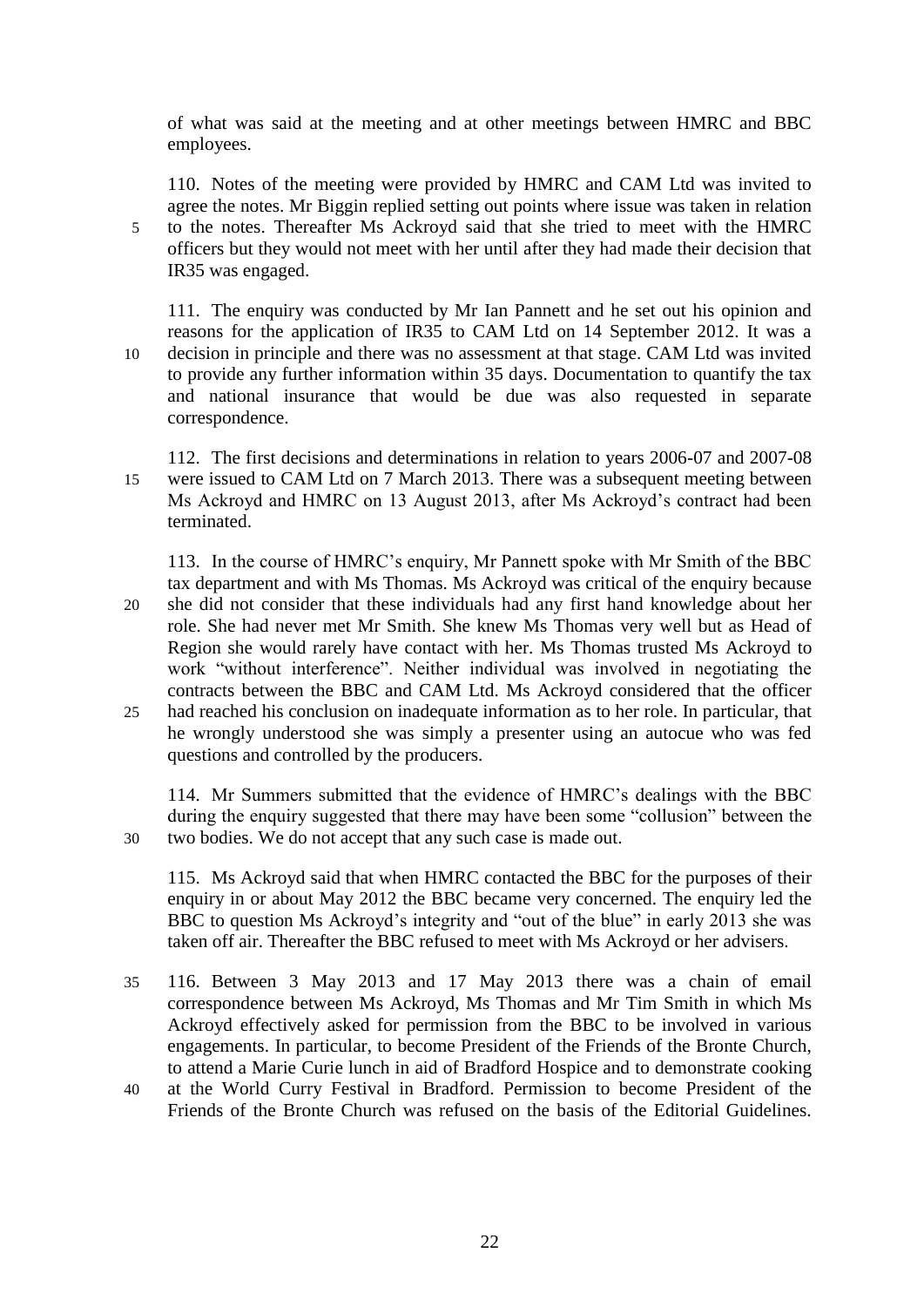of what was said at the meeting and at other meetings between HMRC and BBC employees.

110. Notes of the meeting were provided by HMRC and CAM Ltd was invited to agree the notes. Mr Biggin replied setting out points where issue was taken in relation to the notes. Thereafter Ms Ackroyd said that she tried to meet with the HMRC officers but they would not meet with her until after they had made their decision that IR35 was engaged.

111. The enquiry was conducted by Mr Ian Pannett and he set out his opinion and reasons for the application of IR35 to CAM Ltd on 14 September 2012. It was a decision in principle and there was no assessment at that stage. CAM Ltd was invited to provide any further information within 35 days. Documentation to quantify the tax and national insurance that would be due was also requested in separate correspondence.

112. The first decisions and determinations in relation to years 2006-07 and 2007-08 were issued to CAM Ltd on 7 March 2013. There was a subsequent meeting between Ms Ackroyd and HMRC on 13 August 2013, after Ms Ackroyd's contract had been terminated.

113. In the course of HMRC's enquiry, Mr Pannett spoke with Mr Smith of the BBC tax department and with Ms Thomas. Ms Ackroyd was critical of the enquiry because she did not consider that these individuals had any first hand knowledge about her role. She had never met Mr Smith. She knew Ms Thomas very well but as Head of Region she would rarely have contact with her. Ms Thomas trusted Ms Ackroyd to work "without interference". Neither individual was involved in negotiating the contracts between the BBC and CAM Ltd. Ms Ackroyd considered that the officer had reached his conclusion on inadequate information as to her role. In particular, that he wrongly understood she was simply a presenter using an autocue who was fed questions and controlled by the producers.

114. Mr Summers submitted that the evidence of HMRC's dealings with the BBC during the enquiry suggested that there may have been some "collusion" between the two bodies. We do not accept that any such case is made out.

115. Ms Ackroyd said that when HMRC contacted the BBC for the purposes of their enquiry in or about May 2012 the BBC became very concerned. The enquiry led the BBC to question Ms Ackroyd's integrity and "out of the blue" in early 2013 she was taken off air. Thereafter the BBC refused to meet with Ms Ackroyd or her advisers.

116. Between 3 May 2013 and 17 May 2013 there was a chain of email correspondence between Ms Ackroyd, Ms Thomas and Mr Tim Smith in which Ms Ackroyd effectively asked for permission from the BBC to be involved in various engagements. In particular, to become President of the Friends of the Bronte Church, to attend a Marie Curie lunch in aid of Bradford Hospice and to demonstrate cooking at the World Curry Festival in Bradford. Permission to become President of the Friends of the Bronte Church was refused on the basis of the Editorial Guidelines.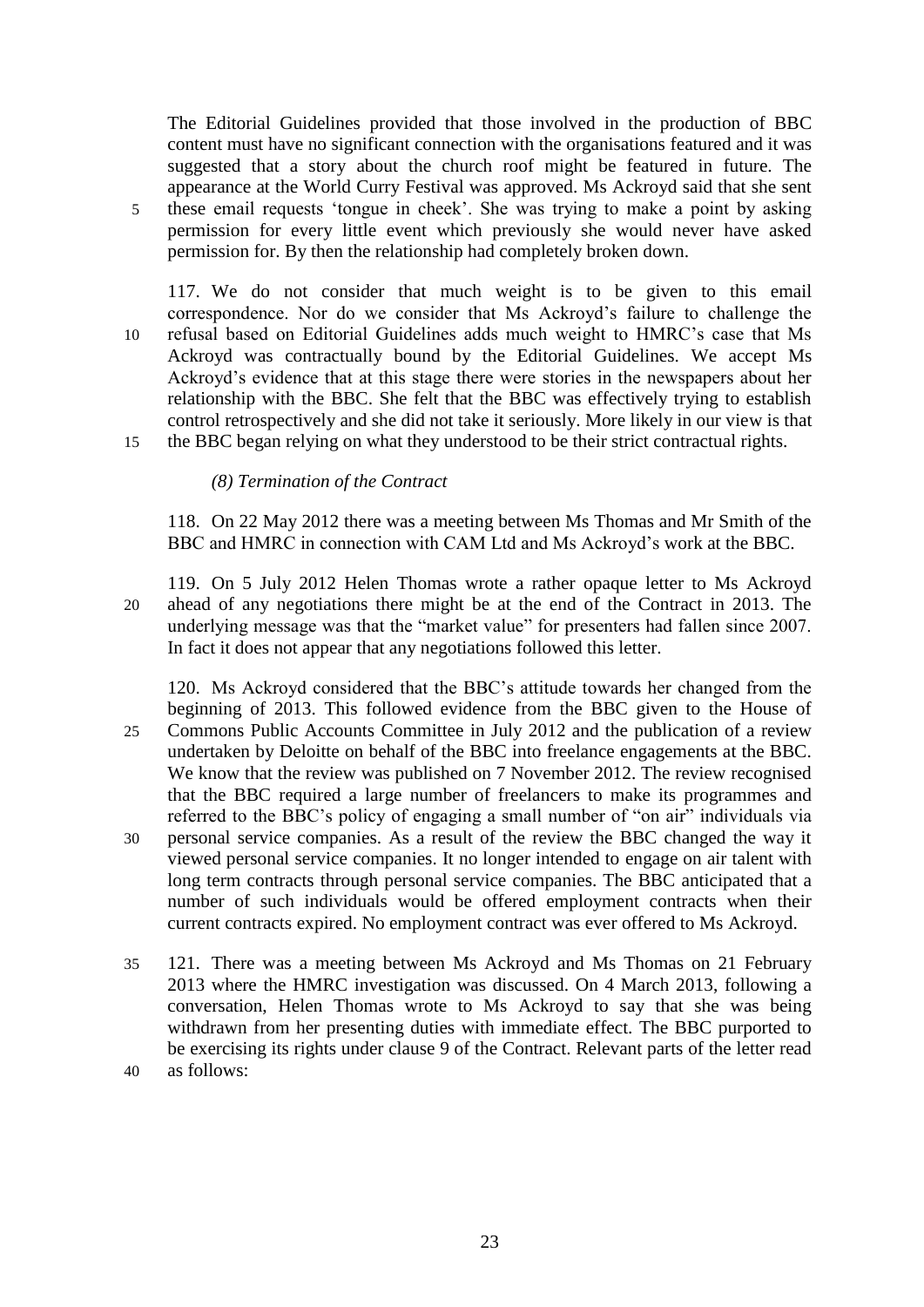The Editorial Guidelines provided that those involved in the production of BBC content must have no significant connection with the organisations featured and it was suggested that a story about the church roof might be featured in future. The appearance at the World Curry Festival was approved. Ms Ackroyd said that she sent these email requests 'tongue in cheek'. She was trying to make a point by asking permission for every little event which previously she would never have asked permission for. By then the relationship had completely broken down.

117. We do not consider that much weight is to be given to this email correspondence. Nor do we consider that Ms Ackroyd's failure to challenge the refusal based on Editorial Guidelines adds much weight to HMRC's case that Ms Ackroyd was contractually bound by the Editorial Guidelines. We accept Ms Ackroyd's evidence that at this stage there were stories in the newspapers about her relationship with the BBC. She felt that the BBC was effectively trying to establish control retrospectively and she did not take it seriously. More likely in our view is that the BBC began relying on what they understood to be their strict contractual rights.

*(8) Termination of the Contract*

118. On 22 May 2012 there was a meeting between Ms Thomas and Mr Smith of the BBC and HMRC in connection with CAM Ltd and Ms Ackroyd's work at the BBC.

119. On 5 July 2012 Helen Thomas wrote a rather opaque letter to Ms Ackroyd ahead of any negotiations there might be at the end of the Contract in 2013. The underlying message was that the "market value" for presenters had fallen since 2007. In fact it does not appear that any negotiations followed this letter.

120. Ms Ackroyd considered that the BBC's attitude towards her changed from the beginning of 2013. This followed evidence from the BBC given to the House of Commons Public Accounts Committee in July 2012 and the publication of a review undertaken by Deloitte on behalf of the BBC into freelance engagements at the BBC. We know that the review was published on 7 November 2012. The review recognised that the BBC required a large number of freelancers to make its programmes and referred to the BBC's policy of engaging a small number of "on air" individuals via personal service companies. As a result of the review the BBC changed the way it viewed personal service companies. It no longer intended to engage on air talent with long term contracts through personal service companies. The BBC anticipated that a number of such individuals would be offered employment contracts when their current contracts expired. No employment contract was ever offered to Ms Ackroyd.

121. There was a meeting between Ms Ackroyd and Ms Thomas on 21 February 2013 where the HMRC investigation was discussed. On 4 March 2013, following a conversation, Helen Thomas wrote to Ms Ackroyd to say that she was being withdrawn from her presenting duties with immediate effect. The BBC purported to be exercising its rights under clause 9 of the Contract. Relevant parts of the letter read as follows: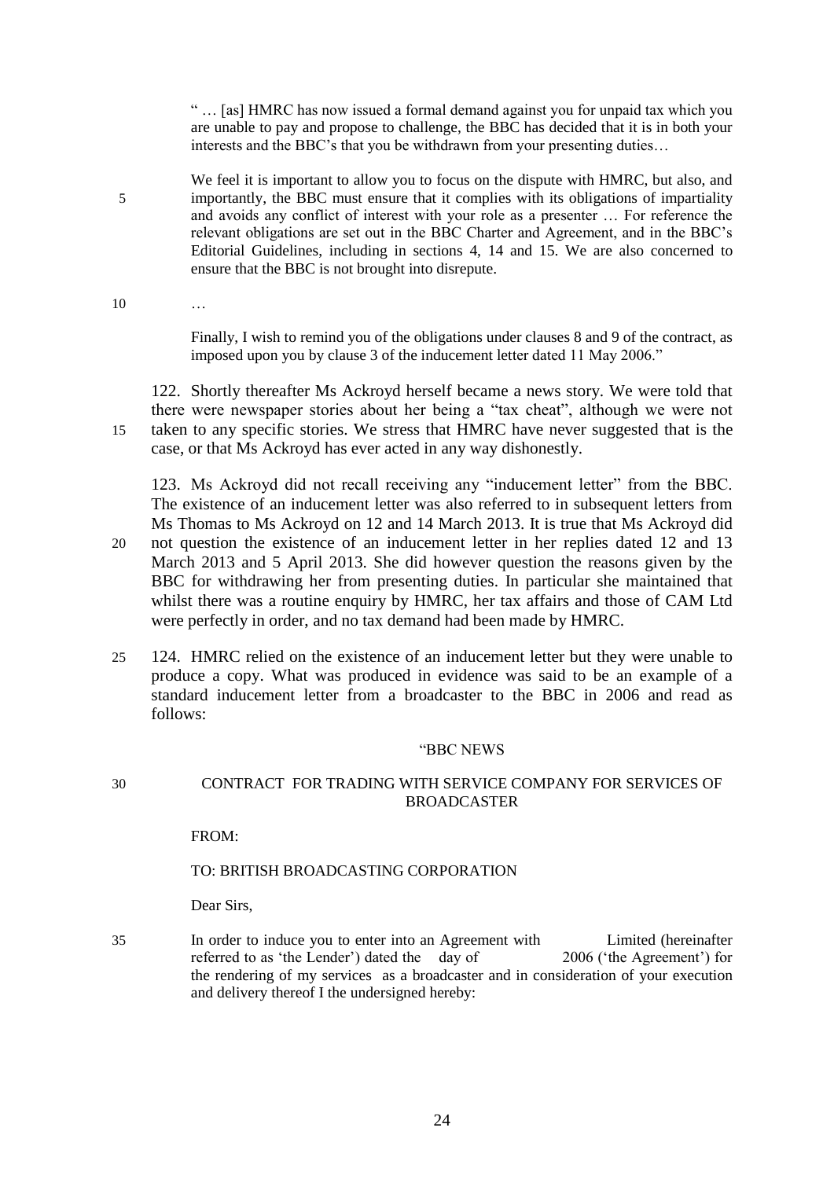> " … [as] HMRC has now issued a formal demand against you for unpaid tax which you are unable to pay and propose to challenge, the BBC has decided that it is in both your interests and the BBC's that you be withdrawn from your presenting duties…
>
> We feel it is important to allow you to focus on the dispute with HMRC, but also, and importantly, the BBC must ensure that it complies with its obligations of impartiality and avoids any conflict of interest with your role as a presenter … For reference the relevant obligations are set out in the BBC Charter and Agreement, and in the BBC's Editorial Guidelines, including in sections 4, 14 and 15. We are also concerned to ensure that the BBC is not brought into disrepute.
>
> …
>
> Finally, I wish to remind you of the obligations under clauses 8 and 9 of the contract, as imposed upon you by clause 3 of the inducement letter dated 11 May 2006."

122. Shortly thereafter Ms Ackroyd herself became a news story. We were told that there were newspaper stories about her being a "tax cheat", although we were not taken to any specific stories. We stress that HMRC have never suggested that is the case, or that Ms Ackroyd has ever acted in any way dishonestly.

123. Ms Ackroyd did not recall receiving any "inducement letter" from the BBC. The existence of an inducement letter was also referred to in subsequent letters from Ms Thomas to Ms Ackroyd on 12 and 14 March 2013. It is true that Ms Ackroyd did not question the existence of an inducement letter in her replies dated 12 and 13 March 2013 and 5 April 2013. She did however question the reasons given by the BBC for withdrawing her from presenting duties. In particular she maintained that whilst there was a routine enquiry by HMRC, her tax affairs and those of CAM Ltd were perfectly in order, and no tax demand had been made by HMRC.

124. HMRC relied on the existence of an inducement letter but they were unable to produce a copy. What was produced in evidence was said to be an example of a standard inducement letter from a broadcaster to the BBC in 2006 and read as follows:

> "BBC NEWS
>
> CONTRACT FOR TRADING WITH SERVICE COMPANY FOR SERVICES OF BROADCASTER
>
> FROM:
>
> TO: BRITISH BROADCASTING CORPORATION
>
> Dear Sirs,
>
> In order to induce you to enter into an Agreement with Limited (hereinafter referred to as 'the Lender') dated the day of 2006 ('the Agreement') for the rendering of my services as a broadcaster and in consideration of your execution and delivery thereof I the undersigned hereby: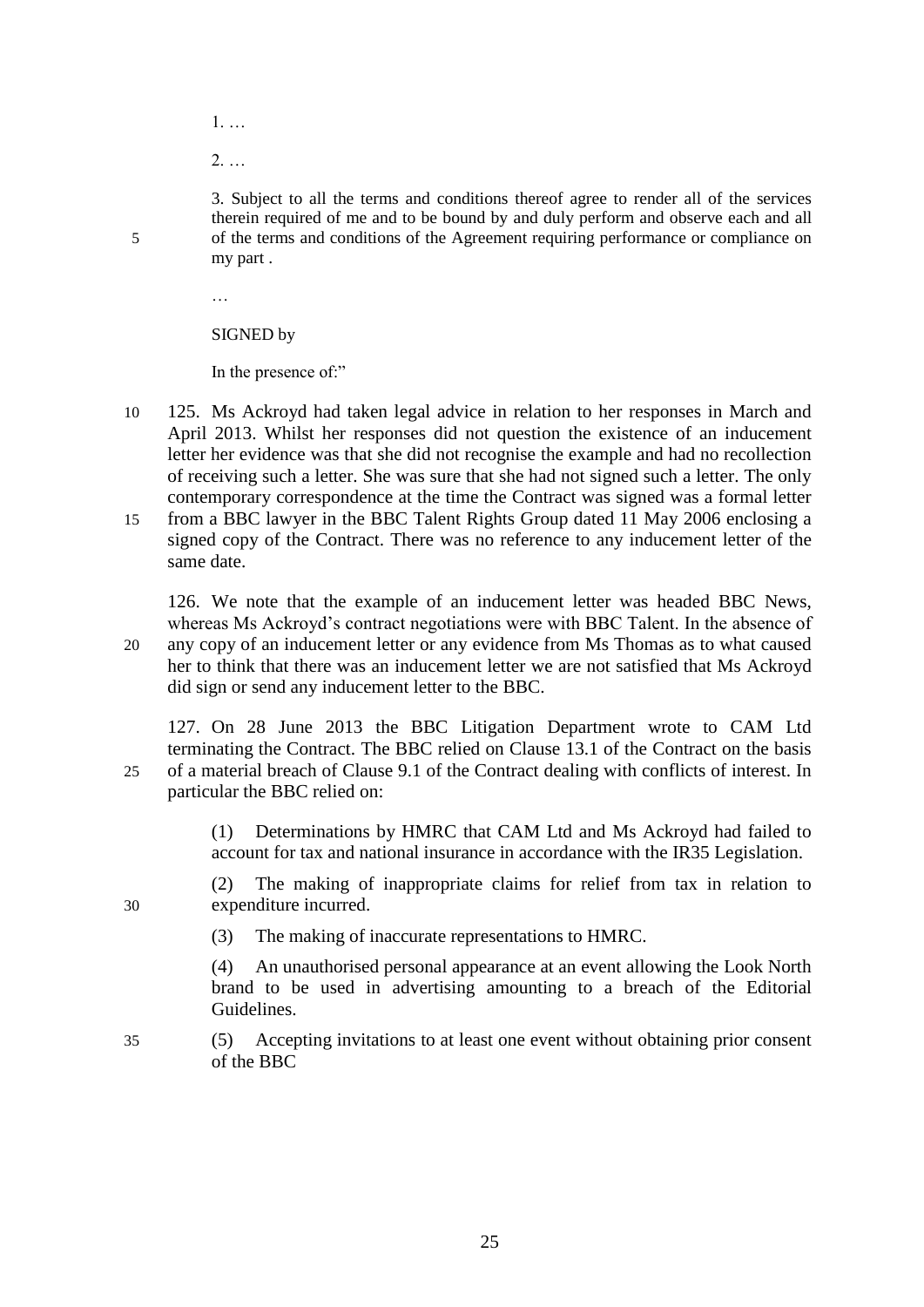1. …

2. …

3. Subject to all the terms and conditions thereof agree to render all of the services therein required of me and to be bound by and duly perform and observe each and all of the terms and conditions of the Agreement requiring performance or compliance on my part .

…

SIGNED by

In the presence of:"

125. Ms Ackroyd had taken legal advice in relation to her responses in March and April 2013. Whilst her responses did not question the existence of an inducement letter her evidence was that she did not recognise the example and had no recollection of receiving such a letter. She was sure that she had not signed such a letter. The only contemporary correspondence at the time the Contract was signed was a formal letter from a BBC lawyer in the BBC Talent Rights Group dated 11 May 2006 enclosing a signed copy of the Contract. There was no reference to any inducement letter of the same date.

126. We note that the example of an inducement letter was headed BBC News, whereas Ms Ackroyd's contract negotiations were with BBC Talent. In the absence of any copy of an inducement letter or any evidence from Ms Thomas as to what caused her to think that there was an inducement letter we are not satisfied that Ms Ackroyd did sign or send any inducement letter to the BBC.

127. On 28 June 2013 the BBC Litigation Department wrote to CAM Ltd terminating the Contract. The BBC relied on Clause 13.1 of the Contract on the basis of a material breach of Clause 9.1 of the Contract dealing with conflicts of interest. In particular the BBC relied on:

(1) Determinations by HMRC that CAM Ltd and Ms Ackroyd had failed to account for tax and national insurance in accordance with the IR35 Legislation.

(2) The making of inappropriate claims for relief from tax in relation to expenditure incurred.

(3) The making of inaccurate representations to HMRC.

(4) An unauthorised personal appearance at an event allowing the Look North brand to be used in advertising amounting to a breach of the Editorial Guidelines.

(5) Accepting invitations to at least one event without obtaining prior consent of the BBC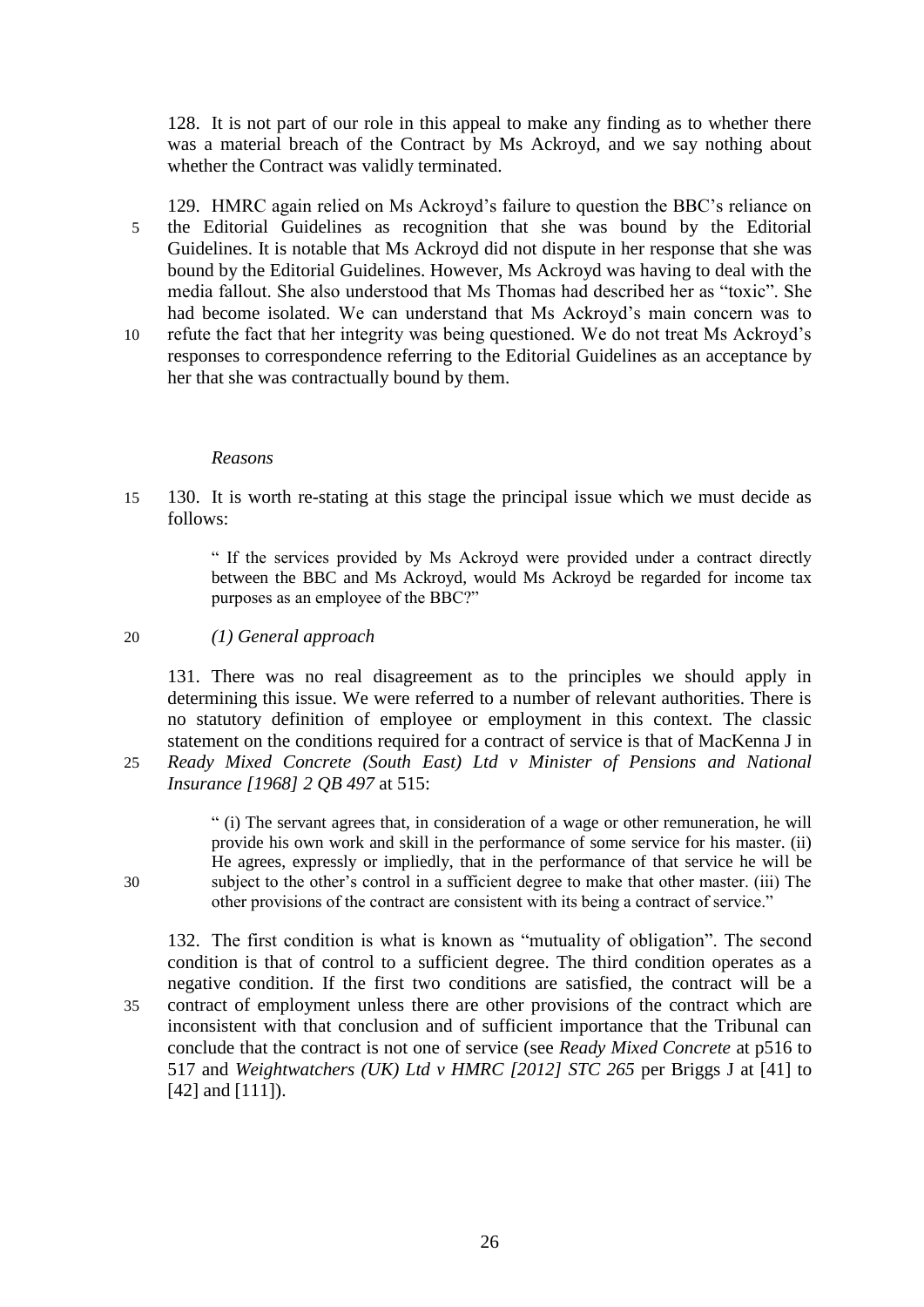128. It is not part of our role in this appeal to make any finding as to whether there was a material breach of the Contract by Ms Ackroyd, and we say nothing about whether the Contract was validly terminated.

129. HMRC again relied on Ms Ackroyd's failure to question the BBC's reliance on the Editorial Guidelines as recognition that she was bound by the Editorial Guidelines. It is notable that Ms Ackroyd did not dispute in her response that she was bound by the Editorial Guidelines. However, Ms Ackroyd was having to deal with the media fallout. She also understood that Ms Thomas had described her as "toxic". She had become isolated. We can understand that Ms Ackroyd's main concern was to refute the fact that her integrity was being questioned. We do not treat Ms Ackroyd's responses to correspondence referring to the Editorial Guidelines as an acceptance by her that she was contractually bound by them.

*Reasons*

130. It is worth re-stating at this stage the principal issue which we must decide as follows:

> " If the services provided by Ms Ackroyd were provided under a contract directly between the BBC and Ms Ackroyd, would Ms Ackroyd be regarded for income tax purposes as an employee of the BBC?"

*(1) General approach*

131. There was no real disagreement as to the principles we should apply in determining this issue. We were referred to a number of relevant authorities. There is no statutory definition of employee or employment in this context. The classic statement on the conditions required for a contract of service is that of MacKenna J in *Ready Mixed Concrete (South East) Ltd v Minister of Pensions and National Insurance [1968] 2 QB 497* at 515:

> " (i) The servant agrees that, in consideration of a wage or other remuneration, he will provide his own work and skill in the performance of some service for his master. (ii) He agrees, expressly or impliedly, that in the performance of that service he will be subject to the other's control in a sufficient degree to make that other master. (iii) The other provisions of the contract are consistent with its being a contract of service."

132. The first condition is what is known as "mutuality of obligation". The second condition is that of control to a sufficient degree. The third condition operates as a negative condition. If the first two conditions are satisfied, the contract will be a contract of employment unless there are other provisions of the contract which are inconsistent with that conclusion and of sufficient importance that the Tribunal can conclude that the contract is not one of service (see *Ready Mixed Concrete* at p516 to 517 and *Weightwatchers (UK) Ltd v HMRC [2012] STC 265* per Briggs J at [41] to [42] and [111]).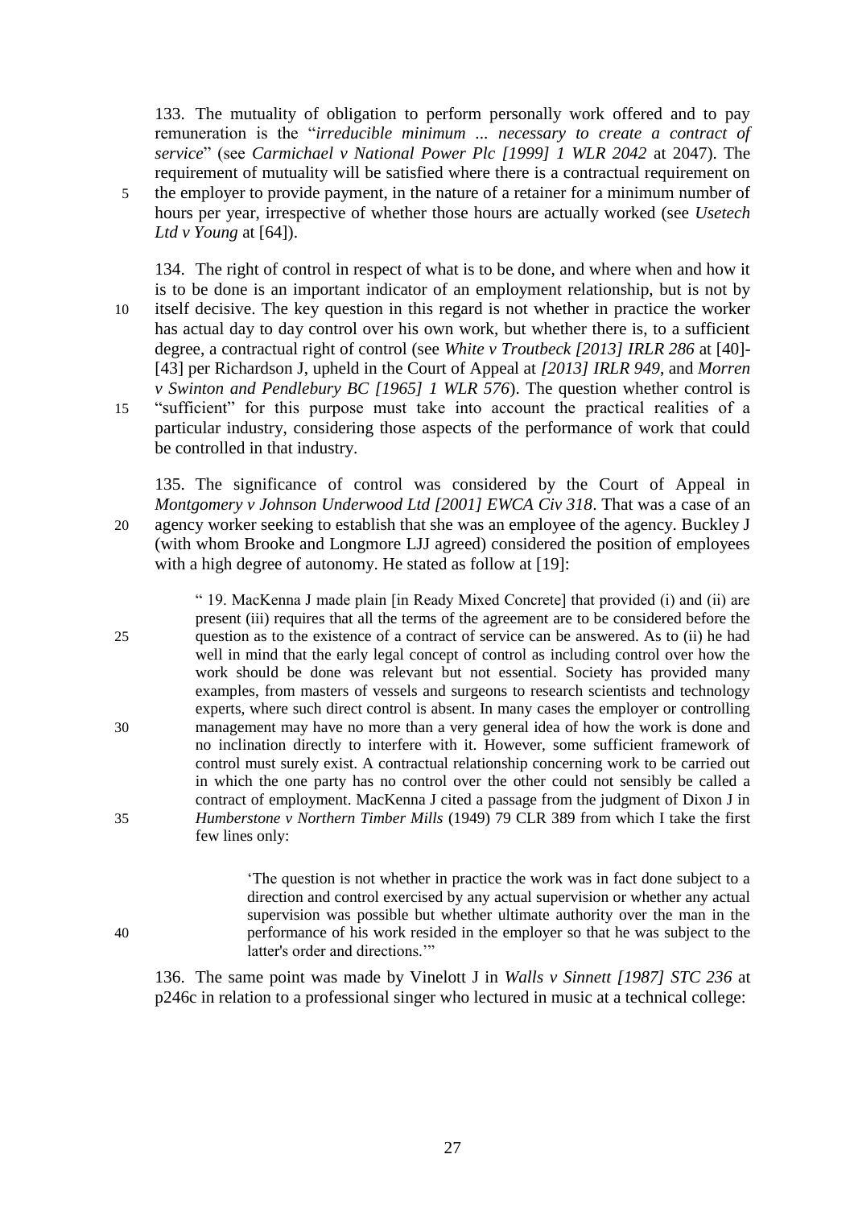133. The mutuality of obligation to perform personally work offered and to pay remuneration is the "*irreducible minimum ... necessary to create a contract of service*" (see *Carmichael v National Power Plc [1999] 1 WLR 2042* at 2047). The requirement of mutuality will be satisfied where there is a contractual requirement on the employer to provide payment, in the nature of a retainer for a minimum number of hours per year, irrespective of whether those hours are actually worked (see *Usetech Ltd v Young* at [64]).

134. The right of control in respect of what is to be done, and where when and how it is to be done is an important indicator of an employment relationship, but is not by itself decisive. The key question in this regard is not whether in practice the worker has actual day to day control over his own work, but whether there is, to a sufficient degree, a contractual right of control (see *White v Troutbeck [2013] IRLR 286* at [40]-[43] per Richardson J, upheld in the Court of Appeal at *[2013] IRLR 949*, and *Morren v Swinton and Pendlebury BC [1965] 1 WLR 576*). The question whether control is "sufficient" for this purpose must take into account the practical realities of a particular industry, considering those aspects of the performance of work that could be controlled in that industry.

135. The significance of control was considered by the Court of Appeal in *Montgomery v Johnson Underwood Ltd [2001] EWCA Civ 318*. That was a case of an agency worker seeking to establish that she was an employee of the agency. Buckley J (with whom Brooke and Longmore LJJ agreed) considered the position of employees with a high degree of autonomy. He stated as follow at [19]:

> " 19. MacKenna J made plain [in Ready Mixed Concrete] that provided (i) and (ii) are present (iii) requires that all the terms of the agreement are to be considered before the question as to the existence of a contract of service can be answered. As to (ii) he had well in mind that the early legal concept of control as including control over how the work should be done was relevant but not essential. Society has provided many examples, from masters of vessels and surgeons to research scientists and technology experts, where such direct control is absent. In many cases the employer or controlling management may have no more than a very general idea of how the work is done and no inclination directly to interfere with it. However, some sufficient framework of control must surely exist. A contractual relationship concerning work to be carried out in which the one party has no control over the other could not sensibly be called a contract of employment. MacKenna J cited a passage from the judgment of Dixon J in *Humberstone v Northern Timber Mills* (1949) 79 CLR 389 from which I take the first few lines only:
>
> > 'The question is not whether in practice the work was in fact done subject to a direction and control exercised by any actual supervision or whether any actual supervision was possible but whether ultimate authority over the man in the performance of his work resided in the employer so that he was subject to the latter's order and directions.'"

136. The same point was made by Vinelott J in *Walls v Sinnett [1987] STC 236* at p246c in relation to a professional singer who lectured in music at a technical college: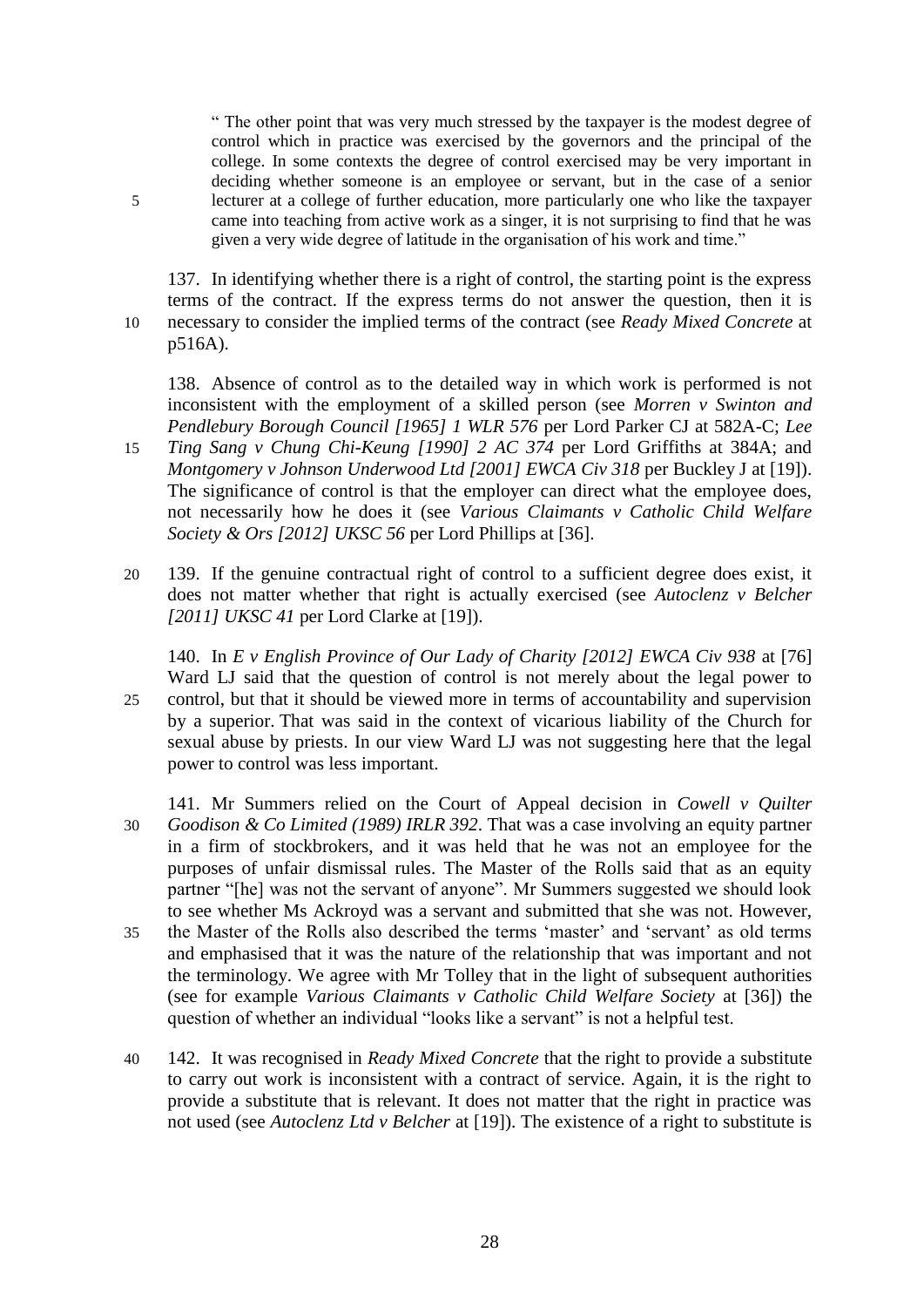> " The other point that was very much stressed by the taxpayer is the modest degree of control which in practice was exercised by the governors and the principal of the college. In some contexts the degree of control exercised may be very important in deciding whether someone is an employee or servant, but in the case of a senior lecturer at a college of further education, more particularly one who like the taxpayer came into teaching from active work as a singer, it is not surprising to find that he was given a very wide degree of latitude in the organisation of his work and time."

137. In identifying whether there is a right of control, the starting point is the express terms of the contract. If the express terms do not answer the question, then it is necessary to consider the implied terms of the contract (see *Ready Mixed Concrete* at p516A).

138. Absence of control as to the detailed way in which work is performed is not inconsistent with the employment of a skilled person (see *Morren v Swinton and Pendlebury Borough Council [1965] 1 WLR 576* per Lord Parker CJ at 582A-C; *Lee Ting Sang v Chung Chi-Keung [1990] 2 AC 374* per Lord Griffiths at 384A; and *Montgomery v Johnson Underwood Ltd [2001] EWCA Civ 318* per Buckley J at [19]). The significance of control is that the employer can direct what the employee does, not necessarily how he does it (see *Various Claimants v Catholic Child Welfare Society & Ors [2012] UKSC 56* per Lord Phillips at [36].

139. If the genuine contractual right of control to a sufficient degree does exist, it does not matter whether that right is actually exercised (see *Autoclenz v Belcher [2011] UKSC 41* per Lord Clarke at [19]).

140. In *E v English Province of Our Lady of Charity [2012] EWCA Civ 938* at [76] Ward LJ said that the question of control is not merely about the legal power to control, but that it should be viewed more in terms of accountability and supervision by a superior. That was said in the context of vicarious liability of the Church for sexual abuse by priests. In our view Ward LJ was not suggesting here that the legal power to control was less important.

141. Mr Summers relied on the Court of Appeal decision in *Cowell v Quilter Goodison & Co Limited (1989) IRLR 392*. That was a case involving an equity partner in a firm of stockbrokers, and it was held that he was not an employee for the purposes of unfair dismissal rules. The Master of the Rolls said that as an equity partner "[he] was not the servant of anyone". Mr Summers suggested we should look to see whether Ms Ackroyd was a servant and submitted that she was not. However, the Master of the Rolls also described the terms 'master' and 'servant' as old terms and emphasised that it was the nature of the relationship that was important and not the terminology. We agree with Mr Tolley that in the light of subsequent authorities (see for example *Various Claimants v Catholic Child Welfare Society* at [36]) the question of whether an individual "looks like a servant" is not a helpful test.

142. It was recognised in *Ready Mixed Concrete* that the right to provide a substitute to carry out work is inconsistent with a contract of service. Again, it is the right to provide a substitute that is relevant. It does not matter that the right in practice was not used (see *Autoclenz Ltd v Belcher* at [19]). The existence of a right to substitute is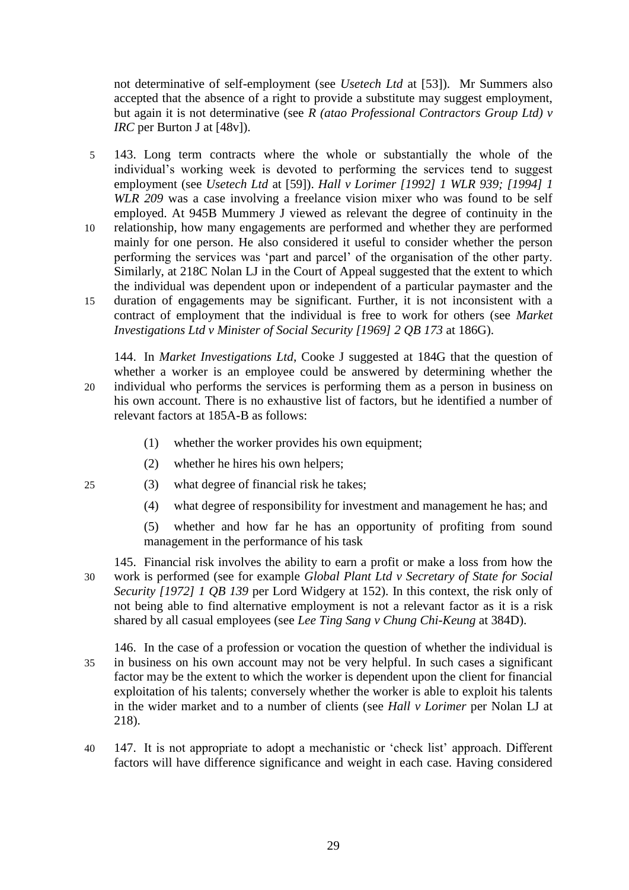not determinative of self-employment (see *Usetech Ltd* at [53]). Mr Summers also accepted that the absence of a right to provide a substitute may suggest employment, but again it is not determinative (see *R (atao Professional Contractors Group Ltd) v IRC* per Burton J at [48v]).

143. Long term contracts where the whole or substantially the whole of the individual's working week is devoted to performing the services tend to suggest employment (see *Usetech Ltd* at [59]). *Hall v Lorimer [1992] 1 WLR 939; [1994] 1 WLR 209* was a case involving a freelance vision mixer who was found to be self employed. At 945B Mummery J viewed as relevant the degree of continuity in the relationship, how many engagements are performed and whether they are performed mainly for one person. He also considered it useful to consider whether the person performing the services was 'part and parcel' of the organisation of the other party. Similarly, at 218C Nolan LJ in the Court of Appeal suggested that the extent to which the individual was dependent upon or independent of a particular paymaster and the duration of engagements may be significant. Further, it is not inconsistent with a contract of employment that the individual is free to work for others (see *Market Investigations Ltd v Minister of Social Security [1969] 2 QB 173* at 186G).

144. In *Market Investigations Ltd*, Cooke J suggested at 184G that the question of whether a worker is an employee could be answered by determining whether the individual who performs the services is performing them as a person in business on his own account. There is no exhaustive list of factors, but he identified a number of relevant factors at 185A-B as follows:

(1) whether the worker provides his own equipment;

(2) whether he hires his own helpers;

(3) what degree of financial risk he takes;

(4) what degree of responsibility for investment and management he has; and

(5) whether and how far he has an opportunity of profiting from sound management in the performance of his task

145. Financial risk involves the ability to earn a profit or make a loss from how the work is performed (see for example *Global Plant Ltd v Secretary of State for Social Security [1972] 1 QB 139* per Lord Widgery at 152). In this context, the risk only of not being able to find alternative employment is not a relevant factor as it is a risk shared by all casual employees (see *Lee Ting Sang v Chung Chi-Keung* at 384D).

146. In the case of a profession or vocation the question of whether the individual is in business on his own account may not be very helpful. In such cases a significant factor may be the extent to which the worker is dependent upon the client for financial exploitation of his talents; conversely whether the worker is able to exploit his talents in the wider market and to a number of clients (see *Hall v Lorimer* per Nolan LJ at 218).

147. It is not appropriate to adopt a mechanistic or 'check list' approach. Different factors will have difference significance and weight in each case. Having considered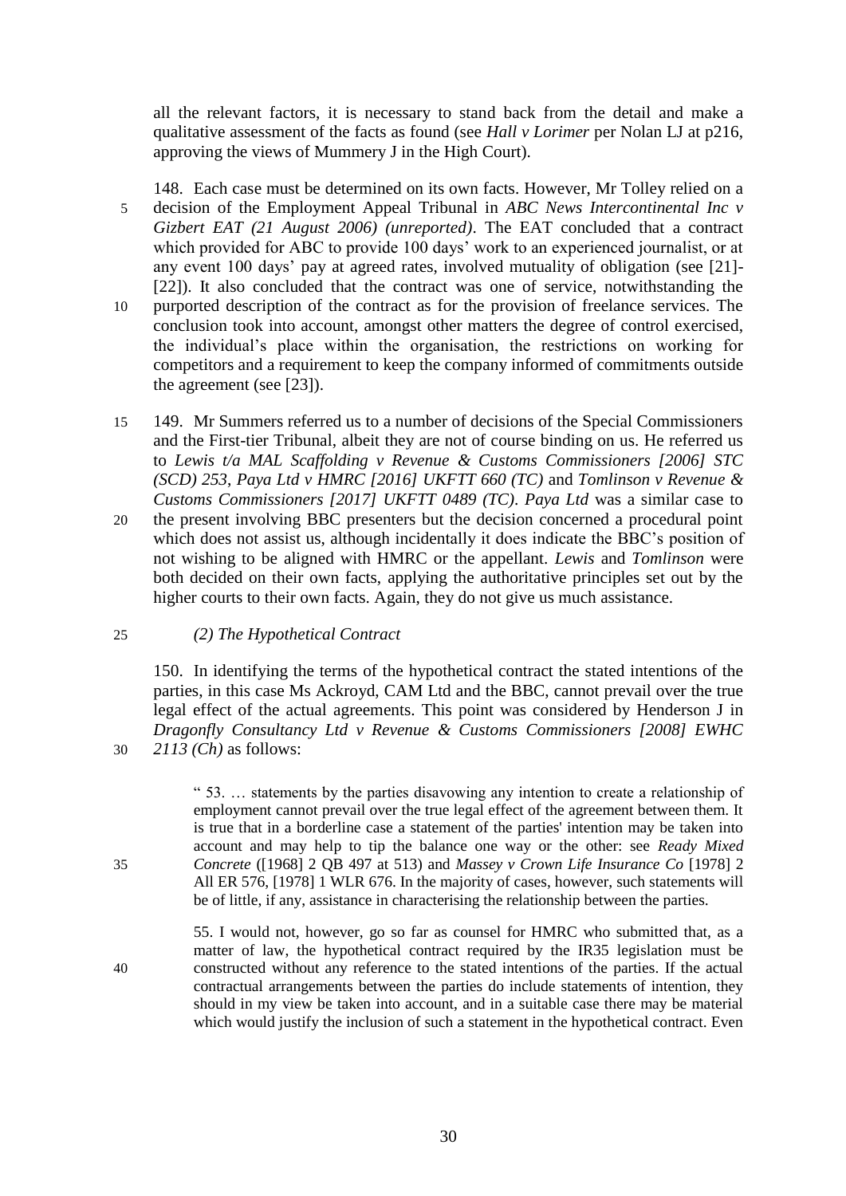all the relevant factors, it is necessary to stand back from the detail and make a qualitative assessment of the facts as found (see *Hall v Lorimer* per Nolan LJ at p216, approving the views of Mummery J in the High Court).

148. Each case must be determined on its own facts. However, Mr Tolley relied on a decision of the Employment Appeal Tribunal in *ABC News Intercontinental Inc v Gizbert EAT (21 August 2006) (unreported)*. The EAT concluded that a contract which provided for ABC to provide 100 days' work to an experienced journalist, or at any event 100 days' pay at agreed rates, involved mutuality of obligation (see [21]-[22]). It also concluded that the contract was one of service, notwithstanding the purported description of the contract as for the provision of freelance services. The conclusion took into account, amongst other matters the degree of control exercised, the individual's place within the organisation, the restrictions on working for competitors and a requirement to keep the company informed of commitments outside the agreement (see [23]).

149. Mr Summers referred us to a number of decisions of the Special Commissioners and the First-tier Tribunal, albeit they are not of course binding on us. He referred us to *Lewis t/a MAL Scaffolding v Revenue & Customs Commissioners [2006] STC (SCD) 253*, *Paya Ltd v HMRC [2016] UKFTT 660 (TC)* and *Tomlinson v Revenue & Customs Commissioners [2017] UKFTT 0489 (TC)*. *Paya Ltd* was a similar case to the present involving BBC presenters but the decision concerned a procedural point which does not assist us, although incidentally it does indicate the BBC's position of not wishing to be aligned with HMRC or the appellant. *Lewis* and *Tomlinson* were both decided on their own facts, applying the authoritative principles set out by the higher courts to their own facts. Again, they do not give us much assistance.

*(2) The Hypothetical Contract*

150. In identifying the terms of the hypothetical contract the stated intentions of the parties, in this case Ms Ackroyd, CAM Ltd and the BBC, cannot prevail over the true legal effect of the actual agreements. This point was considered by Henderson J in *Dragonfly Consultancy Ltd v Revenue & Customs Commissioners [2008] EWHC 2113 (Ch)* as follows:

> " 53. … statements by the parties disavowing any intention to create a relationship of employment cannot prevail over the true legal effect of the agreement between them. It is true that in a borderline case a statement of the parties' intention may be taken into account and may help to tip the balance one way or the other: see *Ready Mixed Concrete* ([1968] 2 QB 497 at 513) and *Massey v Crown Life Insurance Co* [1978] 2 All ER 576, [1978] 1 WLR 676. In the majority of cases, however, such statements will be of little, if any, assistance in characterising the relationship between the parties.
>
> 55. I would not, however, go so far as counsel for HMRC who submitted that, as a matter of law, the hypothetical contract required by the IR35 legislation must be constructed without any reference to the stated intentions of the parties. If the actual contractual arrangements between the parties do include statements of intention, they should in my view be taken into account, and in a suitable case there may be material which would justify the inclusion of such a statement in the hypothetical contract. Even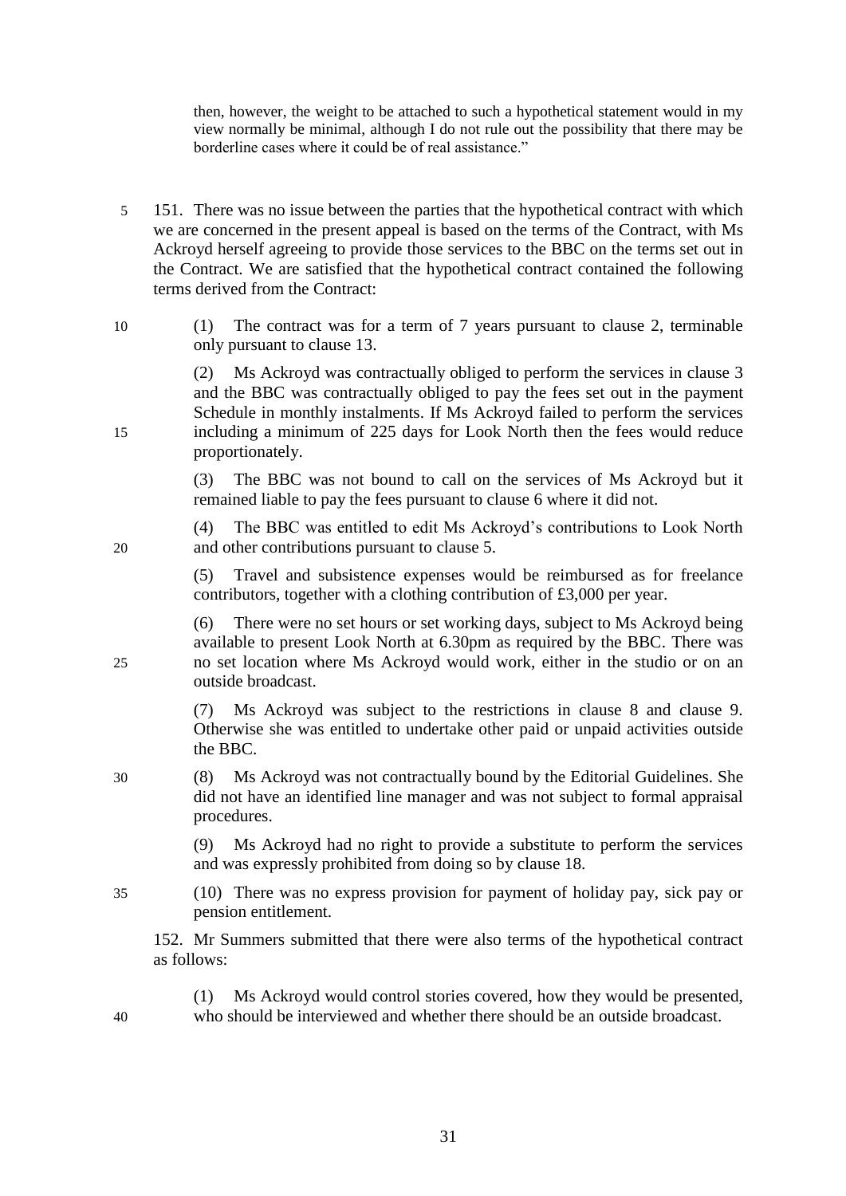then, however, the weight to be attached to such a hypothetical statement would in my view normally be minimal, although I do not rule out the possibility that there may be borderline cases where it could be of real assistance."

151. There was no issue between the parties that the hypothetical contract with which we are concerned in the present appeal is based on the terms of the Contract, with Ms Ackroyd herself agreeing to provide those services to the BBC on the terms set out in the Contract. We are satisfied that the hypothetical contract contained the following terms derived from the Contract:

(1) The contract was for a term of 7 years pursuant to clause 2, terminable only pursuant to clause 13.

(2) Ms Ackroyd was contractually obliged to perform the services in clause 3 and the BBC was contractually obliged to pay the fees set out in the payment Schedule in monthly instalments. If Ms Ackroyd failed to perform the services including a minimum of 225 days for Look North then the fees would reduce proportionately.

(3) The BBC was not bound to call on the services of Ms Ackroyd but it remained liable to pay the fees pursuant to clause 6 where it did not.

(4) The BBC was entitled to edit Ms Ackroyd's contributions to Look North and other contributions pursuant to clause 5.

(5) Travel and subsistence expenses would be reimbursed as for freelance contributors, together with a clothing contribution of £3,000 per year.

(6) There were no set hours or set working days, subject to Ms Ackroyd being available to present Look North at 6.30pm as required by the BBC. There was no set location where Ms Ackroyd would work, either in the studio or on an outside broadcast.

(7) Ms Ackroyd was subject to the restrictions in clause 8 and clause 9. Otherwise she was entitled to undertake other paid or unpaid activities outside the BBC.

(8) Ms Ackroyd was not contractually bound by the Editorial Guidelines. She did not have an identified line manager and was not subject to formal appraisal procedures.

(9) Ms Ackroyd had no right to provide a substitute to perform the services and was expressly prohibited from doing so by clause 18.

(10) There was no express provision for payment of holiday pay, sick pay or pension entitlement.

152. Mr Summers submitted that there were also terms of the hypothetical contract as follows:

(1) Ms Ackroyd would control stories covered, how they would be presented, who should be interviewed and whether there should be an outside broadcast.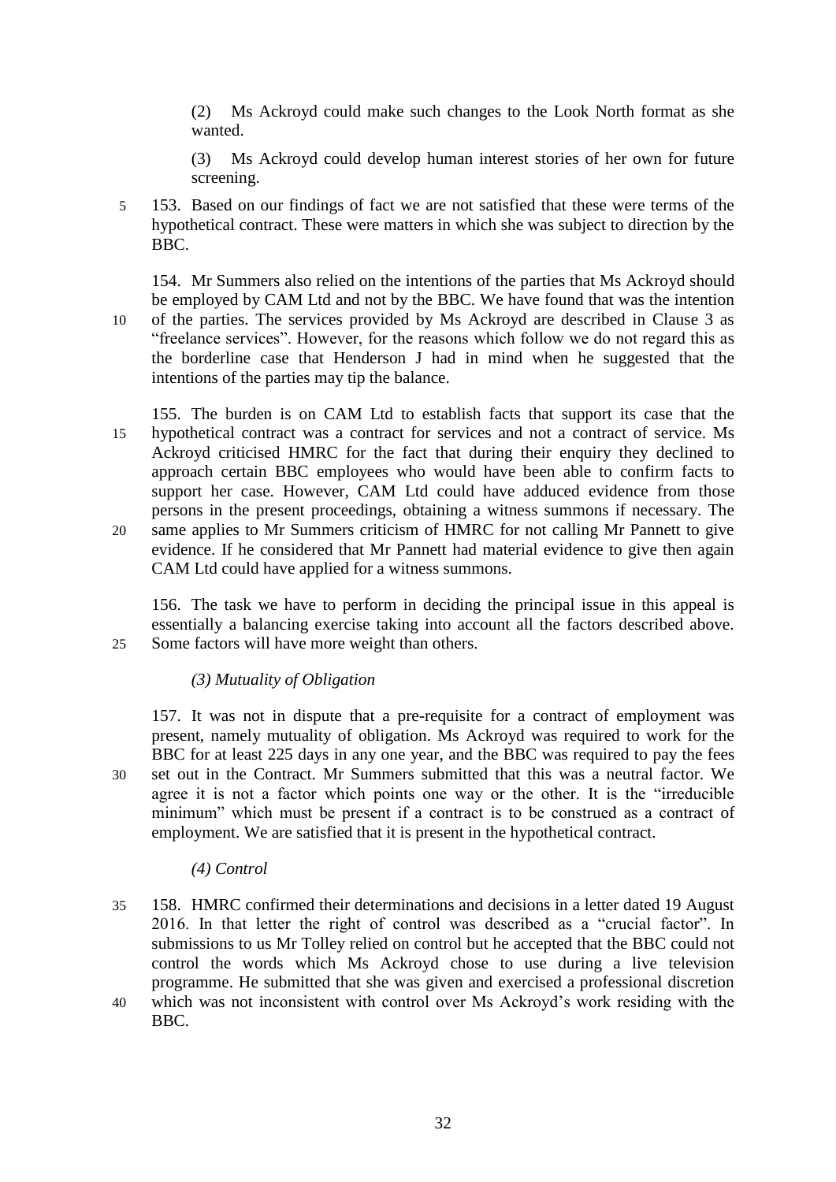(2) Ms Ackroyd could make such changes to the Look North format as she wanted.

(3) Ms Ackroyd could develop human interest stories of her own for future screening.

153. Based on our findings of fact we are not satisfied that these were terms of the hypothetical contract. These were matters in which she was subject to direction by the BBC.

154. Mr Summers also relied on the intentions of the parties that Ms Ackroyd should be employed by CAM Ltd and not by the BBC. We have found that was the intention of the parties. The services provided by Ms Ackroyd are described in Clause 3 as "freelance services". However, for the reasons which follow we do not regard this as the borderline case that Henderson J had in mind when he suggested that the intentions of the parties may tip the balance.

155. The burden is on CAM Ltd to establish facts that support its case that the hypothetical contract was a contract for services and not a contract of service. Ms Ackroyd criticised HMRC for the fact that during their enquiry they declined to approach certain BBC employees who would have been able to confirm facts to support her case. However, CAM Ltd could have adduced evidence from those persons in the present proceedings, obtaining a witness summons if necessary. The same applies to Mr Summers criticism of HMRC for not calling Mr Pannett to give evidence. If he considered that Mr Pannett had material evidence to give then again CAM Ltd could have applied for a witness summons.

156. The task we have to perform in deciding the principal issue in this appeal is essentially a balancing exercise taking into account all the factors described above. Some factors will have more weight than others.

*(3) Mutuality of Obligation*

157. It was not in dispute that a pre-requisite for a contract of employment was present, namely mutuality of obligation. Ms Ackroyd was required to work for the BBC for at least 225 days in any one year, and the BBC was required to pay the fees set out in the Contract. Mr Summers submitted that this was a neutral factor. We agree it is not a factor which points one way or the other. It is the "irreducible minimum" which must be present if a contract is to be construed as a contract of employment. We are satisfied that it is present in the hypothetical contract.

*(4) Control*

158. HMRC confirmed their determinations and decisions in a letter dated 19 August 2016. In that letter the right of control was described as a "crucial factor". In submissions to us Mr Tolley relied on control but he accepted that the BBC could not control the words which Ms Ackroyd chose to use during a live television programme. He submitted that she was given and exercised a professional discretion which was not inconsistent with control over Ms Ackroyd's work residing with the BBC.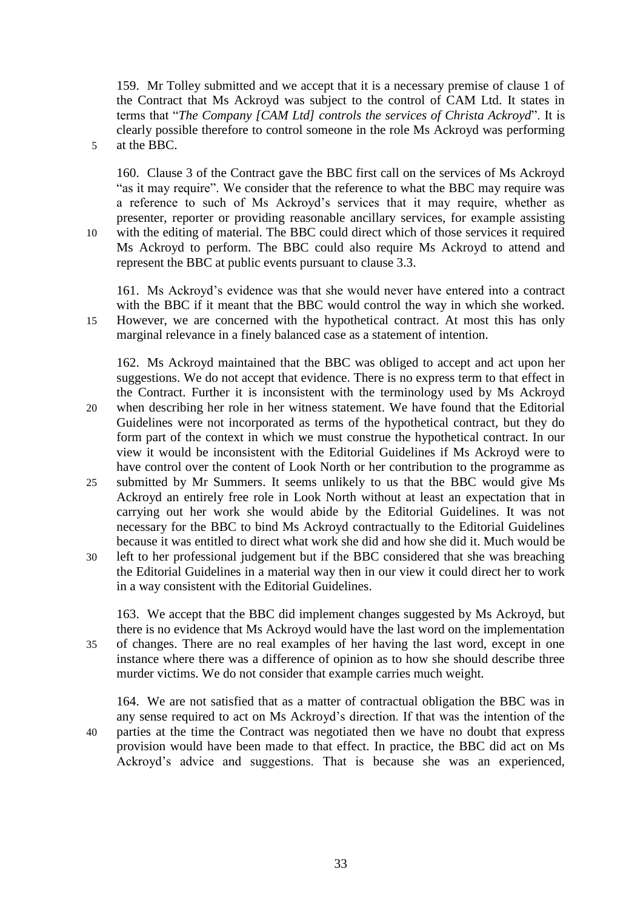159. Mr Tolley submitted and we accept that it is a necessary premise of clause 1 of the Contract that Ms Ackroyd was subject to the control of CAM Ltd. It states in terms that "*The Company [CAM Ltd] controls the services of Christa Ackroyd*". It is clearly possible therefore to control someone in the role Ms Ackroyd was performing at the BBC.

160. Clause 3 of the Contract gave the BBC first call on the services of Ms Ackroyd "as it may require". We consider that the reference to what the BBC may require was a reference to such of Ms Ackroyd's services that it may require, whether as presenter, reporter or providing reasonable ancillary services, for example assisting with the editing of material. The BBC could direct which of those services it required Ms Ackroyd to perform. The BBC could also require Ms Ackroyd to attend and represent the BBC at public events pursuant to clause 3.3.

161. Ms Ackroyd's evidence was that she would never have entered into a contract with the BBC if it meant that the BBC would control the way in which she worked. However, we are concerned with the hypothetical contract. At most this has only marginal relevance in a finely balanced case as a statement of intention.

162. Ms Ackroyd maintained that the BBC was obliged to accept and act upon her suggestions. We do not accept that evidence. There is no express term to that effect in the Contract. Further it is inconsistent with the terminology used by Ms Ackroyd when describing her role in her witness statement. We have found that the Editorial Guidelines were not incorporated as terms of the hypothetical contract, but they do form part of the context in which we must construe the hypothetical contract. In our view it would be inconsistent with the Editorial Guidelines if Ms Ackroyd were to have control over the content of Look North or her contribution to the programme as submitted by Mr Summers. It seems unlikely to us that the BBC would give Ms Ackroyd an entirely free role in Look North without at least an expectation that in carrying out her work she would abide by the Editorial Guidelines. It was not necessary for the BBC to bind Ms Ackroyd contractually to the Editorial Guidelines because it was entitled to direct what work she did and how she did it. Much would be left to her professional judgement but if the BBC considered that she was breaching the Editorial Guidelines in a material way then in our view it could direct her to work in a way consistent with the Editorial Guidelines.

163. We accept that the BBC did implement changes suggested by Ms Ackroyd, but there is no evidence that Ms Ackroyd would have the last word on the implementation of changes. There are no real examples of her having the last word, except in one instance where there was a difference of opinion as to how she should describe three murder victims. We do not consider that example carries much weight.

164. We are not satisfied that as a matter of contractual obligation the BBC was in any sense required to act on Ms Ackroyd's direction. If that was the intention of the parties at the time the Contract was negotiated then we have no doubt that express provision would have been made to that effect. In practice, the BBC did act on Ms Ackroyd's advice and suggestions. That is because she was an experienced,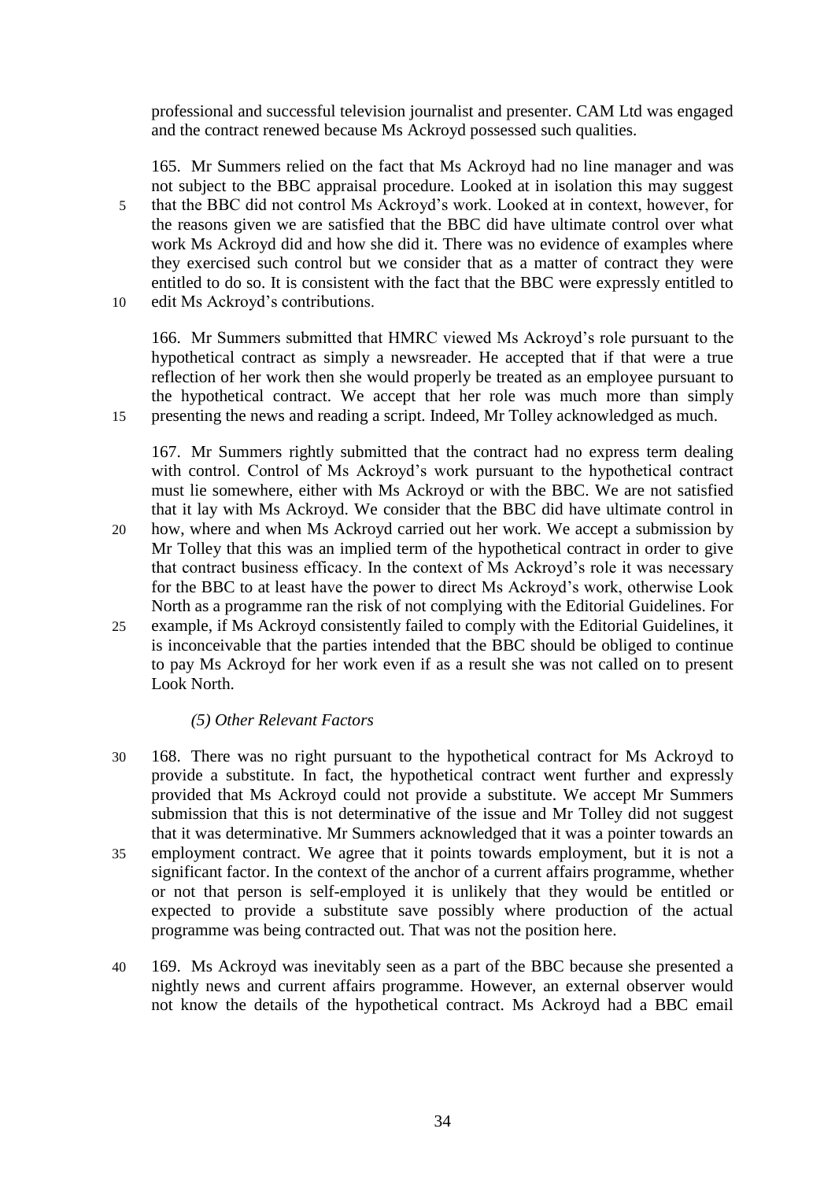professional and successful television journalist and presenter. CAM Ltd was engaged and the contract renewed because Ms Ackroyd possessed such qualities.

165. Mr Summers relied on the fact that Ms Ackroyd had no line manager and was not subject to the BBC appraisal procedure. Looked at in isolation this may suggest that the BBC did not control Ms Ackroyd's work. Looked at in context, however, for the reasons given we are satisfied that the BBC did have ultimate control over what work Ms Ackroyd did and how she did it. There was no evidence of examples where they exercised such control but we consider that as a matter of contract they were entitled to do so. It is consistent with the fact that the BBC were expressly entitled to edit Ms Ackroyd's contributions.

166. Mr Summers submitted that HMRC viewed Ms Ackroyd's role pursuant to the hypothetical contract as simply a newsreader. He accepted that if that were a true reflection of her work then she would properly be treated as an employee pursuant to the hypothetical contract. We accept that her role was much more than simply presenting the news and reading a script. Indeed, Mr Tolley acknowledged as much.

167. Mr Summers rightly submitted that the contract had no express term dealing with control. Control of Ms Ackroyd's work pursuant to the hypothetical contract must lie somewhere, either with Ms Ackroyd or with the BBC. We are not satisfied that it lay with Ms Ackroyd. We consider that the BBC did have ultimate control in how, where and when Ms Ackroyd carried out her work. We accept a submission by Mr Tolley that this was an implied term of the hypothetical contract in order to give that contract business efficacy. In the context of Ms Ackroyd's role it was necessary for the BBC to at least have the power to direct Ms Ackroyd's work, otherwise Look North as a programme ran the risk of not complying with the Editorial Guidelines. For example, if Ms Ackroyd consistently failed to comply with the Editorial Guidelines, it is inconceivable that the parties intended that the BBC should be obliged to continue to pay Ms Ackroyd for her work even if as a result she was not called on to present Look North.

*(5) Other Relevant Factors*

168. There was no right pursuant to the hypothetical contract for Ms Ackroyd to provide a substitute. In fact, the hypothetical contract went further and expressly provided that Ms Ackroyd could not provide a substitute. We accept Mr Summers submission that this is not determinative of the issue and Mr Tolley did not suggest that it was determinative. Mr Summers acknowledged that it was a pointer towards an employment contract. We agree that it points towards employment, but it is not a significant factor. In the context of the anchor of a current affairs programme, whether or not that person is self-employed it is unlikely that they would be entitled or expected to provide a substitute save possibly where production of the actual programme was being contracted out. That was not the position here.

169. Ms Ackroyd was inevitably seen as a part of the BBC because she presented a nightly news and current affairs programme. However, an external observer would not know the details of the hypothetical contract. Ms Ackroyd had a BBC email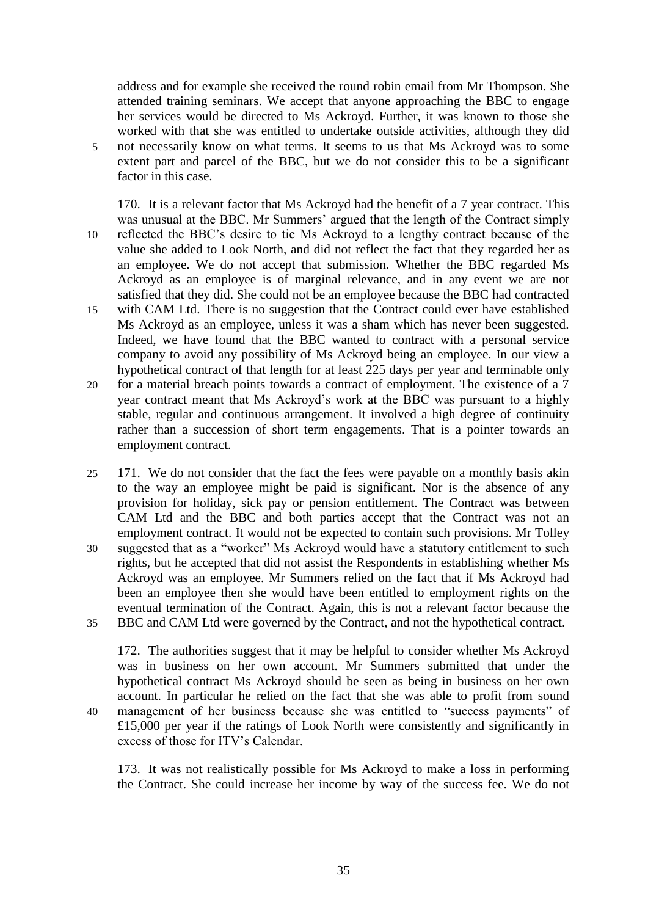address and for example she received the round robin email from Mr Thompson. She attended training seminars. We accept that anyone approaching the BBC to engage her services would be directed to Ms Ackroyd. Further, it was known to those she worked with that she was entitled to undertake outside activities, although they did not necessarily know on what terms. It seems to us that Ms Ackroyd was to some extent part and parcel of the BBC, but we do not consider this to be a significant factor in this case.

170. It is a relevant factor that Ms Ackroyd had the benefit of a 7 year contract. This was unusual at the BBC. Mr Summers' argued that the length of the Contract simply reflected the BBC's desire to tie Ms Ackroyd to a lengthy contract because of the value she added to Look North, and did not reflect the fact that they regarded her as an employee. We do not accept that submission. Whether the BBC regarded Ms Ackroyd as an employee is of marginal relevance, and in any event we are not satisfied that they did. She could not be an employee because the BBC had contracted with CAM Ltd. There is no suggestion that the Contract could ever have established Ms Ackroyd as an employee, unless it was a sham which has never been suggested. Indeed, we have found that the BBC wanted to contract with a personal service company to avoid any possibility of Ms Ackroyd being an employee. In our view a hypothetical contract of that length for at least 225 days per year and terminable only for a material breach points towards a contract of employment. The existence of a 7 year contract meant that Ms Ackroyd's work at the BBC was pursuant to a highly stable, regular and continuous arrangement. It involved a high degree of continuity rather than a succession of short term engagements. That is a pointer towards an employment contract.

171. We do not consider that the fact the fees were payable on a monthly basis akin to the way an employee might be paid is significant. Nor is the absence of any provision for holiday, sick pay or pension entitlement. The Contract was between CAM Ltd and the BBC and both parties accept that the Contract was not an employment contract. It would not be expected to contain such provisions. Mr Tolley suggested that as a "worker" Ms Ackroyd would have a statutory entitlement to such rights, but he accepted that did not assist the Respondents in establishing whether Ms Ackroyd was an employee. Mr Summers relied on the fact that if Ms Ackroyd had been an employee then she would have been entitled to employment rights on the eventual termination of the Contract. Again, this is not a relevant factor because the BBC and CAM Ltd were governed by the Contract, and not the hypothetical contract.

172. The authorities suggest that it may be helpful to consider whether Ms Ackroyd was in business on her own account. Mr Summers submitted that under the hypothetical contract Ms Ackroyd should be seen as being in business on her own account. In particular he relied on the fact that she was able to profit from sound management of her business because she was entitled to "success payments" of £15,000 per year if the ratings of Look North were consistently and significantly in excess of those for ITV's Calendar.

173. It was not realistically possible for Ms Ackroyd to make a loss in performing the Contract. She could increase her income by way of the success fee. We do not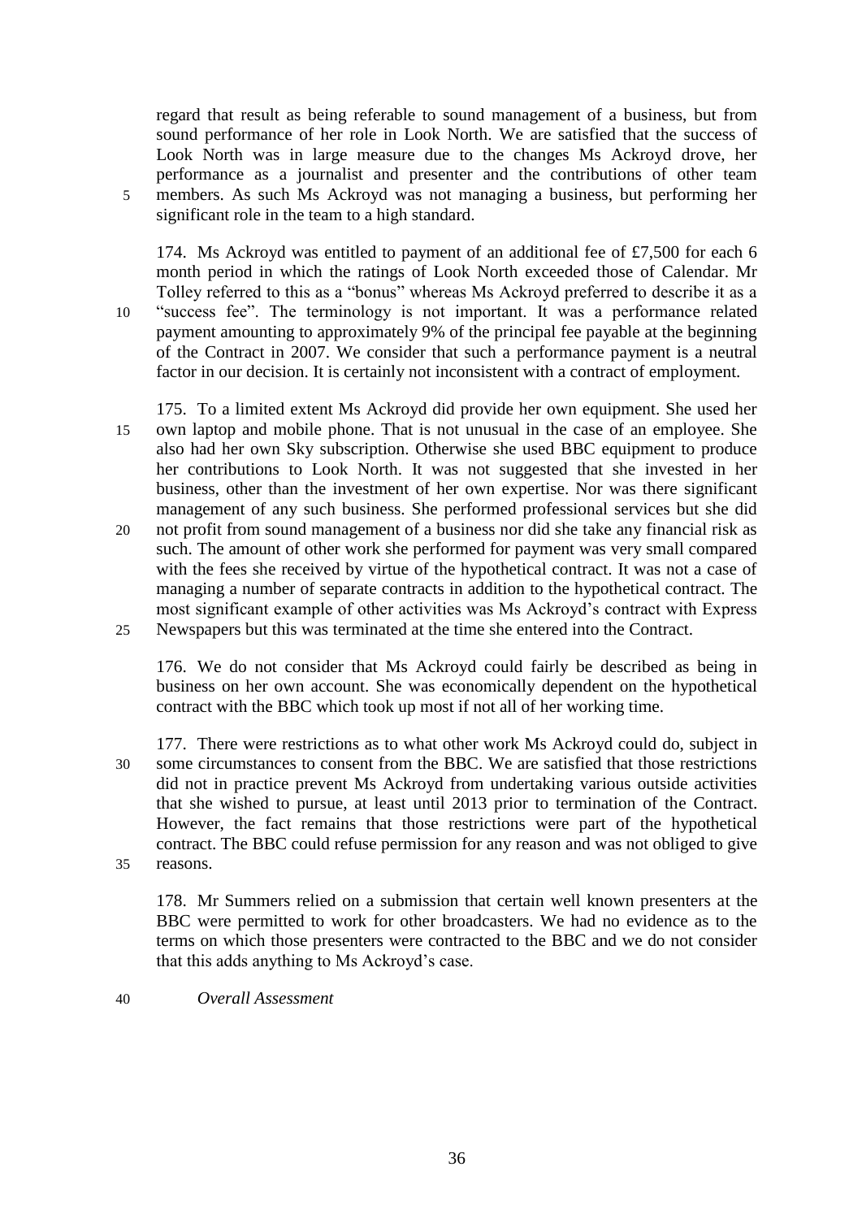regard that result as being referable to sound management of a business, but from sound performance of her role in Look North. We are satisfied that the success of Look North was in large measure due to the changes Ms Ackroyd drove, her performance as a journalist and presenter and the contributions of other team members. As such Ms Ackroyd was not managing a business, but performing her significant role in the team to a high standard.

174. Ms Ackroyd was entitled to payment of an additional fee of £7,500 for each 6 month period in which the ratings of Look North exceeded those of Calendar. Mr Tolley referred to this as a "bonus" whereas Ms Ackroyd preferred to describe it as a "success fee". The terminology is not important. It was a performance related payment amounting to approximately 9% of the principal fee payable at the beginning of the Contract in 2007. We consider that such a performance payment is a neutral factor in our decision. It is certainly not inconsistent with a contract of employment.

175. To a limited extent Ms Ackroyd did provide her own equipment. She used her own laptop and mobile phone. That is not unusual in the case of an employee. She also had her own Sky subscription. Otherwise she used BBC equipment to produce her contributions to Look North. It was not suggested that she invested in her business, other than the investment of her own expertise. Nor was there significant management of any such business. She performed professional services but she did not profit from sound management of a business nor did she take any financial risk as such. The amount of other work she performed for payment was very small compared with the fees she received by virtue of the hypothetical contract. It was not a case of managing a number of separate contracts in addition to the hypothetical contract. The most significant example of other activities was Ms Ackroyd's contract with Express Newspapers but this was terminated at the time she entered into the Contract.

176. We do not consider that Ms Ackroyd could fairly be described as being in business on her own account. She was economically dependent on the hypothetical contract with the BBC which took up most if not all of her working time.

177. There were restrictions as to what other work Ms Ackroyd could do, subject in some circumstances to consent from the BBC. We are satisfied that those restrictions did not in practice prevent Ms Ackroyd from undertaking various outside activities that she wished to pursue, at least until 2013 prior to termination of the Contract. However, the fact remains that those restrictions were part of the hypothetical contract. The BBC could refuse permission for any reason and was not obliged to give reasons.

178. Mr Summers relied on a submission that certain well known presenters at the BBC were permitted to work for other broadcasters. We had no evidence as to the terms on which those presenters were contracted to the BBC and we do not consider that this adds anything to Ms Ackroyd's case.

*Overall Assessment*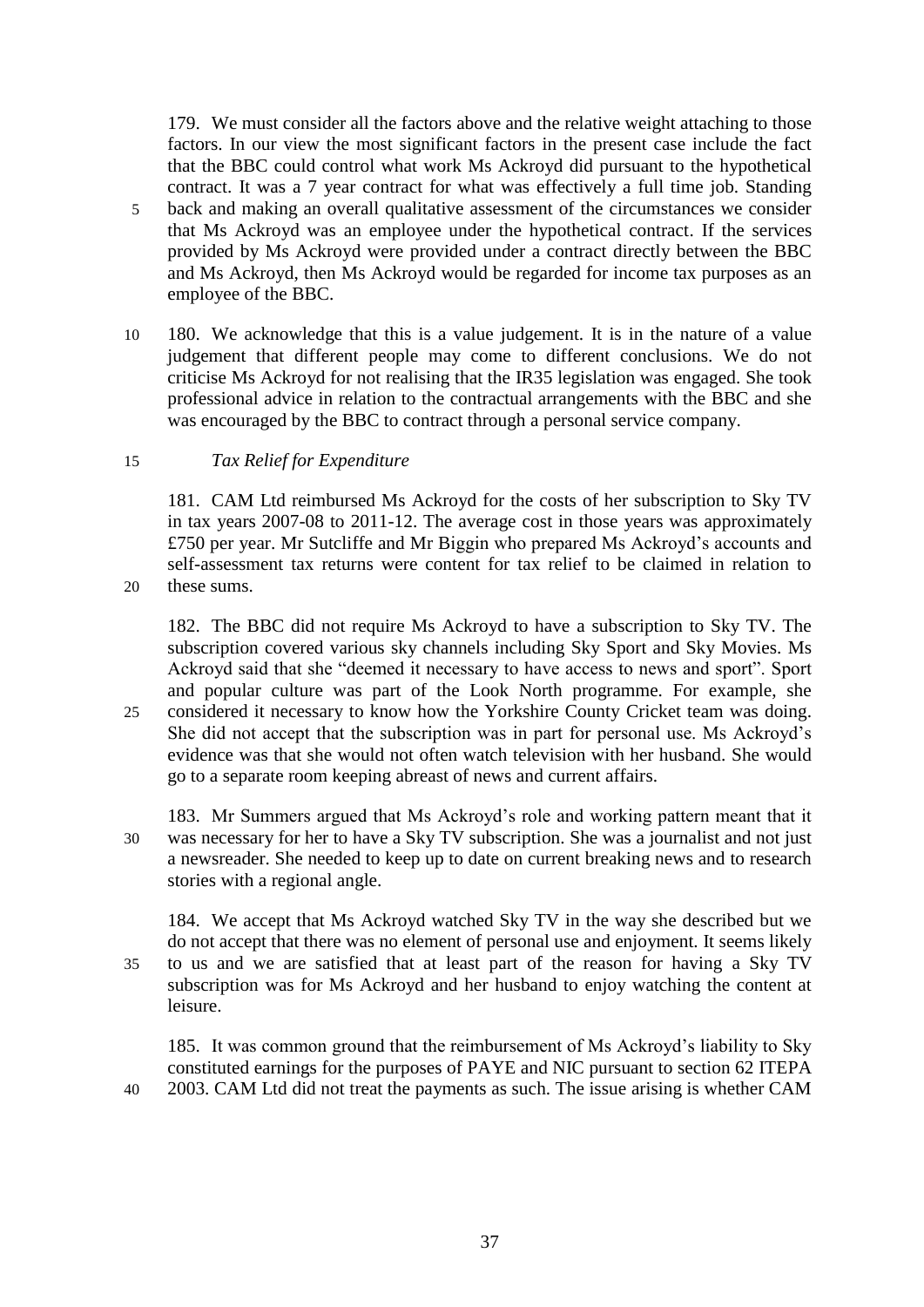179. We must consider all the factors above and the relative weight attaching to those factors. In our view the most significant factors in the present case include the fact that the BBC could control what work Ms Ackroyd did pursuant to the hypothetical contract. It was a 7 year contract for what was effectively a full time job. Standing back and making an overall qualitative assessment of the circumstances we consider that Ms Ackroyd was an employee under the hypothetical contract. If the services provided by Ms Ackroyd were provided under a contract directly between the BBC and Ms Ackroyd, then Ms Ackroyd would be regarded for income tax purposes as an employee of the BBC.

180. We acknowledge that this is a value judgement. It is in the nature of a value judgement that different people may come to different conclusions. We do not criticise Ms Ackroyd for not realising that the IR35 legislation was engaged. She took professional advice in relation to the contractual arrangements with the BBC and she was encouraged by the BBC to contract through a personal service company.

*Tax Relief for Expenditure*

181. CAM Ltd reimbursed Ms Ackroyd for the costs of her subscription to Sky TV in tax years 2007-08 to 2011-12. The average cost in those years was approximately £750 per year. Mr Sutcliffe and Mr Biggin who prepared Ms Ackroyd's accounts and self-assessment tax returns were content for tax relief to be claimed in relation to these sums.

182. The BBC did not require Ms Ackroyd to have a subscription to Sky TV. The subscription covered various sky channels including Sky Sport and Sky Movies. Ms Ackroyd said that she "deemed it necessary to have access to news and sport". Sport and popular culture was part of the Look North programme. For example, she considered it necessary to know how the Yorkshire County Cricket team was doing. She did not accept that the subscription was in part for personal use. Ms Ackroyd's evidence was that she would not often watch television with her husband. She would go to a separate room keeping abreast of news and current affairs.

183. Mr Summers argued that Ms Ackroyd's role and working pattern meant that it was necessary for her to have a Sky TV subscription. She was a journalist and not just a newsreader. She needed to keep up to date on current breaking news and to research stories with a regional angle.

184. We accept that Ms Ackroyd watched Sky TV in the way she described but we do not accept that there was no element of personal use and enjoyment. It seems likely to us and we are satisfied that at least part of the reason for having a Sky TV subscription was for Ms Ackroyd and her husband to enjoy watching the content at leisure.

185. It was common ground that the reimbursement of Ms Ackroyd's liability to Sky constituted earnings for the purposes of PAYE and NIC pursuant to section 62 ITEPA 2003. CAM Ltd did not treat the payments as such. The issue arising is whether CAM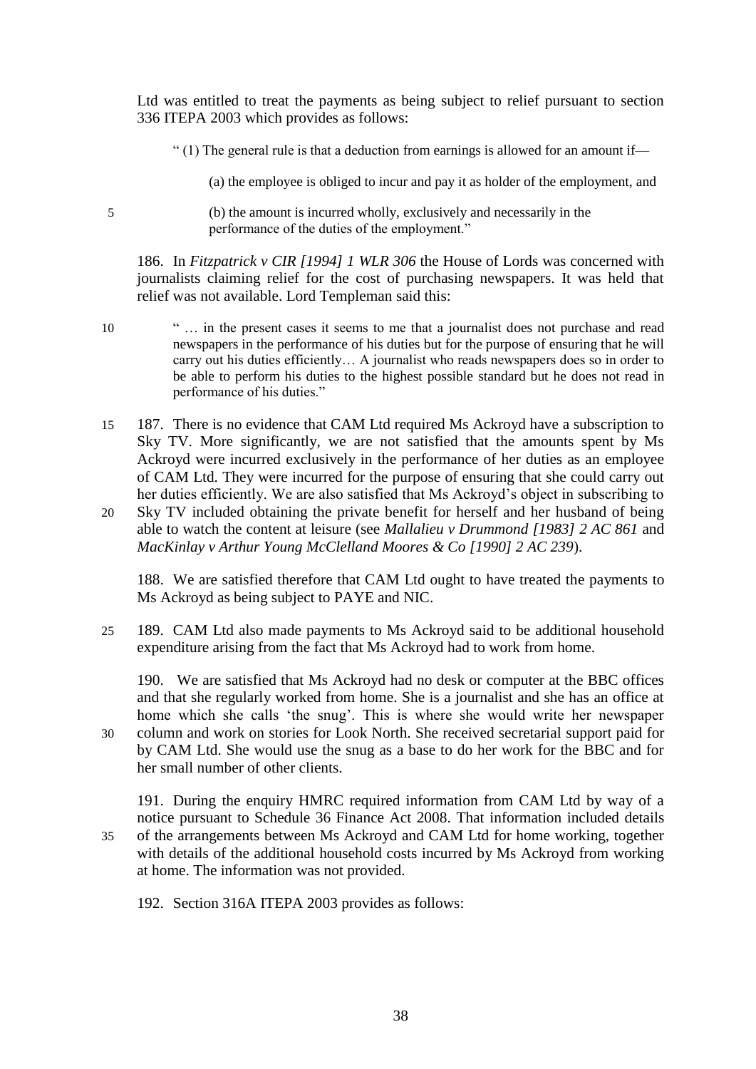Ltd was entitled to treat the payments as being subject to relief pursuant to section 336 ITEPA 2003 which provides as follows:

> " (1) The general rule is that a deduction from earnings is allowed for an amount if—
>
> (a) the employee is obliged to incur and pay it as holder of the employment, and
>
> (b) the amount is incurred wholly, exclusively and necessarily in the performance of the duties of the employment."

186. In *Fitzpatrick v CIR [1994] 1 WLR 306* the House of Lords was concerned with journalists claiming relief for the cost of purchasing newspapers. It was held that relief was not available. Lord Templeman said this:

> " … in the present cases it seems to me that a journalist does not purchase and read newspapers in the performance of his duties but for the purpose of ensuring that he will carry out his duties efficiently… A journalist who reads newspapers does so in order to be able to perform his duties to the highest possible standard but he does not read in performance of his duties."

187. There is no evidence that CAM Ltd required Ms Ackroyd have a subscription to Sky TV. More significantly, we are not satisfied that the amounts spent by Ms Ackroyd were incurred exclusively in the performance of her duties as an employee of CAM Ltd. They were incurred for the purpose of ensuring that she could carry out her duties efficiently. We are also satisfied that Ms Ackroyd's object in subscribing to Sky TV included obtaining the private benefit for herself and her husband of being able to watch the content at leisure (see *Mallalieu v Drummond [1983] 2 AC 861* and *MacKinlay v Arthur Young McClelland Moores & Co [1990] 2 AC 239*).

188. We are satisfied therefore that CAM Ltd ought to have treated the payments to Ms Ackroyd as being subject to PAYE and NIC.

189. CAM Ltd also made payments to Ms Ackroyd said to be additional household expenditure arising from the fact that Ms Ackroyd had to work from home.

190. We are satisfied that Ms Ackroyd had no desk or computer at the BBC offices and that she regularly worked from home. She is a journalist and she has an office at home which she calls 'the snug'. This is where she would write her newspaper column and work on stories for Look North. She received secretarial support paid for by CAM Ltd. She would use the snug as a base to do her work for the BBC and for her small number of other clients.

191. During the enquiry HMRC required information from CAM Ltd by way of a notice pursuant to Schedule 36 Finance Act 2008. That information included details of the arrangements between Ms Ackroyd and CAM Ltd for home working, together with details of the additional household costs incurred by Ms Ackroyd from working at home. The information was not provided.

192. Section 316A ITEPA 2003 provides as follows: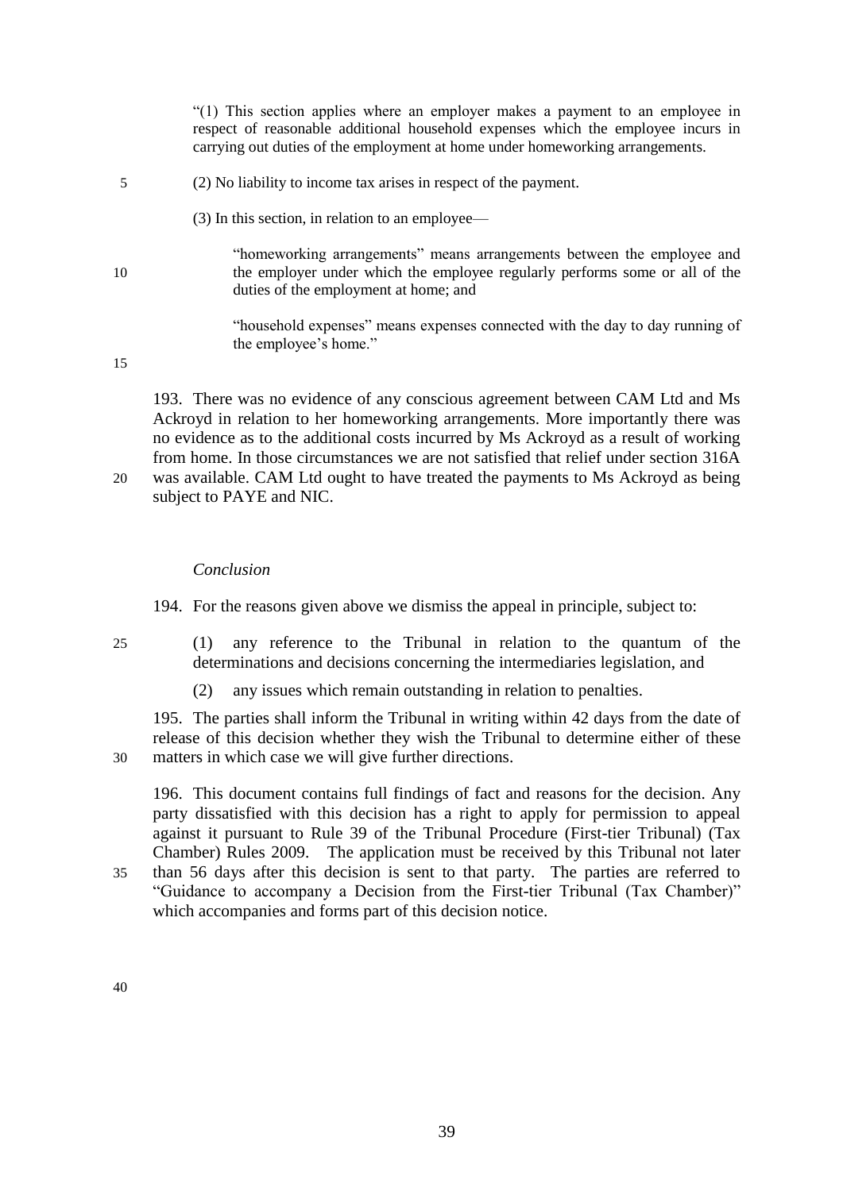> "(1) This section applies where an employer makes a payment to an employee in respect of reasonable additional household expenses which the employee incurs in carrying out duties of the employment at home under homeworking arrangements.
>
> (2) No liability to income tax arises in respect of the payment.
>
> (3) In this section, in relation to an employee—
>
> > "homeworking arrangements" means arrangements between the employee and the employer under which the employee regularly performs some or all of the duties of the employment at home; and
> >
> > "household expenses" means expenses connected with the day to day running of the employee's home."

193. There was no evidence of any conscious agreement between CAM Ltd and Ms Ackroyd in relation to her homeworking arrangements. More importantly there was no evidence as to the additional costs incurred by Ms Ackroyd as a result of working from home. In those circumstances we are not satisfied that relief under section 316A was available. CAM Ltd ought to have treated the payments to Ms Ackroyd as being subject to PAYE and NIC.

*Conclusion*

194. For the reasons given above we dismiss the appeal in principle, subject to:

(1) any reference to the Tribunal in relation to the quantum of the determinations and decisions concerning the intermediaries legislation, and

(2) any issues which remain outstanding in relation to penalties.

195. The parties shall inform the Tribunal in writing within 42 days from the date of release of this decision whether they wish the Tribunal to determine either of these matters in which case we will give further directions.

196. This document contains full findings of fact and reasons for the decision. Any party dissatisfied with this decision has a right to apply for permission to appeal against it pursuant to Rule 39 of the Tribunal Procedure (First-tier Tribunal) (Tax Chamber) Rules 2009. The application must be received by this Tribunal not later than 56 days after this decision is sent to that party. The parties are referred to "Guidance to accompany a Decision from the First-tier Tribunal (Tax Chamber)" which accompanies and forms part of this decision notice.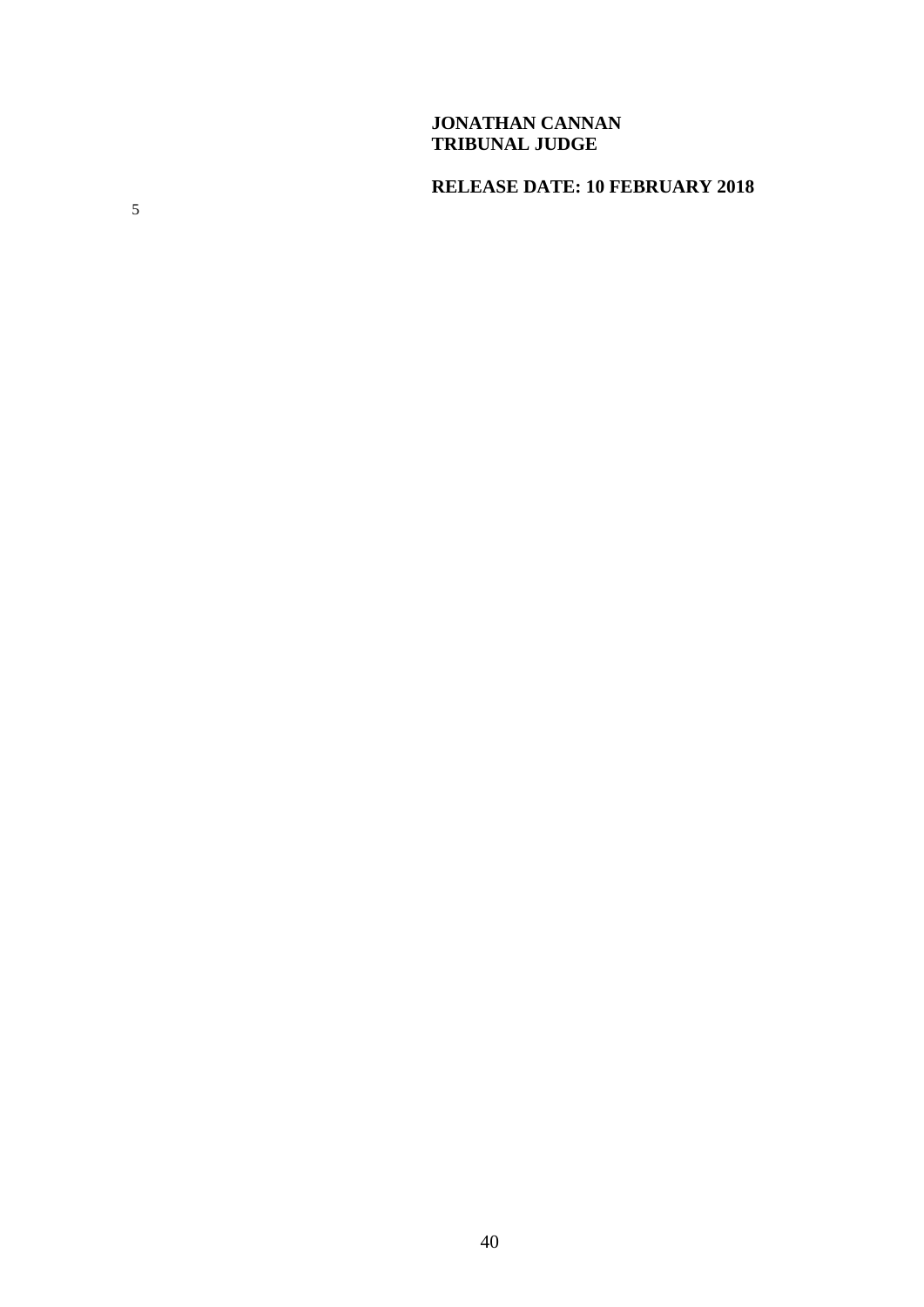**JONATHAN CANNAN**
**TRIBUNAL JUDGE**

**RELEASE DATE: 10 FEBRUARY 2018**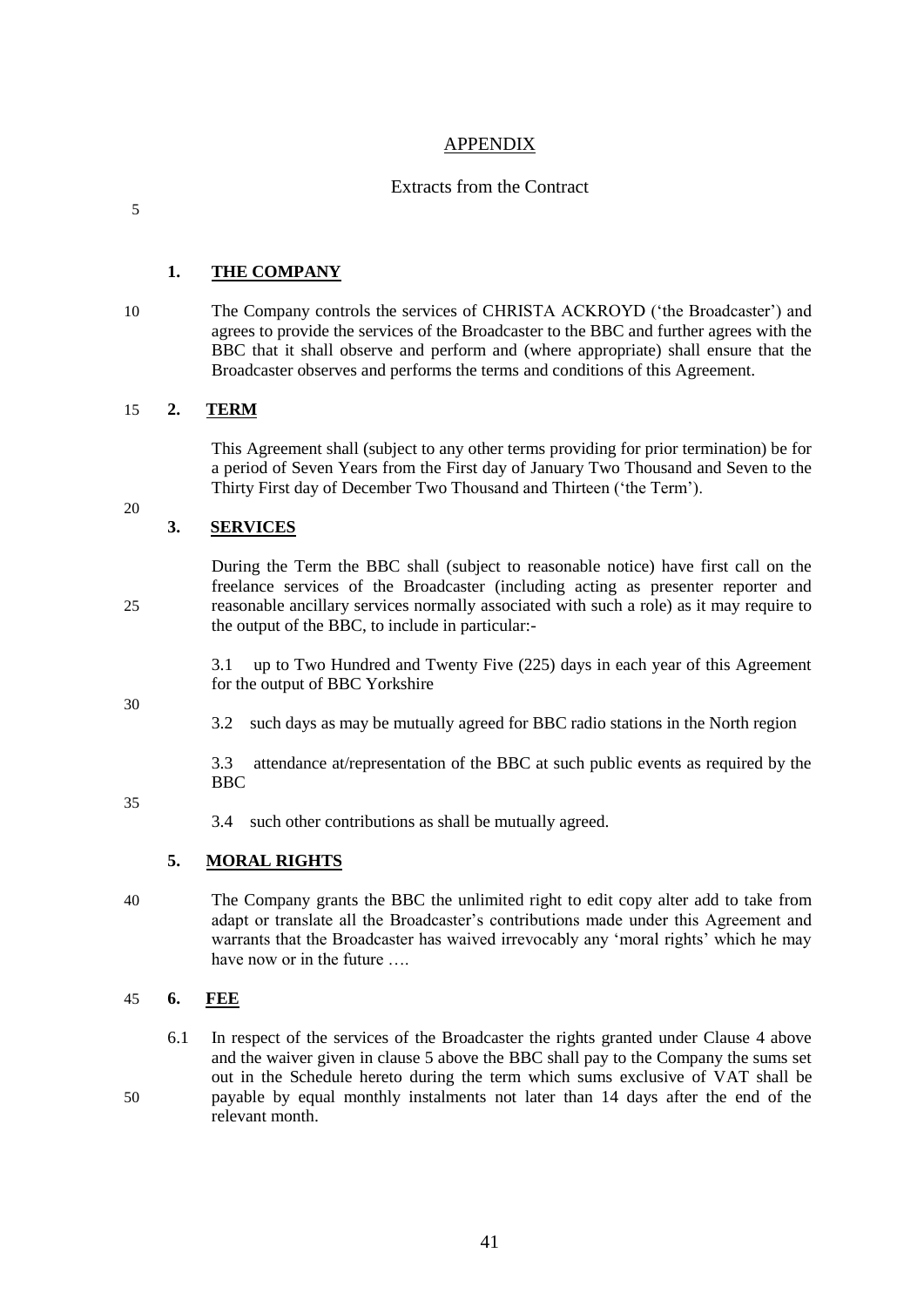# APPENDIX

## Extracts from the Contract

### 1. THE COMPANY

The Company controls the services of CHRISTA ACKROYD ('the Broadcaster') and agrees to provide the services of the Broadcaster to the BBC and further agrees with the BBC that it shall observe and perform and (where appropriate) shall ensure that the Broadcaster observes and performs the terms and conditions of this Agreement.

### 2. TERM

This Agreement shall (subject to any other terms providing for prior termination) be for a period of Seven Years from the First day of January Two Thousand and Seven to the Thirty First day of December Two Thousand and Thirteen ('the Term').

### 3. SERVICES

During the Term the BBC shall (subject to reasonable notice) have first call on the freelance services of the Broadcaster (including acting as presenter reporter and reasonable ancillary services normally associated with such a role) as it may require to the output of the BBC, to include in particular:-

3.1 up to Two Hundred and Twenty Five (225) days in each year of this Agreement for the output of BBC Yorkshire

3.2 such days as may be mutually agreed for BBC radio stations in the North region

3.3 attendance at/representation of the BBC at such public events as required by the BBC

3.4 such other contributions as shall be mutually agreed.

### 5. MORAL RIGHTS

The Company grants the BBC the unlimited right to edit copy alter add to take from adapt or translate all the Broadcaster's contributions made under this Agreement and warrants that the Broadcaster has waived irrevocably any 'moral rights' which he may have now or in the future ….

### 6. FEE

6.1 In respect of the services of the Broadcaster the rights granted under Clause 4 above and the waiver given in clause 5 above the BBC shall pay to the Company the sums set out in the Schedule hereto during the term which sums exclusive of VAT shall be payable by equal monthly instalments not later than 14 days after the end of the relevant month.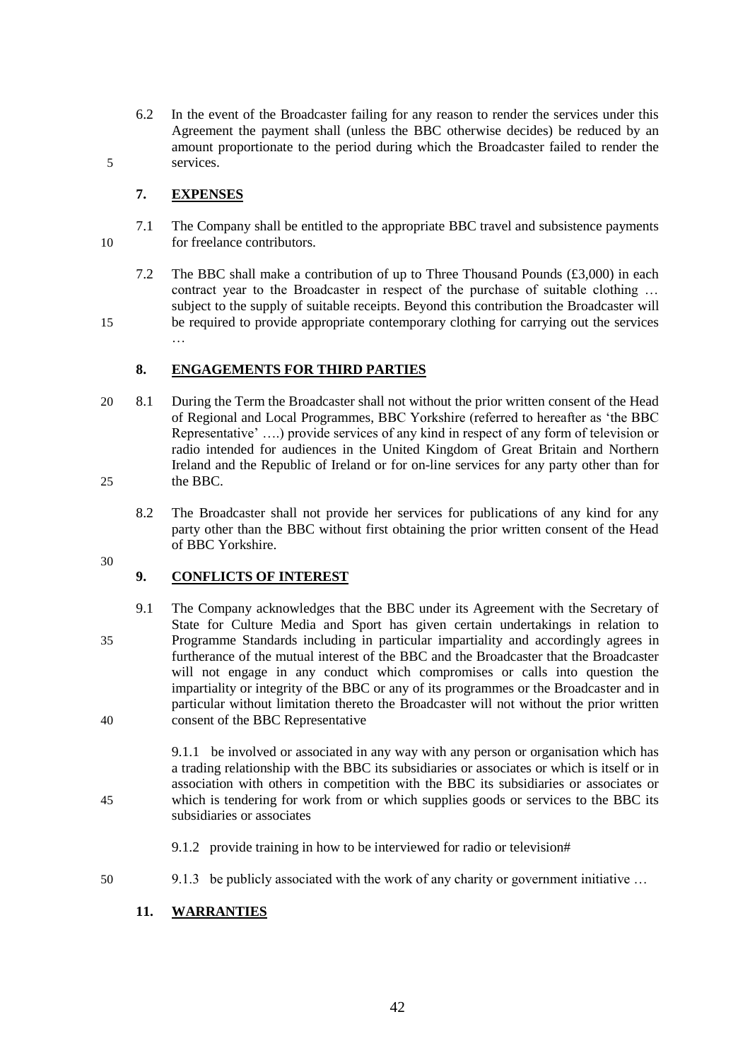6.2 In the event of the Broadcaster failing for any reason to render the services under this Agreement the payment shall (unless the BBC otherwise decides) be reduced by an amount proportionate to the period during which the Broadcaster failed to render the services.

## 7. EXPENSES

7.1 The Company shall be entitled to the appropriate BBC travel and subsistence payments for freelance contributors.

7.2 The BBC shall make a contribution of up to Three Thousand Pounds (£3,000) in each contract year to the Broadcaster in respect of the purchase of suitable clothing … subject to the supply of suitable receipts. Beyond this contribution the Broadcaster will be required to provide appropriate contemporary clothing for carrying out the services …

## 8. ENGAGEMENTS FOR THIRD PARTIES

8.1 During the Term the Broadcaster shall not without the prior written consent of the Head of Regional and Local Programmes, BBC Yorkshire (referred to hereafter as 'the BBC Representative' ….) provide services of any kind in respect of any form of television or radio intended for audiences in the United Kingdom of Great Britain and Northern Ireland and the Republic of Ireland or for on-line services for any party other than for the BBC.

8.2 The Broadcaster shall not provide her services for publications of any kind for any party other than the BBC without first obtaining the prior written consent of the Head of BBC Yorkshire.

## 9. CONFLICTS OF INTEREST

9.1 The Company acknowledges that the BBC under its Agreement with the Secretary of State for Culture Media and Sport has given certain undertakings in relation to Programme Standards including in particular impartiality and accordingly agrees in furtherance of the mutual interest of the BBC and the Broadcaster that the Broadcaster will not engage in any conduct which compromises or calls into question the impartiality or integrity of the BBC or any of its programmes or the Broadcaster and in particular without limitation thereto the Broadcaster will not without the prior written consent of the BBC Representative

9.1.1 be involved or associated in any way with any person or organisation which has a trading relationship with the BBC its subsidiaries or associates or which is itself or in association with others in competition with the BBC its subsidiaries or associates or which is tendering for work from or which supplies goods or services to the BBC its subsidiaries or associates

9.1.2 provide training in how to be interviewed for radio or television#

9.1.3 be publicly associated with the work of any charity or government initiative …

## 11. WARRANTIES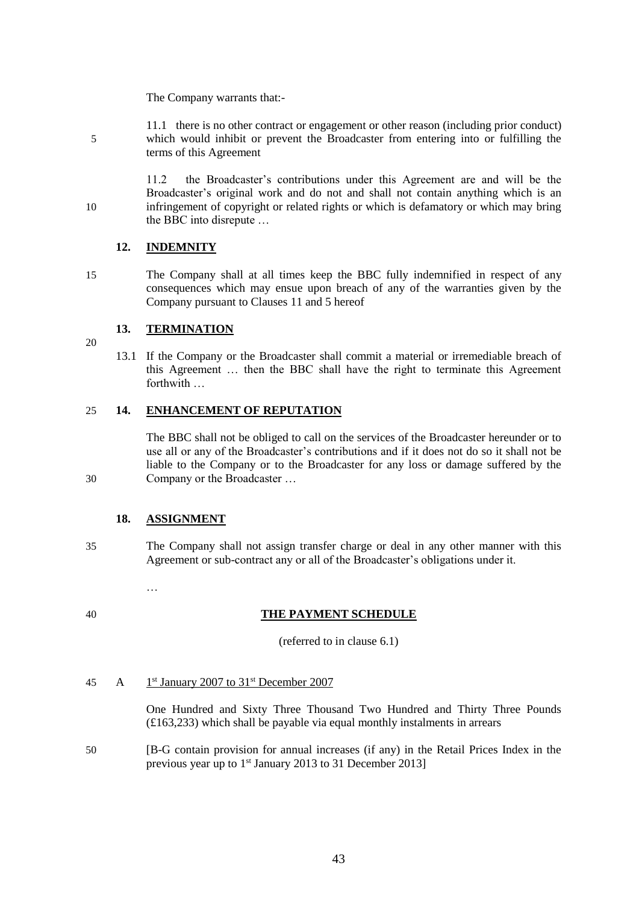The Company warrants that:-

11.1 there is no other contract or engagement or other reason (including prior conduct) which would inhibit or prevent the Broadcaster from entering into or fulfilling the terms of this Agreement

11.2 the Broadcaster's contributions under this Agreement are and will be the Broadcaster's original work and do not and shall not contain anything which is an infringement of copyright or related rights or which is defamatory or which may bring the BBC into disrepute …

**12. INDEMNITY**

The Company shall at all times keep the BBC fully indemnified in respect of any consequences which may ensue upon breach of any of the warranties given by the Company pursuant to Clauses 11 and 5 hereof

**13. TERMINATION**

13.1 If the Company or the Broadcaster shall commit a material or irremediable breach of this Agreement … then the BBC shall have the right to terminate this Agreement forthwith …

**14. ENHANCEMENT OF REPUTATION**

The BBC shall not be obliged to call on the services of the Broadcaster hereunder or to use all or any of the Broadcaster's contributions and if it does not do so it shall not be liable to the Company or to the Broadcaster for any loss or damage suffered by the Company or the Broadcaster …

**18. ASSIGNMENT**

The Company shall not assign transfer charge or deal in any other manner with this Agreement or sub-contract any or all of the Broadcaster's obligations under it.

…

**THE PAYMENT SCHEDULE**

(referred to in clause 6.1)

A 1st January 2007 to 31st December 2007

One Hundred and Sixty Three Thousand Two Hundred and Thirty Three Pounds (£163,233) which shall be payable via equal monthly instalments in arrears

[B-G contain provision for annual increases (if any) in the Retail Prices Index in the previous year up to 1st January 2013 to 31 December 2013]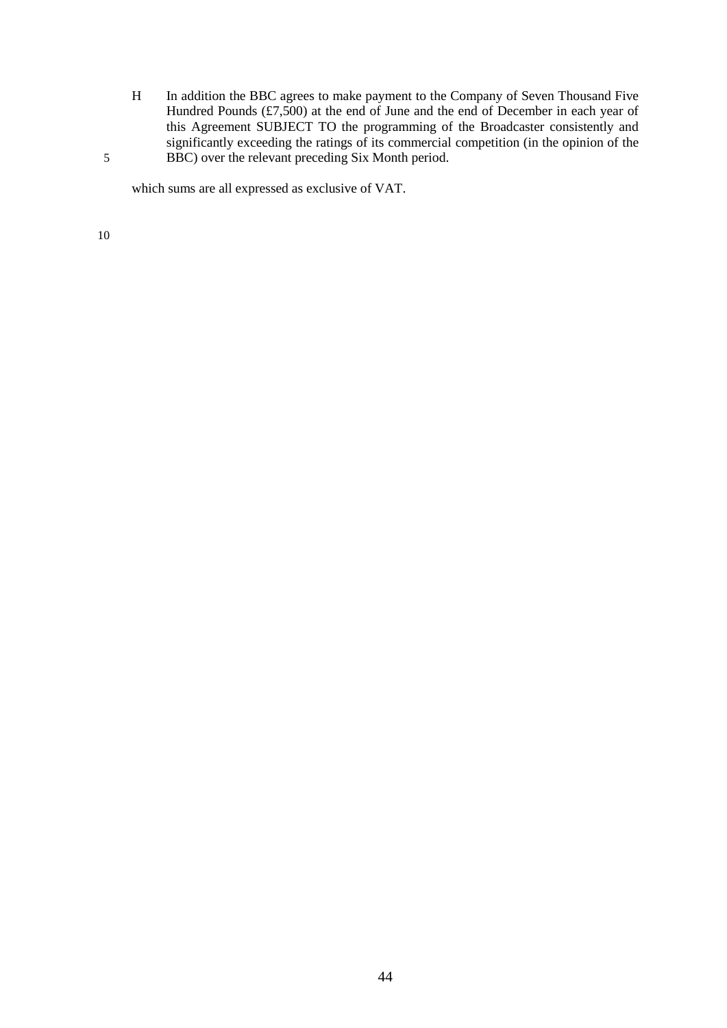H In addition the BBC agrees to make payment to the Company of Seven Thousand Five Hundred Pounds (£7,500) at the end of June and the end of December in each year of this Agreement SUBJECT TO the programming of the Broadcaster consistently and significantly exceeding the ratings of its commercial competition (in the opinion of the BBC) over the relevant preceding Six Month period.

which sums are all expressed as exclusive of VAT.